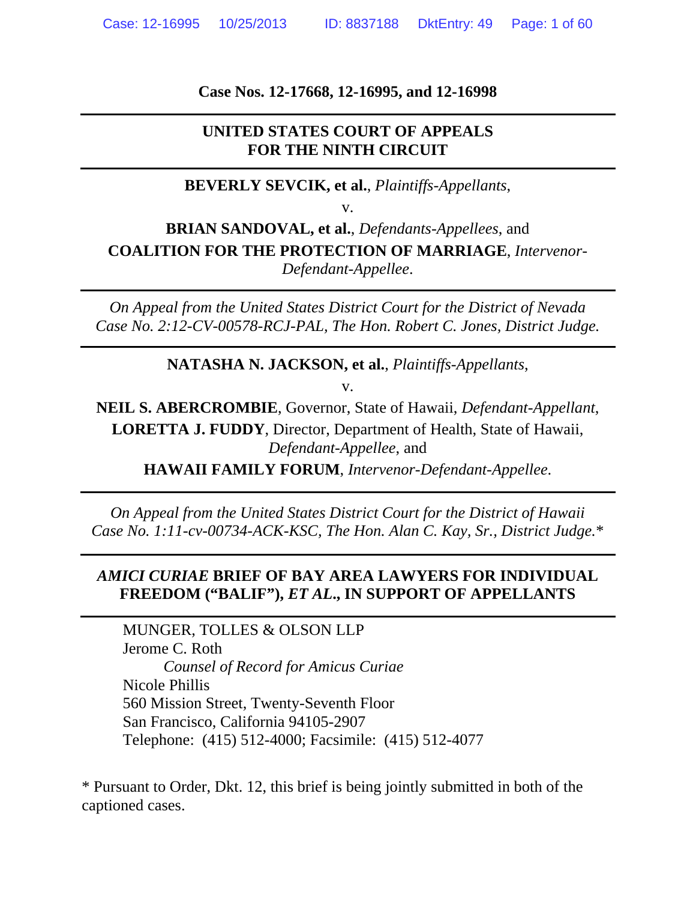**Case Nos. 12-17668, 12-16995, and 12-16998**

---

**UNITED STATES COURT OF APPEALS**
**FOR THE NINTH CIRCUIT**

---

**BEVERLY SEVCIK, et al.**, *Plaintiffs-Appellants*,

v.

**BRIAN SANDOVAL, et al.**, *Defendants-Appellees*, and
**COALITION FOR THE PROTECTION OF MARRIAGE**, *Intervenor-Defendant-Appellee*.

---

*On Appeal from the United States District Court for the District of Nevada*
*Case No. 2:12-CV-00578-RCJ-PAL, The Hon. Robert C. Jones, District Judge.*

---

**NATASHA N. JACKSON, et al.**, *Plaintiffs-Appellants*,

v.

**NEIL S. ABERCROMBIE**, Governor, State of Hawaii, *Defendant-Appellant*,
**LORETTA J. FUDDY**, Director, Department of Health, State of Hawaii, *Defendant-Appellee*, and
**HAWAII FAMILY FORUM**, *Intervenor-Defendant-Appellee*.

---

*On Appeal from the United States District Court for the District of Hawaii*
*Case No. 1:11-cv-00734-ACK-KSC, The Hon. Alan C. Kay, Sr., District Judge.**

---

***AMICI CURIAE* BRIEF OF BAY AREA LAWYERS FOR INDIVIDUAL FREEDOM ("BALIF"), *ET AL.*, IN SUPPORT OF APPELLANTS**

---

MUNGER, TOLLES & OLSON LLP
Jerome C. Roth
*Counsel of Record for Amicus Curiae*
Nicole Phillis
560 Mission Street, Twenty-Seventh Floor
San Francisco, California 94105-2907
Telephone: (415) 512-4000; Facsimile: (415) 512-4077

* Pursuant to Order, Dkt. 12, this brief is being jointly submitted in both of the captioned cases.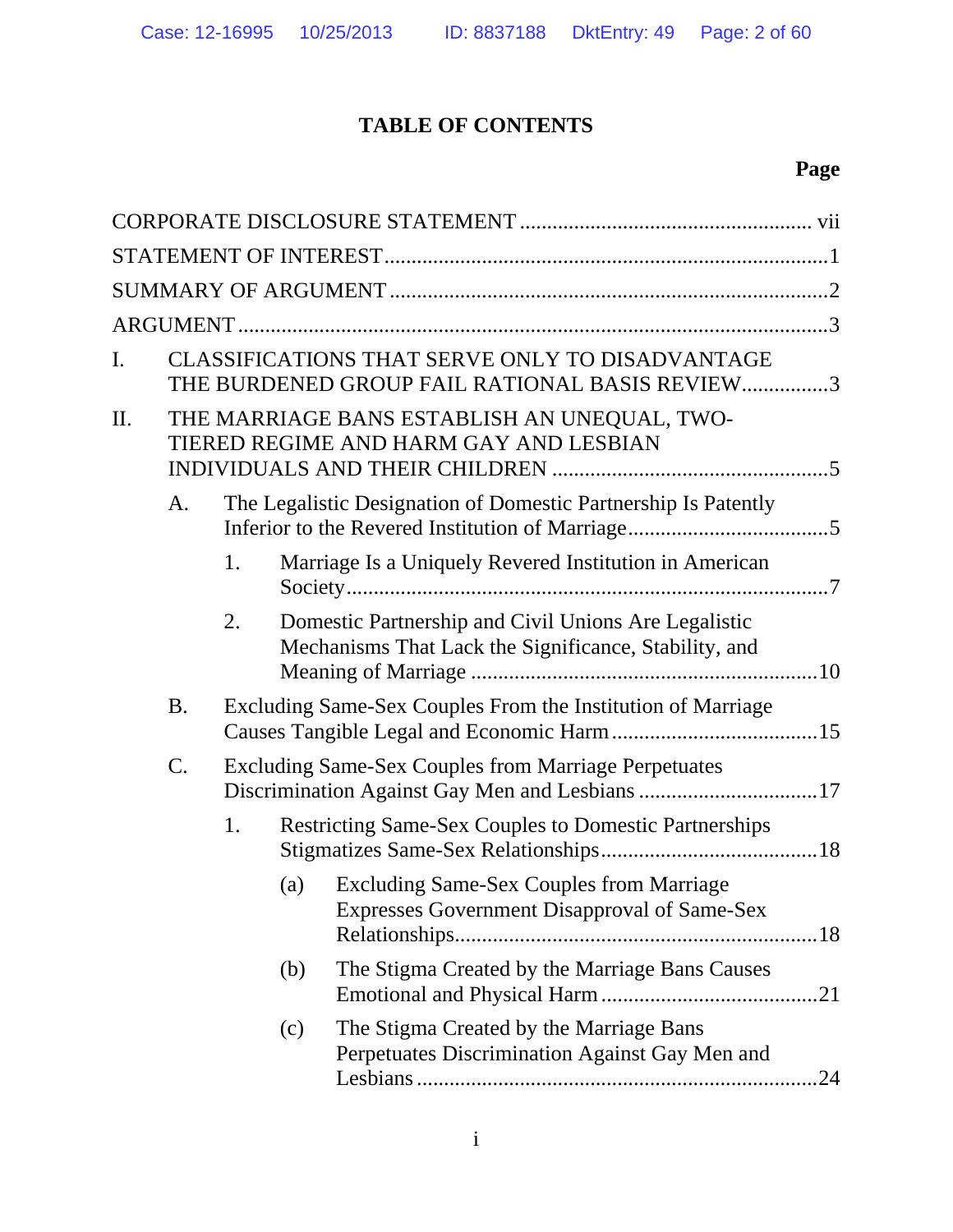# TABLE OF CONTENTS

**Page**

CORPORATE DISCLOSURE STATEMENT ..................................................... vii

STATEMENT OF INTEREST.................................................................................1

SUMMARY OF ARGUMENT ...............................................................................2

ARGUMENT ...........................................................................................................3

I. CLASSIFICATIONS THAT SERVE ONLY TO DISADVANTAGE THE BURDENED GROUP FAIL RATIONAL BASIS REVIEW................3

II. THE MARRIAGE BANS ESTABLISH AN UNEQUAL, TWO-TIERED REGIME AND HARM GAY AND LESBIAN INDIVIDUALS AND THEIR CHILDREN ..................................................5

   A. The Legalistic Designation of Domestic Partnership Is Patently Inferior to the Revered Institution of Marriage....................................5

      1. Marriage Is a Uniquely Revered Institution in American Society.......................................................................................7

      2. Domestic Partnership and Civil Unions Are Legalistic Mechanisms That Lack the Significance, Stability, and Meaning of Marriage ...............................................................10

   B. Excluding Same-Sex Couples From the Institution of Marriage Causes Tangible Legal and Economic Harm ......................................15

   C. Excluding Same-Sex Couples from Marriage Perpetuates Discrimination Against Gay Men and Lesbians .................................17

      1. Restricting Same-Sex Couples to Domestic Partnerships Stigmatizes Same-Sex Relationships........................................18

         (a) Excluding Same-Sex Couples from Marriage Expresses Government Disapproval of Same-Sex Relationships.................................................................18

         (b) The Stigma Created by the Marriage Bans Causes Emotional and Physical Harm ........................................21

         (c) The Stigma Created by the Marriage Bans Perpetuates Discrimination Against Gay Men and Lesbians .........................................................................24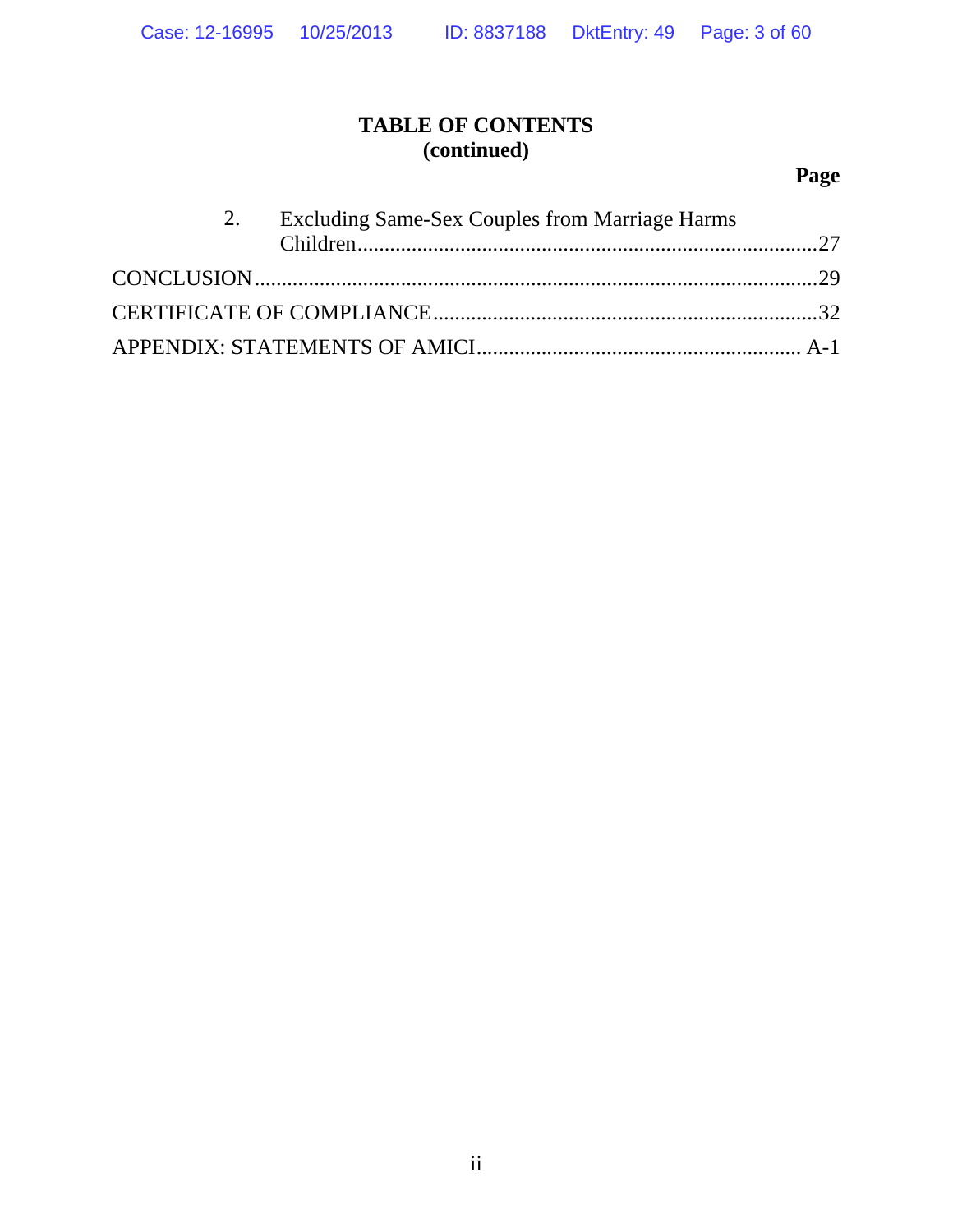**TABLE OF CONTENTS**
**(continued)**

| | Page |
|---|---|
| 2. Excluding Same-Sex Couples from Marriage Harms Children | 27 |
| CONCLUSION | 29 |
| CERTIFICATE OF COMPLIANCE | 32 |
| APPENDIX: STATEMENTS OF AMICI | A-1 |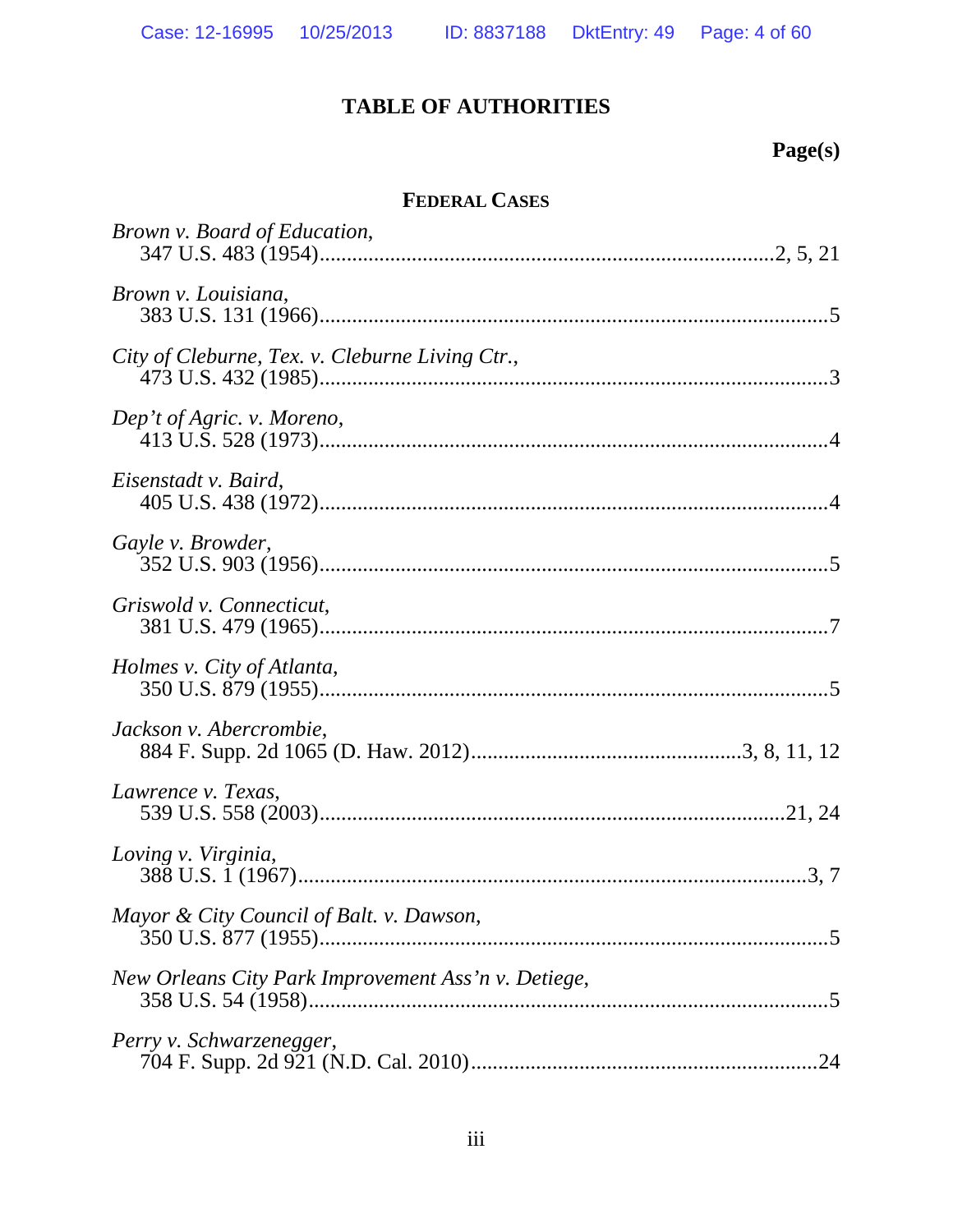# TABLE OF AUTHORITIES

**Page(s)**

## FEDERAL CASES

*Brown v. Board of Education*,
347 U.S. 483 (1954) .......... 2, 5, 21

*Brown v. Louisiana*,
383 U.S. 131 (1966) .......... 5

*City of Cleburne, Tex. v. Cleburne Living Ctr.*,
473 U.S. 432 (1985) .......... 3

*Dep't of Agric. v. Moreno*,
413 U.S. 528 (1973) .......... 4

*Eisenstadt v. Baird*,
405 U.S. 438 (1972) .......... 4

*Gayle v. Browder*,
352 U.S. 903 (1956) .......... 5

*Griswold v. Connecticut*,
381 U.S. 479 (1965) .......... 7

*Holmes v. City of Atlanta*,
350 U.S. 879 (1955) .......... 5

*Jackson v. Abercrombie*,
884 F. Supp. 2d 1065 (D. Haw. 2012) .......... 3, 8, 11, 12

*Lawrence v. Texas*,
539 U.S. 558 (2003) .......... 21, 24

*Loving v. Virginia*,
388 U.S. 1 (1967) .......... 3, 7

*Mayor & City Council of Balt. v. Dawson*,
350 U.S. 877 (1955) .......... 5

*New Orleans City Park Improvement Ass'n v. Detiege*,
358 U.S. 54 (1958) .......... 5

*Perry v. Schwarzenegger*,
704 F. Supp. 2d 921 (N.D. Cal. 2010) .......... 24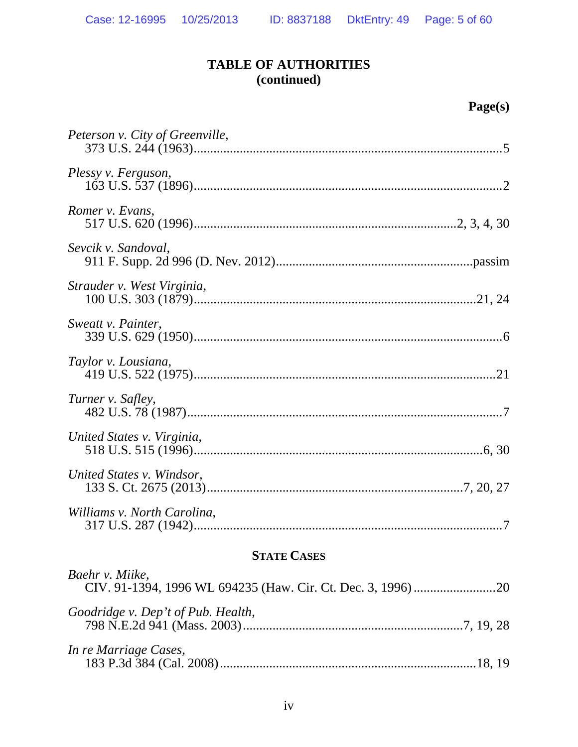## TABLE OF AUTHORITIES
## (continued)

**Page(s)**

*Peterson v. City of Greenville*,
373 U.S. 244 (1963) ........................................................................................ 5

*Plessy v. Ferguson*,
163 U.S. 537 (1896) ........................................................................................ 2

*Romer v. Evans*,
517 U.S. 620 (1996) ........................................................................ 2, 3, 4, 30

*Sevcik v. Sandoval*,
911 F. Supp. 2d 996 (D. Nev. 2012) .......................................................passim

*Strauder v. West Virginia*,
100 U.S. 303 (1879) .................................................................................. 21, 24

*Sweatt v. Painter*,
339 U.S. 629 (1950) ........................................................................................ 6

*Taylor v. Lousiana*,
419 U.S. 522 (1975) ........................................................................................ 21

*Turner v. Safley*,
482 U.S. 78 (1987) .......................................................................................... 7

*United States v. Virginia*,
518 U.S. 515 (1996) .................................................................................. 6, 30

*United States v. Windsor*,
133 S. Ct. 2675 (2013) ........................................................................ 7, 20, 27

*Williams v. North Carolina*,
317 U.S. 287 (1942) ........................................................................................ 7

### STATE CASES

*Baehr v. Miike*,
CIV. 91-1394, 1996 WL 694235 (Haw. Cir. Ct. Dec. 3, 1996) ......................... 20

*Goodridge v. Dep't of Pub. Health*,
798 N.E.2d 941 (Mass. 2003) ............................................................. 7, 19, 28

*In re Marriage Cases*,
183 P.3d 384 (Cal. 2008) ........................................................................ 18, 19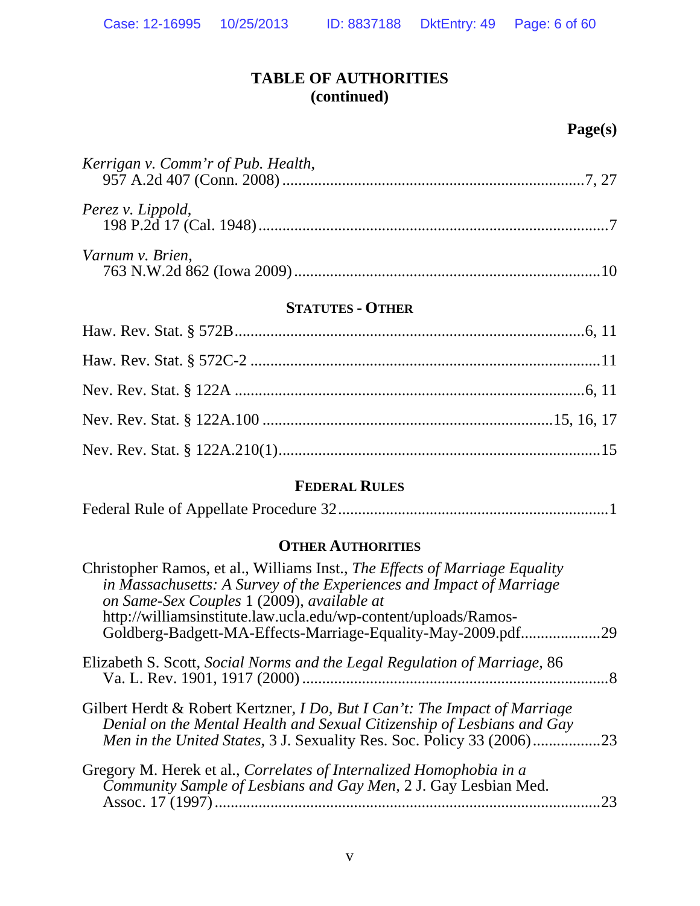## TABLE OF AUTHORITIES (continued)

**Page(s)**

*Kerrigan v. Comm'r of Pub. Health*,
957 A.2d 407 (Conn. 2008) ....................................................................7, 27

*Perez v. Lippold*,
198 P.2d 17 (Cal. 1948) ..............................................................................7

*Varnum v. Brien*,
763 N.W.2d 862 (Iowa 2009) ....................................................................10

### STATUTES - OTHER

Haw. Rev. Stat. § 572B.......................................................................6, 11

Haw. Rev. Stat. § 572C-2 .......................................................................11

Nev. Rev. Stat. § 122A .......................................................................6, 11

Nev. Rev. Stat. § 122A.100 ...........................................................15, 16, 17

Nev. Rev. Stat. § 122A.210(1)..................................................................15

### FEDERAL RULES

Federal Rule of Appellate Procedure 32......................................................1

### OTHER AUTHORITIES

Christopher Ramos, et al., Williams Inst., *The Effects of Marriage Equality in Massachusetts: A Survey of the Experiences and Impact of Marriage on Same-Sex Couples* 1 (2009), *available at* http://williamsinstitute.law.ucla.edu/wp-content/uploads/Ramos-Goldberg-Badgett-MA-Effects-Marriage-Equality-May-2009.pdf...................29

Elizabeth S. Scott, *Social Norms and the Legal Regulation of Marriage*, 86 Va. L. Rev. 1901, 1917 (2000) ............................................................................8

Gilbert Herdt & Robert Kertzner, *I Do, But I Can't: The Impact of Marriage Denial on the Mental Health and Sexual Citizenship of Lesbians and Gay Men in the United States*, 3 J. Sexuality Res. Soc. Policy 33 (2006)..................23

Gregory M. Herek et al., *Correlates of Internalized Homophobia in a Community Sample of Lesbians and Gay Men*, 2 J. Gay Lesbian Med. Assoc. 17 (1997) ................................................................................23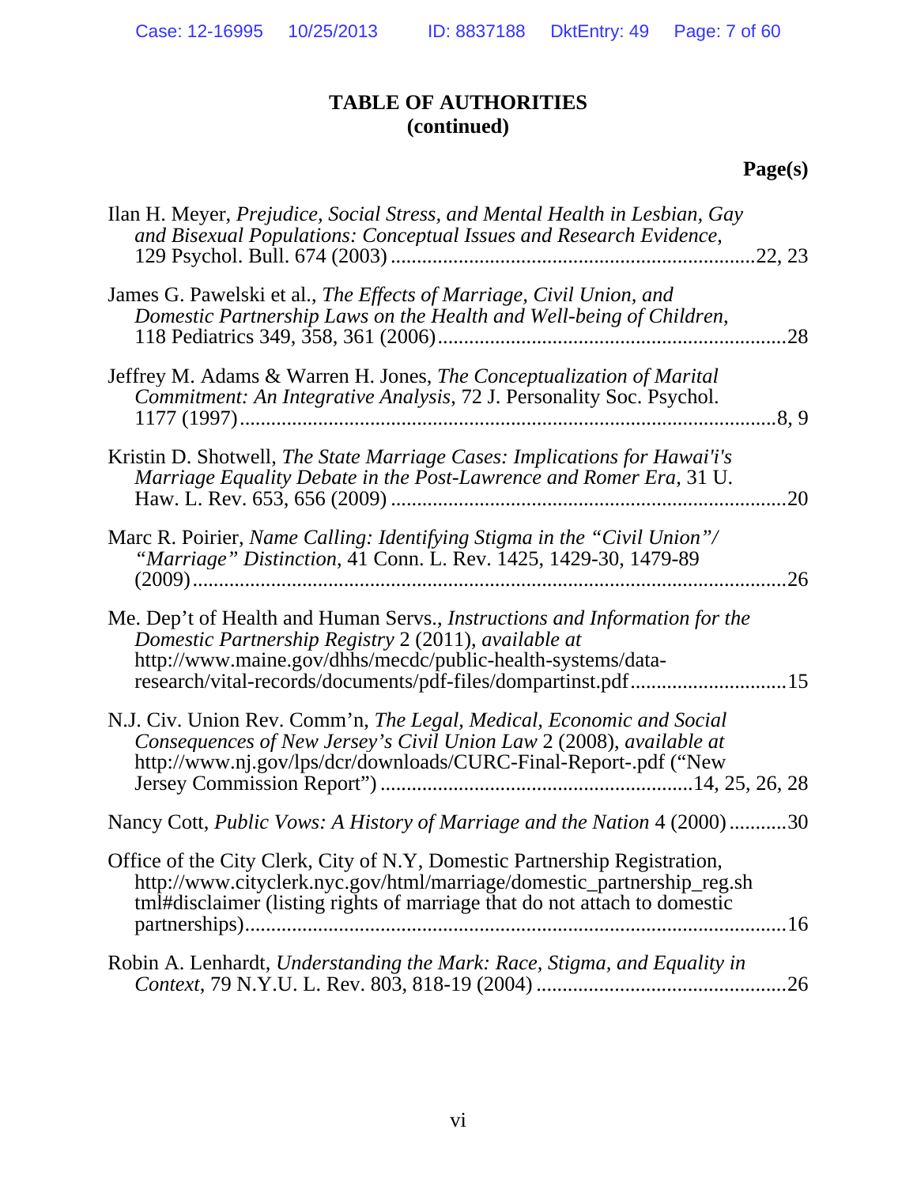**TABLE OF AUTHORITIES**
**(continued)**

**Page(s)**

Ilan H. Meyer, *Prejudice, Social Stress, and Mental Health in Lesbian, Gay and Bisexual Populations: Conceptual Issues and Research Evidence*, 129 Psychol. Bull. 674 (2003) .....................................................................22, 23

James G. Pawelski et al., *The Effects of Marriage, Civil Union, and Domestic Partnership Laws on the Health and Well-being of Children*, 118 Pediatrics 349, 358, 361 (2006)..................................................................28

Jeffrey M. Adams & Warren H. Jones, *The Conceptualization of Marital Commitment: An Integrative Analysis*, 72 J. Personality Soc. Psychol. 1177 (1997).......................................................................................................8, 9

Kristin D. Shotwell, *The State Marriage Cases: Implications for Hawai'i's Marriage Equality Debate in the Post-Lawrence and Romer Era*, 31 U. Haw. L. Rev. 653, 656 (2009) ...........................................................................20

Marc R. Poirier, *Name Calling: Identifying Stigma in the "Civil Union"/ "Marriage" Distinction*, 41 Conn. L. Rev. 1425, 1429-30, 1479-89 (2009)...................................................................................................................26

Me. Dep't of Health and Human Servs., *Instructions and Information for the Domestic Partnership Registry* 2 (2011), *available at* http://www.maine.gov/dhhs/mecdc/public-health-systems/data-research/vital-records/documents/pdf-files/dompartinst.pdf.............................15

N.J. Civ. Union Rev. Comm'n, *The Legal, Medical, Economic and Social Consequences of New Jersey's Civil Union Law* 2 (2008), *available at* http://www.nj.gov/lps/dcr/downloads/CURC-Final-Report-.pdf ("New Jersey Commission Report") ...........................................................14, 25, 26, 28

Nancy Cott, *Public Vows: A History of Marriage and the Nation* 4 (2000)...........30

Office of the City Clerk, City of N.Y, Domestic Partnership Registration, http://www.cityclerk.nyc.gov/html/marriage/domestic_partnership_reg.shtml#disclaimer (listing rights of marriage that do not attach to domestic partnerships).......................................................................................................16

Robin A. Lenhardt, *Understanding the Mark: Race, Stigma, and Equality in Context*, 79 N.Y.U. L. Rev. 803, 818-19 (2004) ................................................26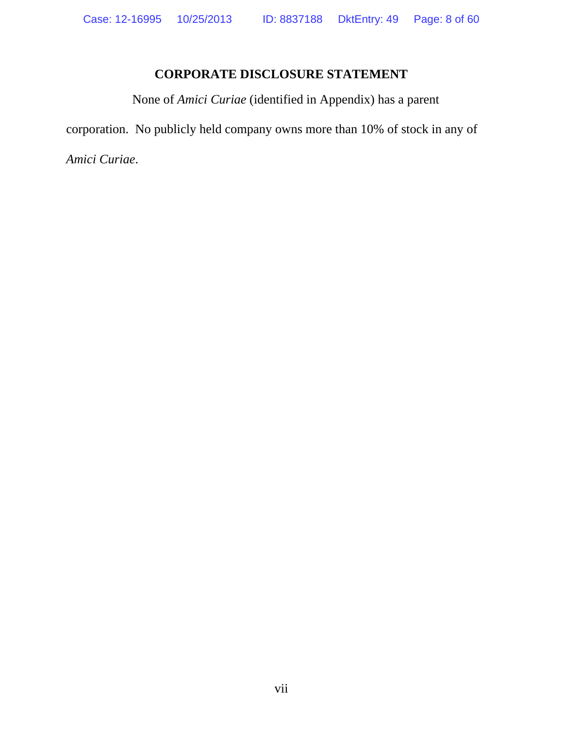## CORPORATE DISCLOSURE STATEMENT

None of *Amici Curiae* (identified in Appendix) has a parent corporation. No publicly held company owns more than 10% of stock in any of *Amici Curiae*.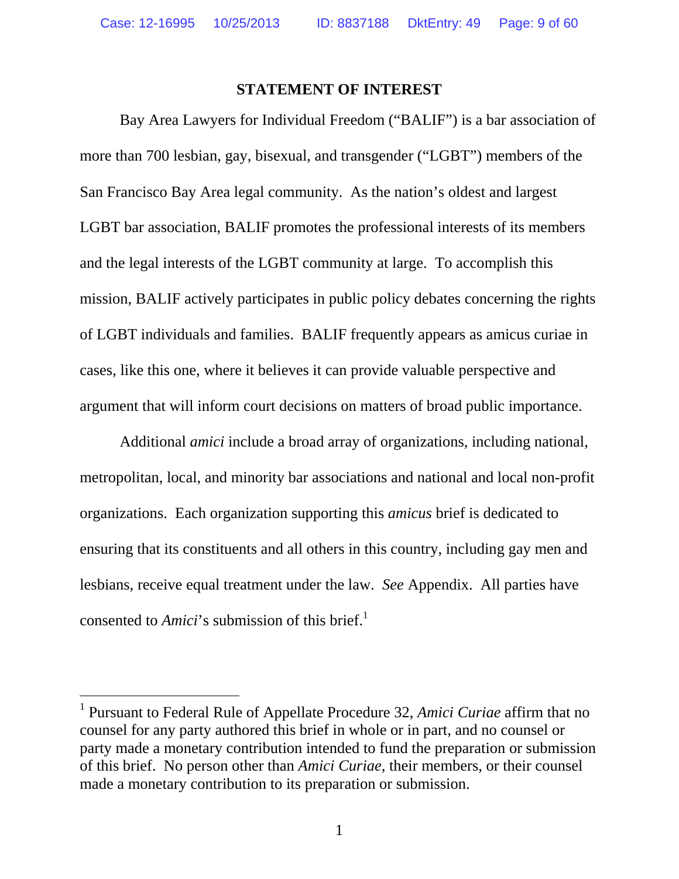## STATEMENT OF INTEREST

Bay Area Lawyers for Individual Freedom ("BALIF") is a bar association of more than 700 lesbian, gay, bisexual, and transgender ("LGBT") members of the San Francisco Bay Area legal community. As the nation's oldest and largest LGBT bar association, BALIF promotes the professional interests of its members and the legal interests of the LGBT community at large. To accomplish this mission, BALIF actively participates in public policy debates concerning the rights of LGBT individuals and families. BALIF frequently appears as amicus curiae in cases, like this one, where it believes it can provide valuable perspective and argument that will inform court decisions on matters of broad public importance.

Additional *amici* include a broad array of organizations, including national, metropolitan, local, and minority bar associations and national and local non-profit organizations. Each organization supporting this *amicus* brief is dedicated to ensuring that its constituents and all others in this country, including gay men and lesbians, receive equal treatment under the law. *See* Appendix. All parties have consented to *Amici*'s submission of this brief.[1]

---

[1] Pursuant to Federal Rule of Appellate Procedure 32, *Amici Curiae* affirm that no counsel for any party authored this brief in whole or in part, and no counsel or party made a monetary contribution intended to fund the preparation or submission of this brief. No person other than *Amici Curiae*, their members, or their counsel made a monetary contribution to its preparation or submission.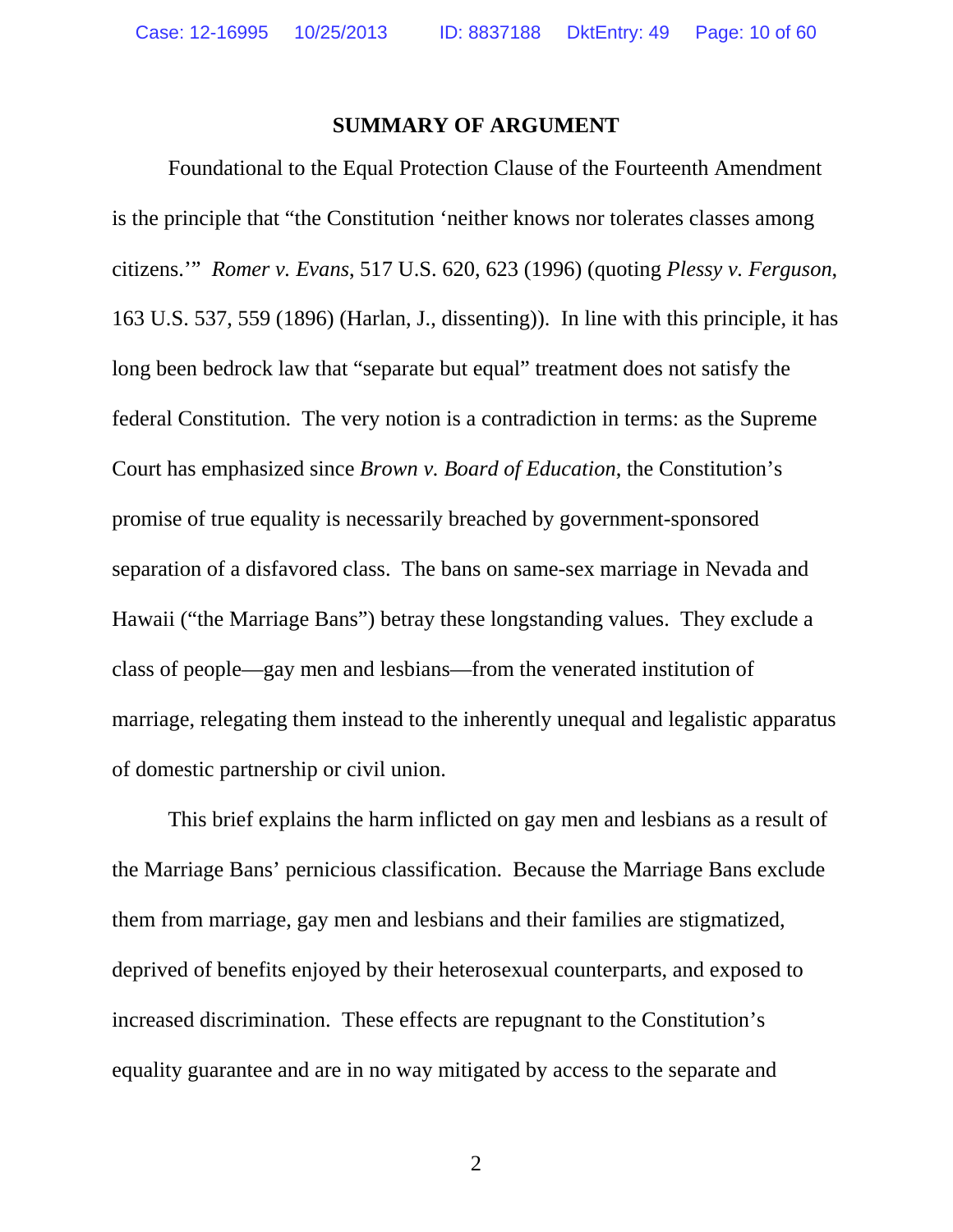## SUMMARY OF ARGUMENT

Foundational to the Equal Protection Clause of the Fourteenth Amendment is the principle that "the Constitution 'neither knows nor tolerates classes among citizens.'" *Romer v. Evans*, 517 U.S. 620, 623 (1996) (quoting *Plessy v. Ferguson*, 163 U.S. 537, 559 (1896) (Harlan, J., dissenting)). In line with this principle, it has long been bedrock law that "separate but equal" treatment does not satisfy the federal Constitution. The very notion is a contradiction in terms: as the Supreme Court has emphasized since *Brown v. Board of Education*, the Constitution's promise of true equality is necessarily breached by government-sponsored separation of a disfavored class. The bans on same-sex marriage in Nevada and Hawaii ("the Marriage Bans") betray these longstanding values. They exclude a class of people—gay men and lesbians—from the venerated institution of marriage, relegating them instead to the inherently unequal and legalistic apparatus of domestic partnership or civil union.

This brief explains the harm inflicted on gay men and lesbians as a result of the Marriage Bans' pernicious classification. Because the Marriage Bans exclude them from marriage, gay men and lesbians and their families are stigmatized, deprived of benefits enjoyed by their heterosexual counterparts, and exposed to increased discrimination. These effects are repugnant to the Constitution's equality guarantee and are in no way mitigated by access to the separate and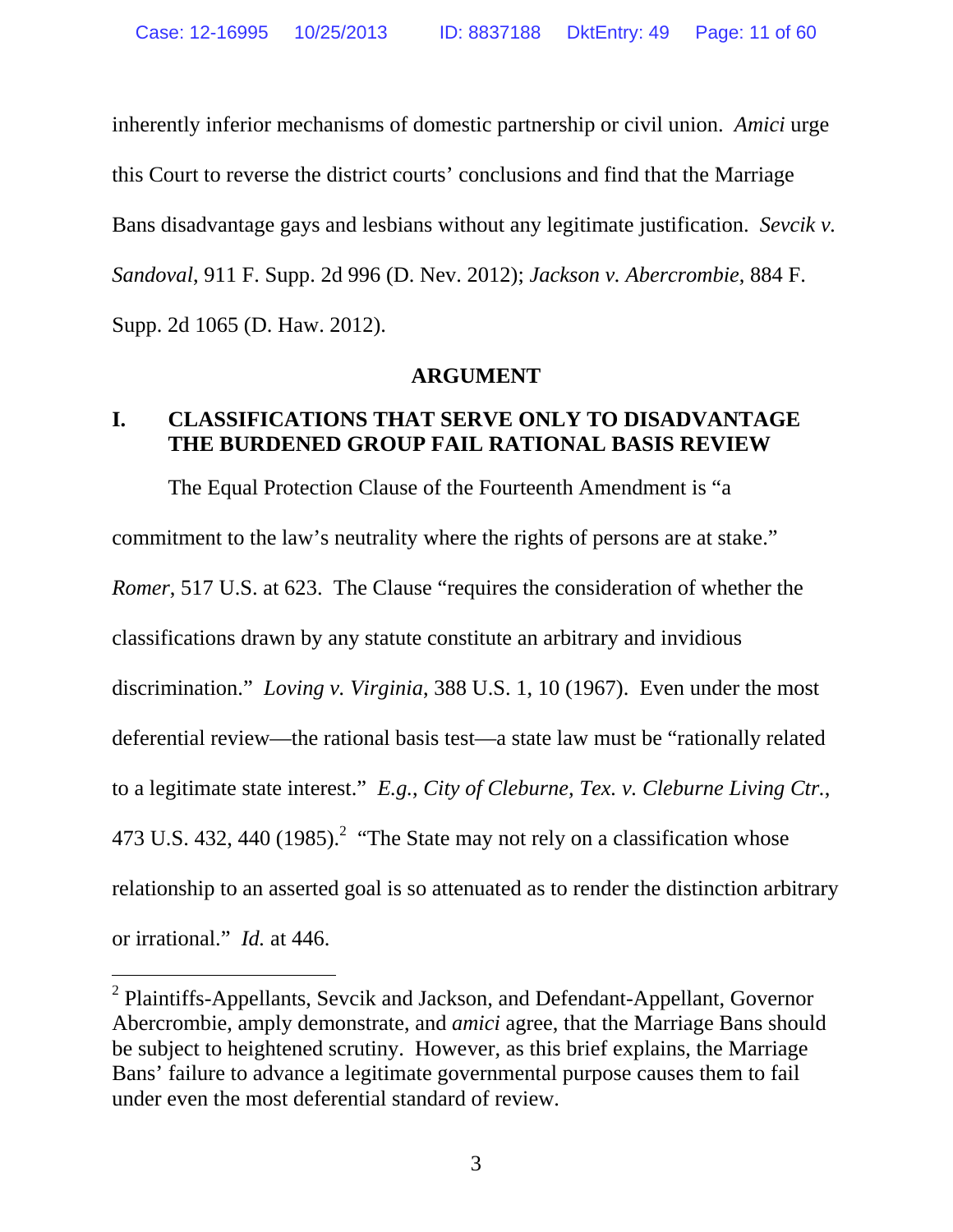inherently inferior mechanisms of domestic partnership or civil union. *Amici* urge this Court to reverse the district courts' conclusions and find that the Marriage Bans disadvantage gays and lesbians without any legitimate justification. *Sevcik v. Sandoval*, 911 F. Supp. 2d 996 (D. Nev. 2012); *Jackson v. Abercrombie*, 884 F. Supp. 2d 1065 (D. Haw. 2012).

## ARGUMENT

### I. CLASSIFICATIONS THAT SERVE ONLY TO DISADVANTAGE THE BURDENED GROUP FAIL RATIONAL BASIS REVIEW

The Equal Protection Clause of the Fourteenth Amendment is "a commitment to the law's neutrality where the rights of persons are at stake." *Romer*, 517 U.S. at 623. The Clause "requires the consideration of whether the classifications drawn by any statute constitute an arbitrary and invidious discrimination." *Loving v. Virginia*, 388 U.S. 1, 10 (1967). Even under the most deferential review—the rational basis test—a state law must be "rationally related to a legitimate state interest." *E.g.*, *City of Cleburne, Tex. v. Cleburne Living Ctr.*, 473 U.S. 432, 440 (1985).[2] "The State may not rely on a classification whose relationship to an asserted goal is so attenuated as to render the distinction arbitrary or irrational." *Id.* at 446.

[2] Plaintiffs-Appellants, Sevcik and Jackson, and Defendant-Appellant, Governor Abercrombie, amply demonstrate, and *amici* agree, that the Marriage Bans should be subject to heightened scrutiny. However, as this brief explains, the Marriage Bans' failure to advance a legitimate governmental purpose causes them to fail under even the most deferential standard of review.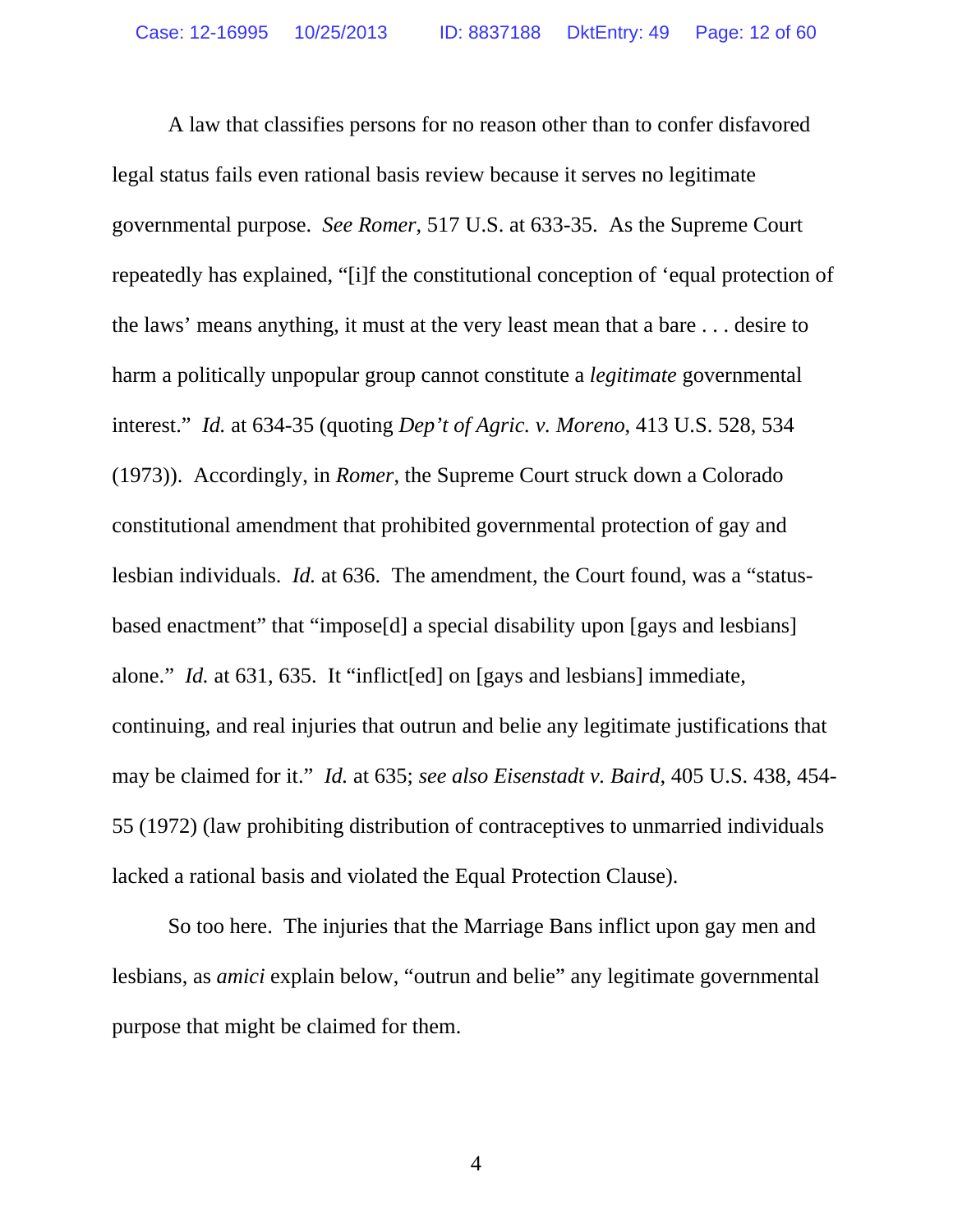A law that classifies persons for no reason other than to confer disfavored legal status fails even rational basis review because it serves no legitimate governmental purpose. *See Romer*, 517 U.S. at 633-35. As the Supreme Court repeatedly has explained, "[i]f the constitutional conception of 'equal protection of the laws' means anything, it must at the very least mean that a bare . . . desire to harm a politically unpopular group cannot constitute a *legitimate* governmental interest." *Id.* at 634-35 (quoting *Dep't of Agric. v. Moreno*, 413 U.S. 528, 534 (1973)). Accordingly, in *Romer*, the Supreme Court struck down a Colorado constitutional amendment that prohibited governmental protection of gay and lesbian individuals. *Id.* at 636. The amendment, the Court found, was a "status-based enactment" that "impose[d] a special disability upon [gays and lesbians] alone." *Id.* at 631, 635. It "inflict[ed] on [gays and lesbians] immediate, continuing, and real injuries that outrun and belie any legitimate justifications that may be claimed for it." *Id.* at 635; *see also Eisenstadt v. Baird*, 405 U.S. 438, 454-55 (1972) (law prohibiting distribution of contraceptives to unmarried individuals lacked a rational basis and violated the Equal Protection Clause).

So too here. The injuries that the Marriage Bans inflict upon gay men and lesbians, as *amici* explain below, "outrun and belie" any legitimate governmental purpose that might be claimed for them.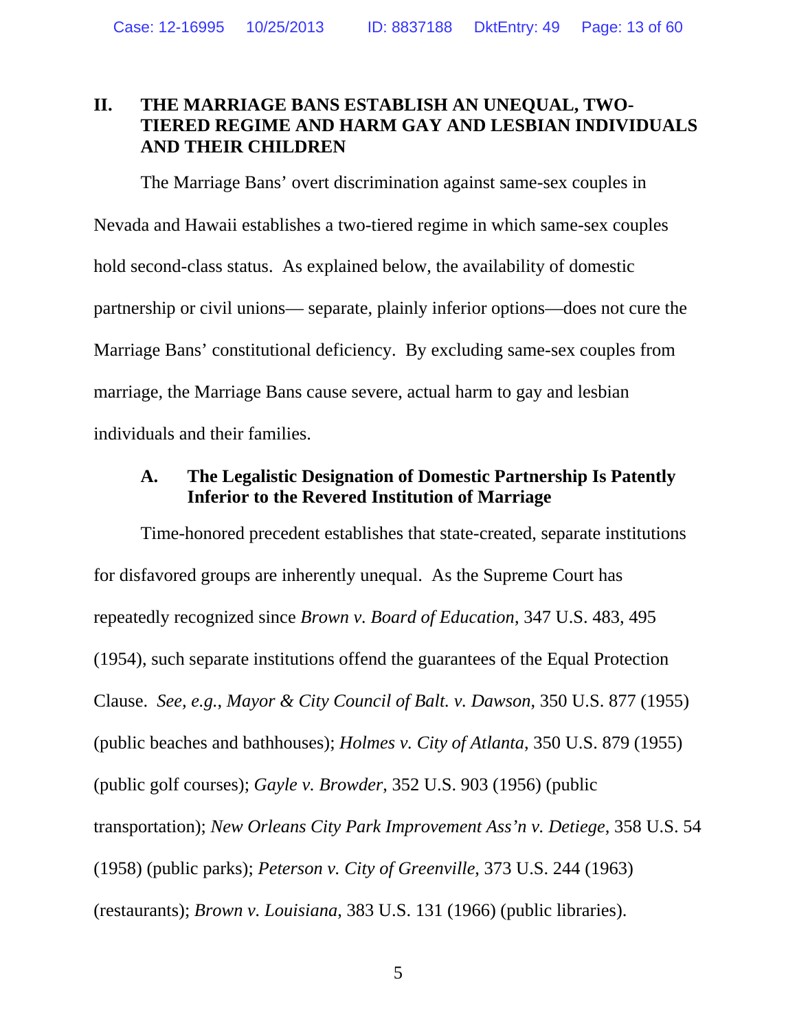## II. THE MARRIAGE BANS ESTABLISH AN UNEQUAL, TWO-TIERED REGIME AND HARM GAY AND LESBIAN INDIVIDUALS AND THEIR CHILDREN

The Marriage Bans' overt discrimination against same-sex couples in Nevada and Hawaii establishes a two-tiered regime in which same-sex couples hold second-class status. As explained below, the availability of domestic partnership or civil unions— separate, plainly inferior options—does not cure the Marriage Bans' constitutional deficiency. By excluding same-sex couples from marriage, the Marriage Bans cause severe, actual harm to gay and lesbian individuals and their families.

### A. The Legalistic Designation of Domestic Partnership Is Patently Inferior to the Revered Institution of Marriage

Time-honored precedent establishes that state-created, separate institutions for disfavored groups are inherently unequal. As the Supreme Court has repeatedly recognized since *Brown v. Board of Education*, 347 U.S. 483, 495 (1954), such separate institutions offend the guarantees of the Equal Protection Clause. *See, e.g.*, *Mayor & City Council of Balt. v. Dawson*, 350 U.S. 877 (1955) (public beaches and bathhouses); *Holmes v. City of Atlanta*, 350 U.S. 879 (1955) (public golf courses); *Gayle v. Browder*, 352 U.S. 903 (1956) (public transportation); *New Orleans City Park Improvement Ass'n v. Detiege*, 358 U.S. 54 (1958) (public parks); *Peterson v. City of Greenville*, 373 U.S. 244 (1963) (restaurants); *Brown v. Louisiana*, 383 U.S. 131 (1966) (public libraries).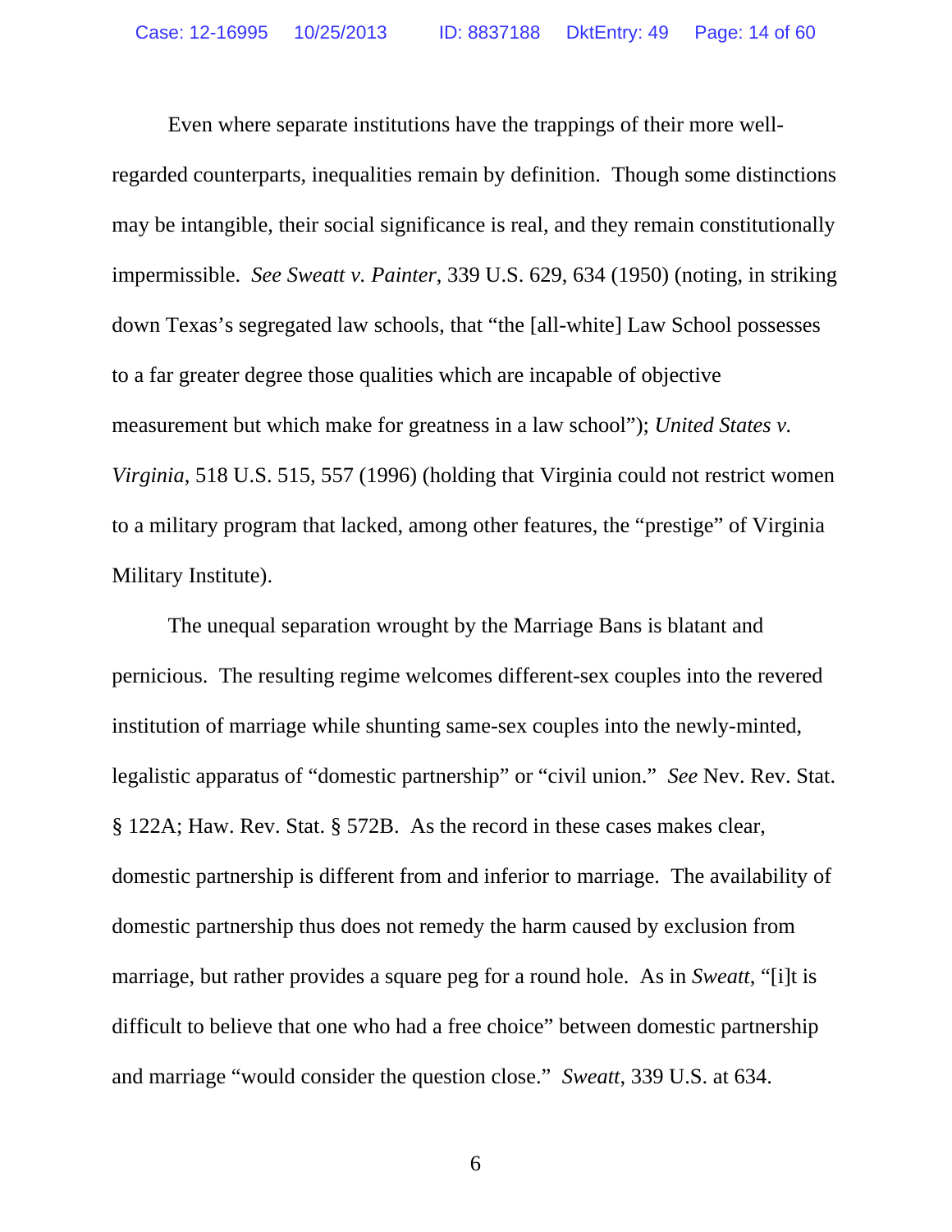Even where separate institutions have the trappings of their more well-regarded counterparts, inequalities remain by definition. Though some distinctions may be intangible, their social significance is real, and they remain constitutionally impermissible. *See Sweatt v. Painter*, 339 U.S. 629, 634 (1950) (noting, in striking down Texas's segregated law schools, that "the [all-white] Law School possesses to a far greater degree those qualities which are incapable of objective measurement but which make for greatness in a law school"); *United States v. Virginia*, 518 U.S. 515, 557 (1996) (holding that Virginia could not restrict women to a military program that lacked, among other features, the "prestige" of Virginia Military Institute).

The unequal separation wrought by the Marriage Bans is blatant and pernicious. The resulting regime welcomes different-sex couples into the revered institution of marriage while shunting same-sex couples into the newly-minted, legalistic apparatus of "domestic partnership" or "civil union." *See* Nev. Rev. Stat. § 122A; Haw. Rev. Stat. § 572B. As the record in these cases makes clear, domestic partnership is different from and inferior to marriage. The availability of domestic partnership thus does not remedy the harm caused by exclusion from marriage, but rather provides a square peg for a round hole. As in *Sweatt*, "[i]t is difficult to believe that one who had a free choice" between domestic partnership and marriage "would consider the question close." *Sweatt*, 339 U.S. at 634.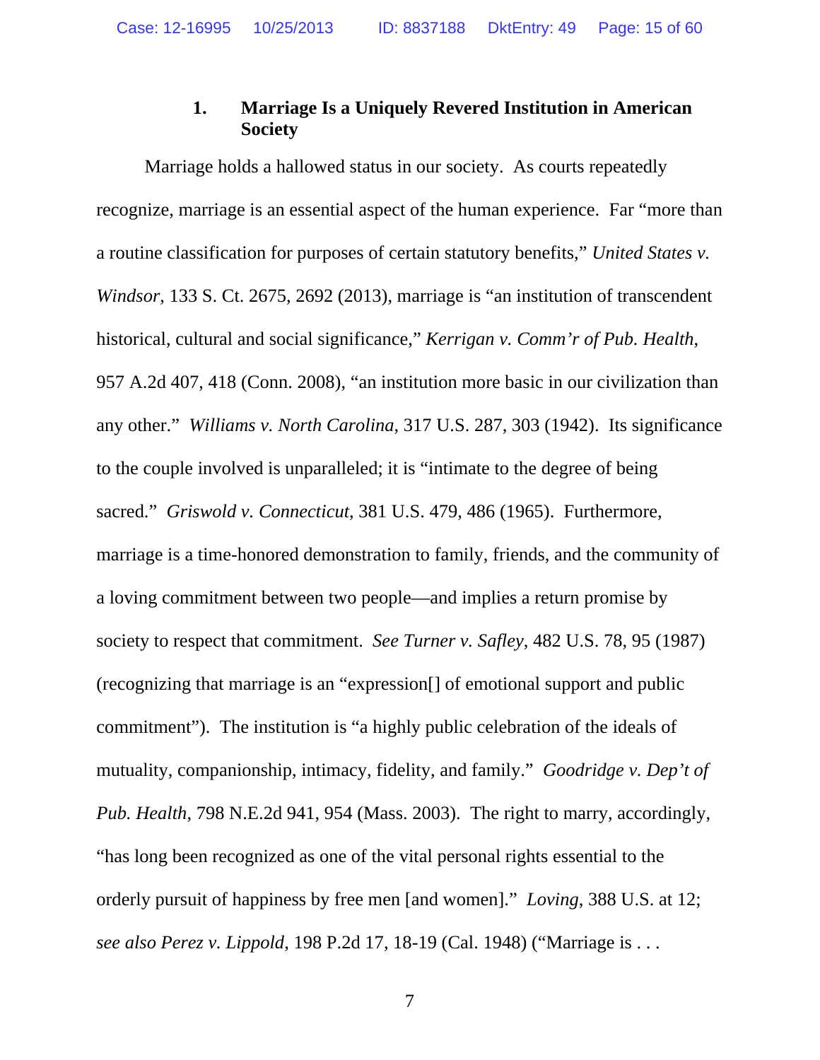### 1. **Marriage Is a Uniquely Revered Institution in American Society**

Marriage holds a hallowed status in our society. As courts repeatedly recognize, marriage is an essential aspect of the human experience. Far "more than a routine classification for purposes of certain statutory benefits," *United States v. Windsor*, 133 S. Ct. 2675, 2692 (2013), marriage is "an institution of transcendent historical, cultural and social significance," *Kerrigan v. Comm'r of Pub. Health*, 957 A.2d 407, 418 (Conn. 2008), "an institution more basic in our civilization than any other." *Williams v. North Carolina*, 317 U.S. 287, 303 (1942). Its significance to the couple involved is unparalleled; it is "intimate to the degree of being sacred." *Griswold v. Connecticut*, 381 U.S. 479, 486 (1965). Furthermore, marriage is a time-honored demonstration to family, friends, and the community of a loving commitment between two people—and implies a return promise by society to respect that commitment. *See Turner v. Safley*, 482 U.S. 78, 95 (1987) (recognizing that marriage is an "expression[] of emotional support and public commitment"). The institution is "a highly public celebration of the ideals of mutuality, companionship, intimacy, fidelity, and family." *Goodridge v. Dep't of Pub. Health*, 798 N.E.2d 941, 954 (Mass. 2003). The right to marry, accordingly, "has long been recognized as one of the vital personal rights essential to the orderly pursuit of happiness by free men [and women]." *Loving*, 388 U.S. at 12; *see also Perez v. Lippold*, 198 P.2d 17, 18-19 (Cal. 1948) ("Marriage is . . .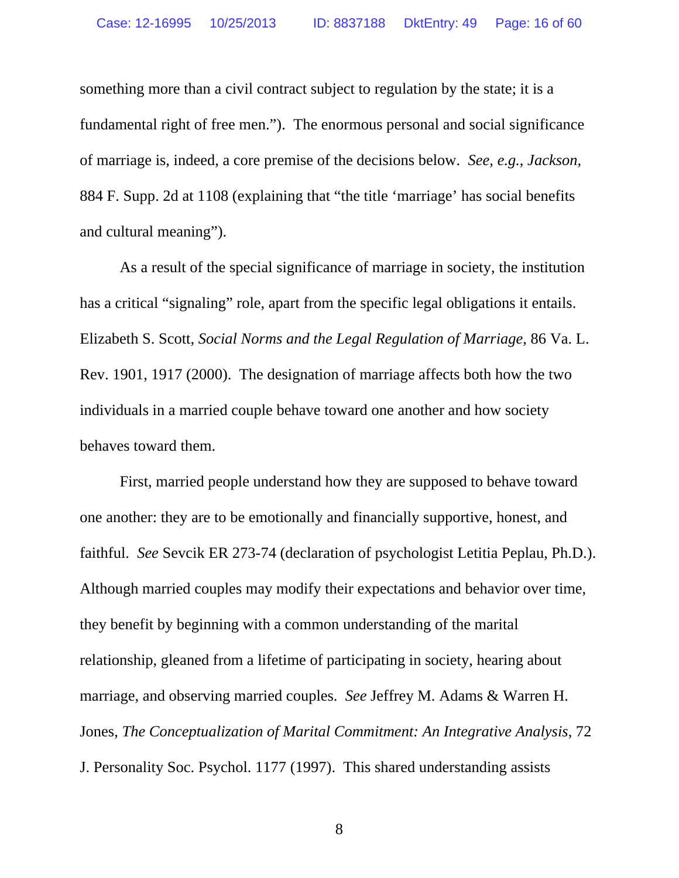something more than a civil contract subject to regulation by the state; it is a fundamental right of free men."). The enormous personal and social significance of marriage is, indeed, a core premise of the decisions below. *See, e.g.*, *Jackson*, 884 F. Supp. 2d at 1108 (explaining that "the title 'marriage' has social benefits and cultural meaning").

As a result of the special significance of marriage in society, the institution has a critical "signaling" role, apart from the specific legal obligations it entails. Elizabeth S. Scott, *Social Norms and the Legal Regulation of Marriage*, 86 Va. L. Rev. 1901, 1917 (2000). The designation of marriage affects both how the two individuals in a married couple behave toward one another and how society behaves toward them.

First, married people understand how they are supposed to behave toward one another: they are to be emotionally and financially supportive, honest, and faithful. *See* Sevcik ER 273-74 (declaration of psychologist Letitia Peplau, Ph.D.). Although married couples may modify their expectations and behavior over time, they benefit by beginning with a common understanding of the marital relationship, gleaned from a lifetime of participating in society, hearing about marriage, and observing married couples. *See* Jeffrey M. Adams & Warren H. Jones, *The Conceptualization of Marital Commitment: An Integrative Analysis*, 72 J. Personality Soc. Psychol. 1177 (1997). This shared understanding assists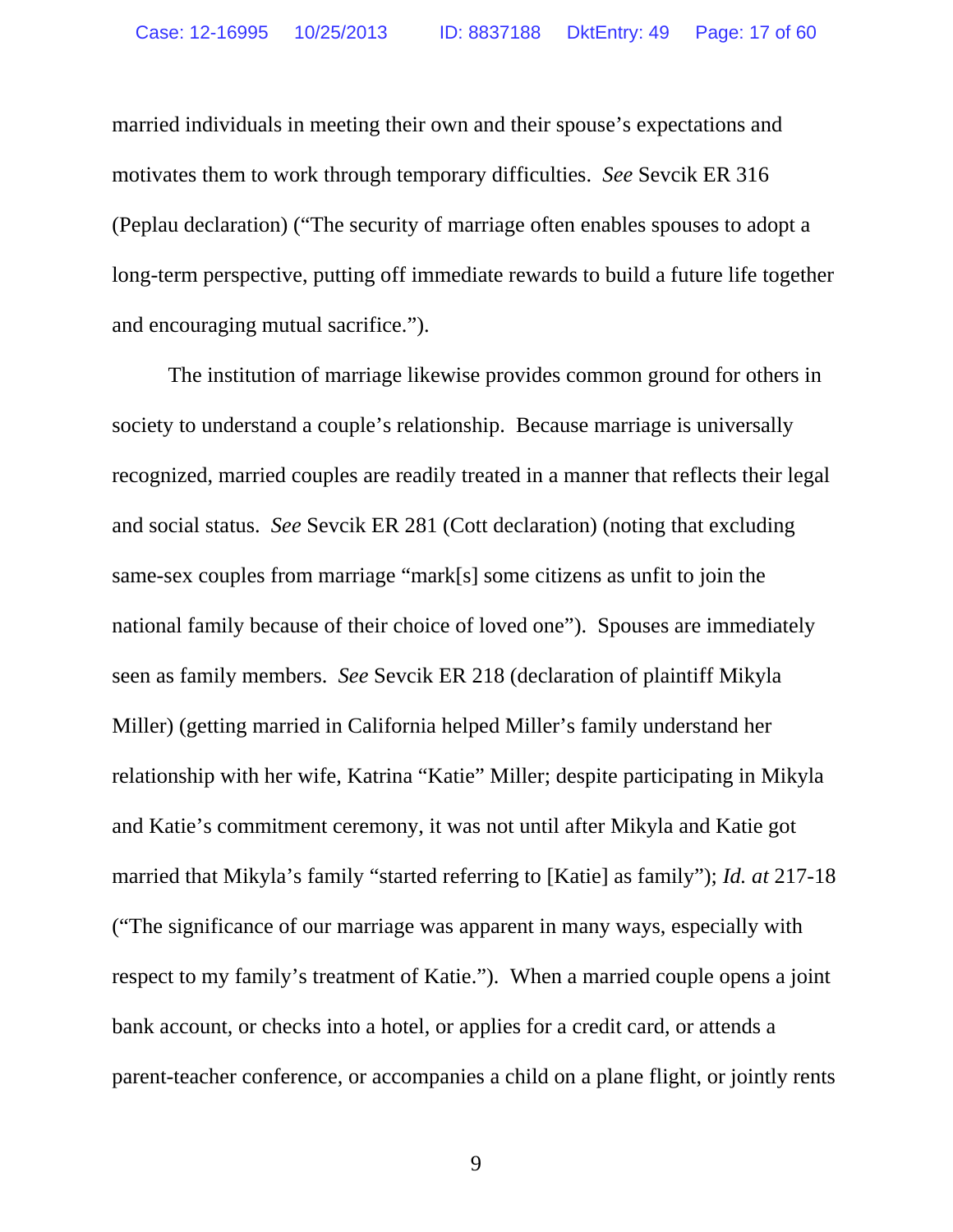married individuals in meeting their own and their spouse's expectations and motivates them to work through temporary difficulties. *See* Sevcik ER 316 (Peplau declaration) ("The security of marriage often enables spouses to adopt a long-term perspective, putting off immediate rewards to build a future life together and encouraging mutual sacrifice.").

The institution of marriage likewise provides common ground for others in society to understand a couple's relationship. Because marriage is universally recognized, married couples are readily treated in a manner that reflects their legal and social status. *See* Sevcik ER 281 (Cott declaration) (noting that excluding same-sex couples from marriage "mark[s] some citizens as unfit to join the national family because of their choice of loved one"). Spouses are immediately seen as family members. *See* Sevcik ER 218 (declaration of plaintiff Mikyla Miller) (getting married in California helped Miller's family understand her relationship with her wife, Katrina "Katie" Miller; despite participating in Mikyla and Katie's commitment ceremony, it was not until after Mikyla and Katie got married that Mikyla's family "started referring to [Katie] as family"); *Id. at* 217-18 ("The significance of our marriage was apparent in many ways, especially with respect to my family's treatment of Katie."). When a married couple opens a joint bank account, or checks into a hotel, or applies for a credit card, or attends a parent-teacher conference, or accompanies a child on a plane flight, or jointly rents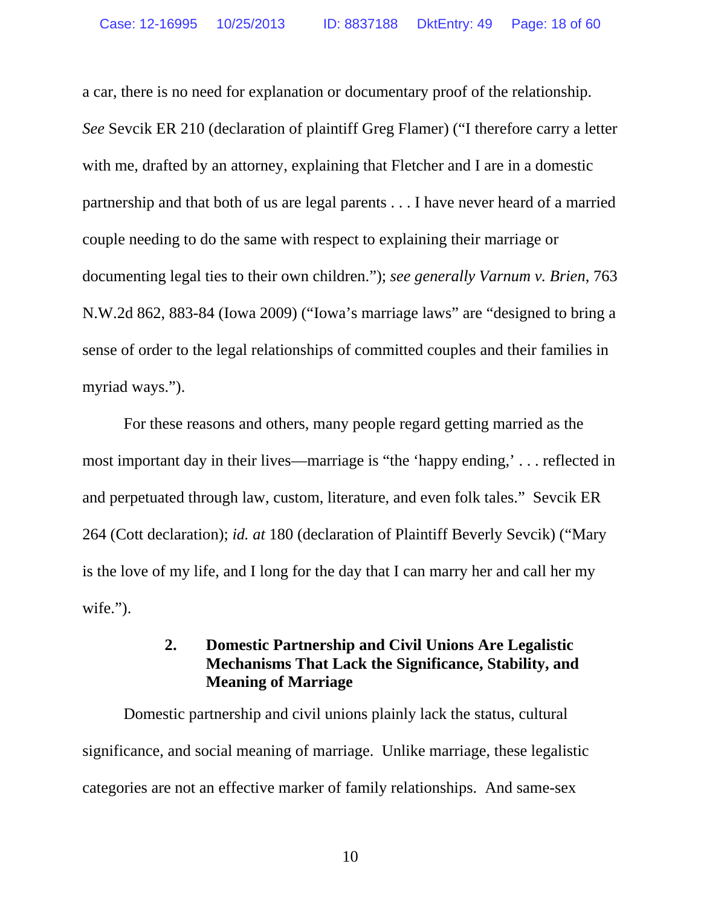a car, there is no need for explanation or documentary proof of the relationship. *See* Sevcik ER 210 (declaration of plaintiff Greg Flamer) ("I therefore carry a letter with me, drafted by an attorney, explaining that Fletcher and I are in a domestic partnership and that both of us are legal parents . . . I have never heard of a married couple needing to do the same with respect to explaining their marriage or documenting legal ties to their own children."); *see generally Varnum v. Brien*, 763 N.W.2d 862, 883-84 (Iowa 2009) ("Iowa's marriage laws" are "designed to bring a sense of order to the legal relationships of committed couples and their families in myriad ways.").

For these reasons and others, many people regard getting married as the most important day in their lives—marriage is "the 'happy ending,' . . . reflected in and perpetuated through law, custom, literature, and even folk tales." Sevcik ER 264 (Cott declaration); *id. at* 180 (declaration of Plaintiff Beverly Sevcik) ("Mary is the love of my life, and I long for the day that I can marry her and call her my wife.").

### 2. Domestic Partnership and Civil Unions Are Legalistic Mechanisms That Lack the Significance, Stability, and Meaning of Marriage

Domestic partnership and civil unions plainly lack the status, cultural significance, and social meaning of marriage. Unlike marriage, these legalistic categories are not an effective marker of family relationships. And same-sex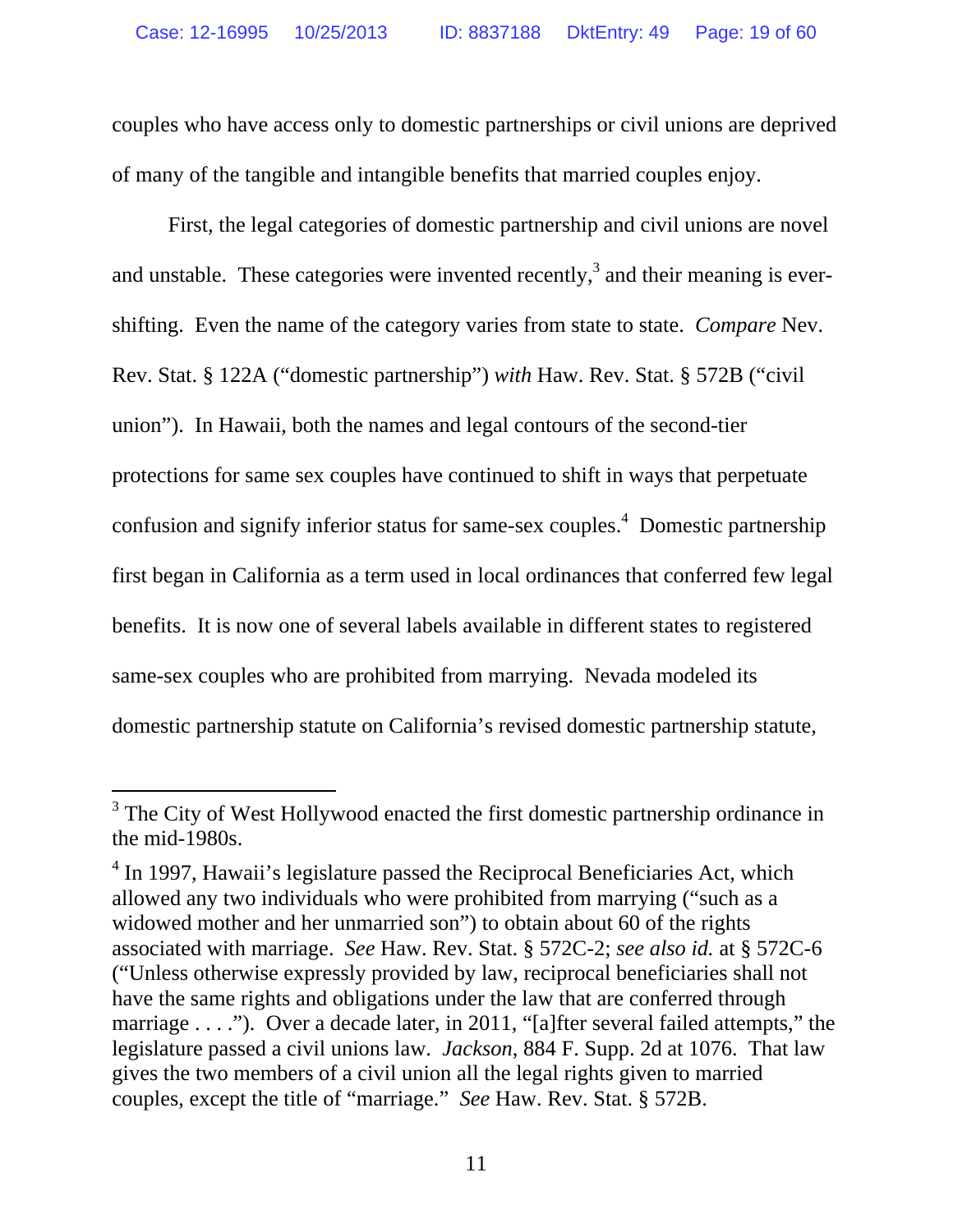couples who have access only to domestic partnerships or civil unions are deprived of many of the tangible and intangible benefits that married couples enjoy.

First, the legal categories of domestic partnership and civil unions are novel and unstable. These categories were invented recently,[3] and their meaning is ever-shifting. Even the name of the category varies from state to state. *Compare* Nev. Rev. Stat. § 122A ("domestic partnership") *with* Haw. Rev. Stat. § 572B ("civil union"). In Hawaii, both the names and legal contours of the second-tier protections for same sex couples have continued to shift in ways that perpetuate confusion and signify inferior status for same-sex couples.[4] Domestic partnership first began in California as a term used in local ordinances that conferred few legal benefits. It is now one of several labels available in different states to registered same-sex couples who are prohibited from marrying. Nevada modeled its domestic partnership statute on California's revised domestic partnership statute,

---

[3] The City of West Hollywood enacted the first domestic partnership ordinance in the mid-1980s.

[4] In 1997, Hawaii's legislature passed the Reciprocal Beneficiaries Act, which allowed any two individuals who were prohibited from marrying ("such as a widowed mother and her unmarried son") to obtain about 60 of the rights associated with marriage. *See* Haw. Rev. Stat. § 572C-2; *see also id.* at § 572C-6 ("Unless otherwise expressly provided by law, reciprocal beneficiaries shall not have the same rights and obligations under the law that are conferred through marriage . . . ."). Over a decade later, in 2011, "[a]fter several failed attempts," the legislature passed a civil unions law. *Jackson*, 884 F. Supp. 2d at 1076. That law gives the two members of a civil union all the legal rights given to married couples, except the title of "marriage." *See* Haw. Rev. Stat. § 572B.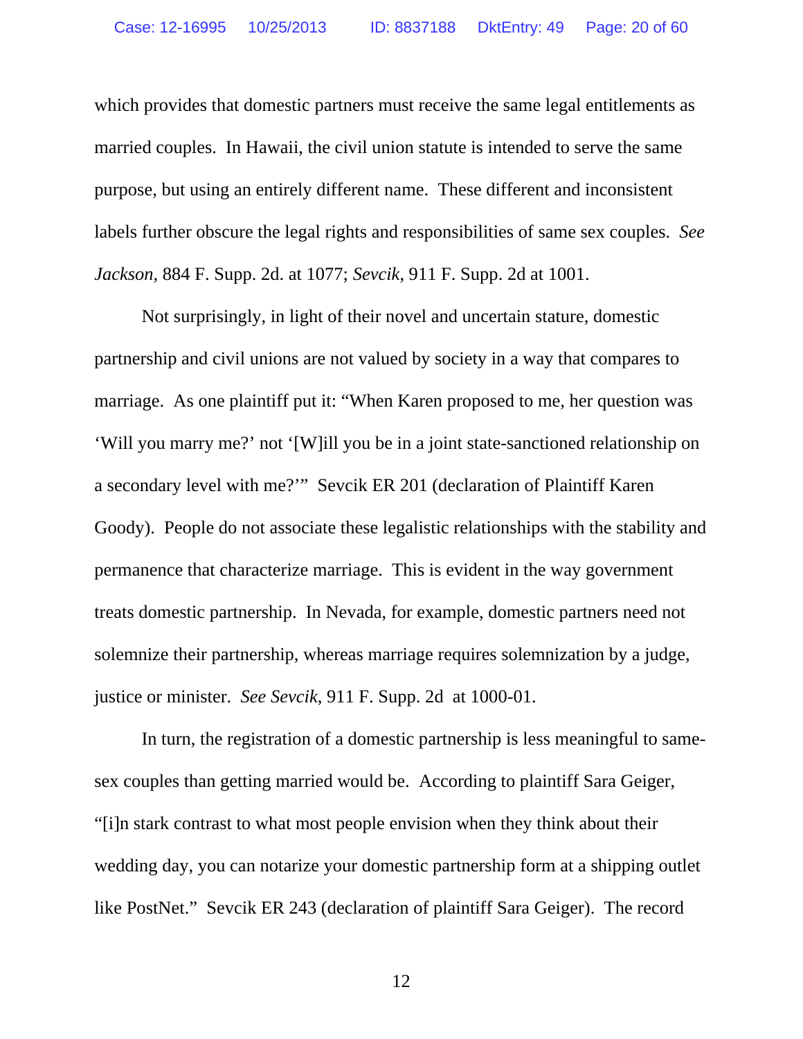which provides that domestic partners must receive the same legal entitlements as married couples. In Hawaii, the civil union statute is intended to serve the same purpose, but using an entirely different name. These different and inconsistent labels further obscure the legal rights and responsibilities of same sex couples. *See Jackson*, 884 F. Supp. 2d. at 1077; *Sevcik*, 911 F. Supp. 2d at 1001.

Not surprisingly, in light of their novel and uncertain stature, domestic partnership and civil unions are not valued by society in a way that compares to marriage. As one plaintiff put it: "When Karen proposed to me, her question was 'Will you marry me?' not '[W]ill you be in a joint state-sanctioned relationship on a secondary level with me?'" Sevcik ER 201 (declaration of Plaintiff Karen Goody). People do not associate these legalistic relationships with the stability and permanence that characterize marriage. This is evident in the way government treats domestic partnership. In Nevada, for example, domestic partners need not solemnize their partnership, whereas marriage requires solemnization by a judge, justice or minister. *See Sevcik*, 911 F. Supp. 2d at 1000-01.

In turn, the registration of a domestic partnership is less meaningful to same-sex couples than getting married would be. According to plaintiff Sara Geiger, "[i]n stark contrast to what most people envision when they think about their wedding day, you can notarize your domestic partnership form at a shipping outlet like PostNet." Sevcik ER 243 (declaration of plaintiff Sara Geiger). The record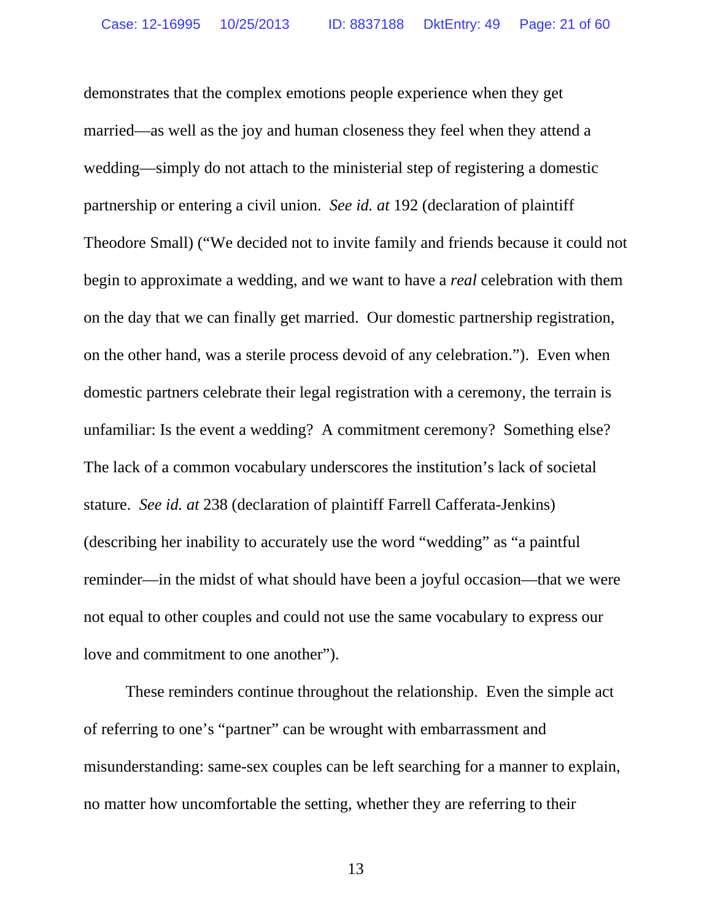demonstrates that the complex emotions people experience when they get married—as well as the joy and human closeness they feel when they attend a wedding—simply do not attach to the ministerial step of registering a domestic partnership or entering a civil union. *See id. at* 192 (declaration of plaintiff Theodore Small) ("We decided not to invite family and friends because it could not begin to approximate a wedding, and we want to have a *real* celebration with them on the day that we can finally get married. Our domestic partnership registration, on the other hand, was a sterile process devoid of any celebration."). Even when domestic partners celebrate their legal registration with a ceremony, the terrain is unfamiliar: Is the event a wedding? A commitment ceremony? Something else? The lack of a common vocabulary underscores the institution's lack of societal stature. *See id. at* 238 (declaration of plaintiff Farrell Cafferata-Jenkins) (describing her inability to accurately use the word "wedding" as "a paintful reminder—in the midst of what should have been a joyful occasion—that we were not equal to other couples and could not use the same vocabulary to express our love and commitment to one another").

These reminders continue throughout the relationship. Even the simple act of referring to one's "partner" can be wrought with embarrassment and misunderstanding: same-sex couples can be left searching for a manner to explain, no matter how uncomfortable the setting, whether they are referring to their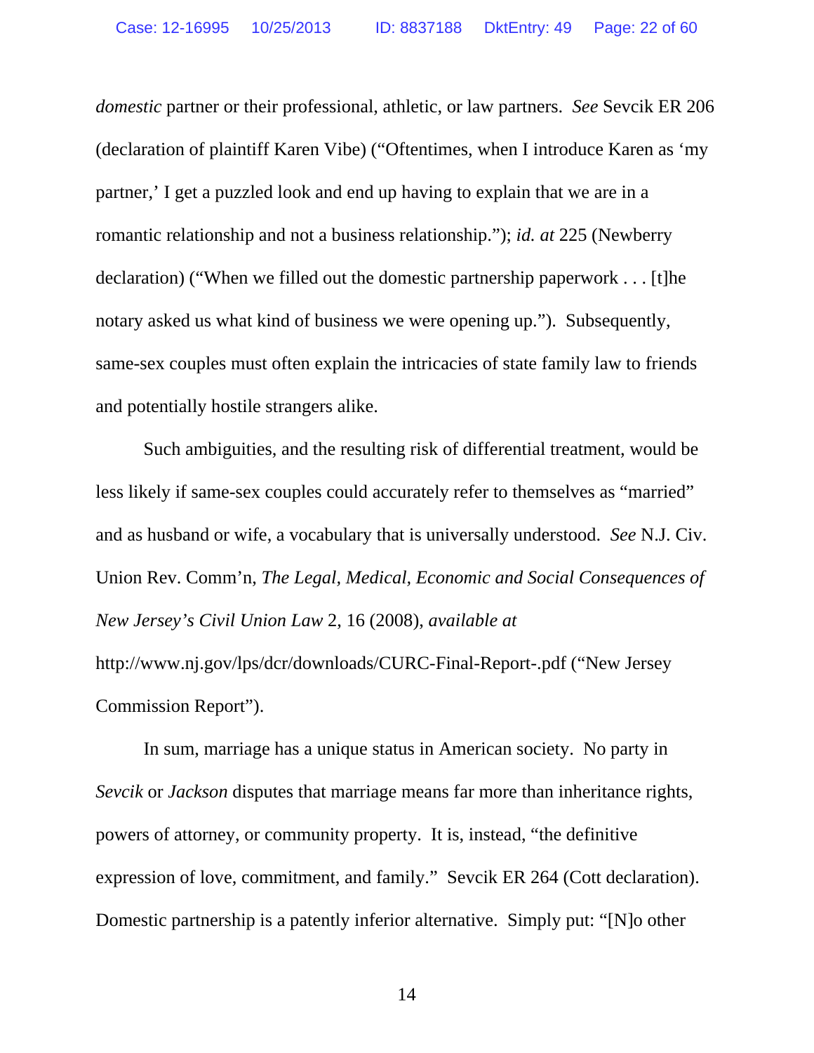*domestic* partner or their professional, athletic, or law partners. *See* Sevcik ER 206 (declaration of plaintiff Karen Vibe) ("Oftentimes, when I introduce Karen as 'my partner,' I get a puzzled look and end up having to explain that we are in a romantic relationship and not a business relationship."); *id. at* 225 (Newberry declaration) ("When we filled out the domestic partnership paperwork . . . [t]he notary asked us what kind of business we were opening up."). Subsequently, same-sex couples must often explain the intricacies of state family law to friends and potentially hostile strangers alike.

Such ambiguities, and the resulting risk of differential treatment, would be less likely if same-sex couples could accurately refer to themselves as "married" and as husband or wife, a vocabulary that is universally understood. *See* N.J. Civ. Union Rev. Comm'n, *The Legal, Medical, Economic and Social Consequences of New Jersey's Civil Union Law* 2, 16 (2008), *available at* http://www.nj.gov/lps/dcr/downloads/CURC-Final-Report-.pdf ("New Jersey Commission Report").

In sum, marriage has a unique status in American society. No party in *Sevcik* or *Jackson* disputes that marriage means far more than inheritance rights, powers of attorney, or community property. It is, instead, "the definitive expression of love, commitment, and family." Sevcik ER 264 (Cott declaration). Domestic partnership is a patently inferior alternative. Simply put: "[N]o other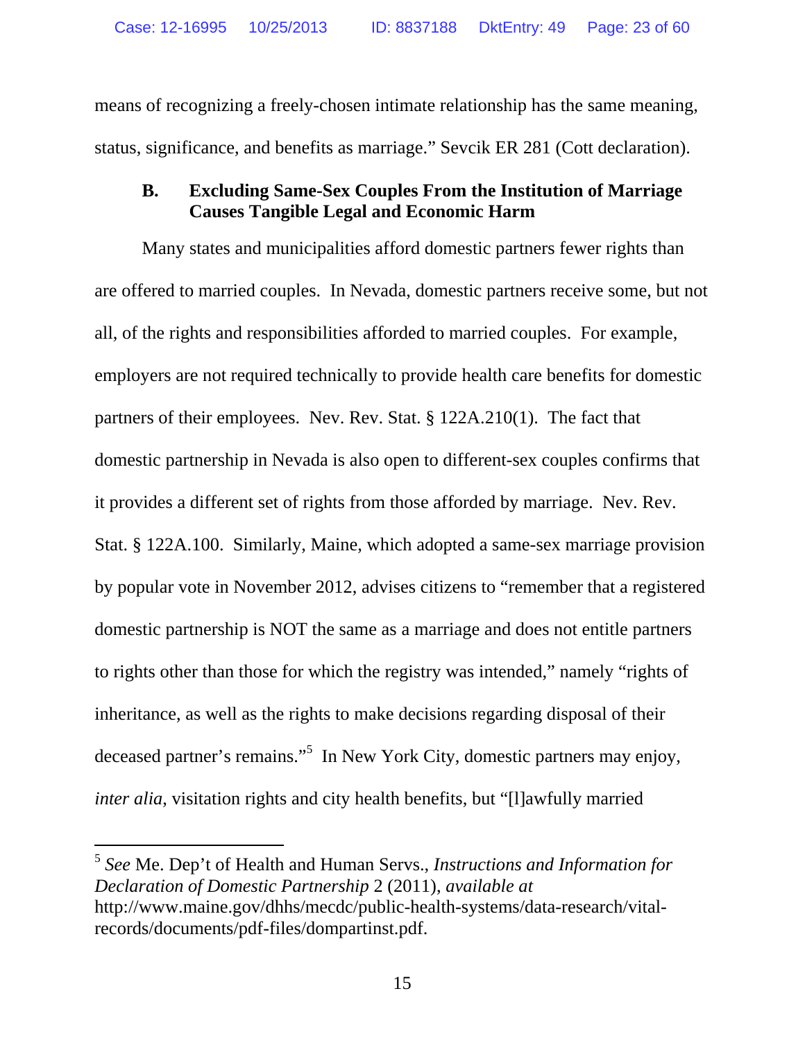means of recognizing a freely-chosen intimate relationship has the same meaning, status, significance, and benefits as marriage." Sevcik ER 281 (Cott declaration).

### B. Excluding Same-Sex Couples From the Institution of Marriage Causes Tangible Legal and Economic Harm

Many states and municipalities afford domestic partners fewer rights than are offered to married couples. In Nevada, domestic partners receive some, but not all, of the rights and responsibilities afforded to married couples. For example, employers are not required technically to provide health care benefits for domestic partners of their employees. Nev. Rev. Stat. § 122A.210(1). The fact that domestic partnership in Nevada is also open to different-sex couples confirms that it provides a different set of rights from those afforded by marriage. Nev. Rev. Stat. § 122A.100. Similarly, Maine, which adopted a same-sex marriage provision by popular vote in November 2012, advises citizens to "remember that a registered domestic partnership is NOT the same as a marriage and does not entitle partners to rights other than those for which the registry was intended," namely "rights of inheritance, as well as the rights to make decisions regarding disposal of their deceased partner's remains."[5] In New York City, domestic partners may enjoy, *inter alia*, visitation rights and city health benefits, but "[l]awfully married

---

[5] *See* Me. Dep't of Health and Human Servs., *Instructions and Information for Declaration of Domestic Partnership* 2 (2011), *available at* http://www.maine.gov/dhhs/mecdc/public-health-systems/data-research/vital-records/documents/pdf-files/dompartinst.pdf.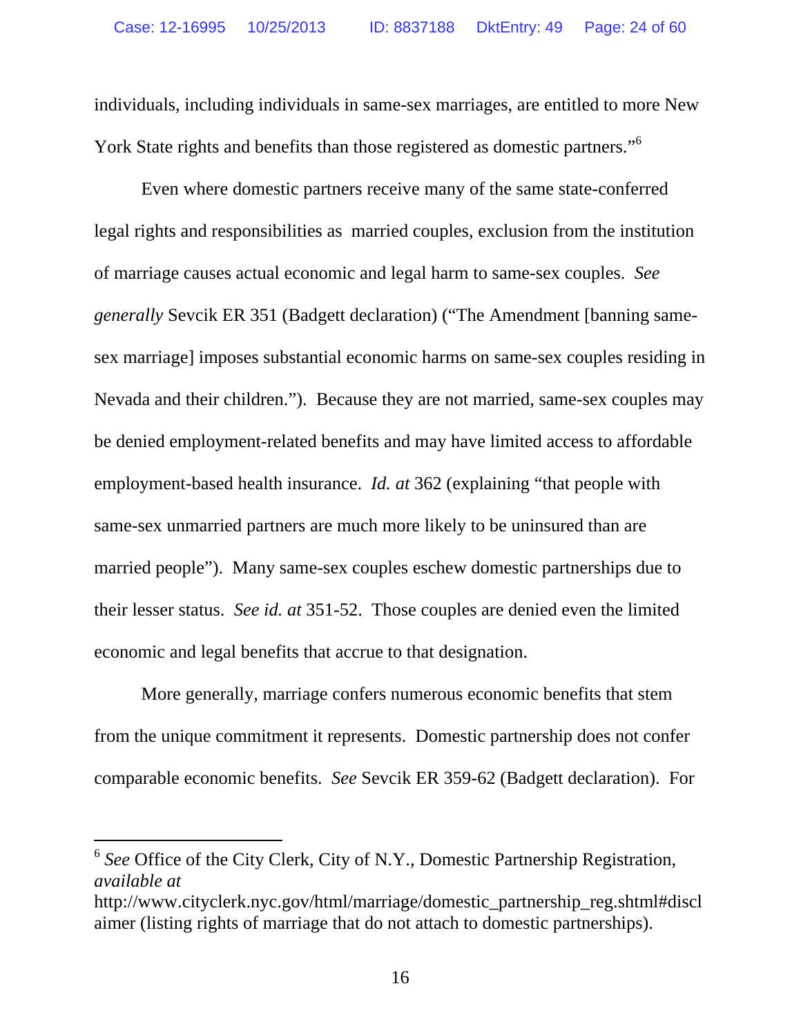individuals, including individuals in same-sex marriages, are entitled to more New York State rights and benefits than those registered as domestic partners."[6]

Even where domestic partners receive many of the same state-conferred legal rights and responsibilities as married couples, exclusion from the institution of marriage causes actual economic and legal harm to same-sex couples. *See generally* Sevcik ER 351 (Badgett declaration) ("The Amendment [banning same-sex marriage] imposes substantial economic harms on same-sex couples residing in Nevada and their children."). Because they are not married, same-sex couples may be denied employment-related benefits and may have limited access to affordable employment-based health insurance. *Id. at* 362 (explaining "that people with same-sex unmarried partners are much more likely to be uninsured than are married people"). Many same-sex couples eschew domestic partnerships due to their lesser status. *See id. at* 351-52. Those couples are denied even the limited economic and legal benefits that accrue to that designation.

More generally, marriage confers numerous economic benefits that stem from the unique commitment it represents. Domestic partnership does not confer comparable economic benefits. *See* Sevcik ER 359-62 (Badgett declaration). For

---

[6] *See* Office of the City Clerk, City of N.Y., Domestic Partnership Registration, *available at* http://www.cityclerk.nyc.gov/html/marriage/domestic_partnership_reg.shtml#disclaimer (listing rights of marriage that do not attach to domestic partnerships).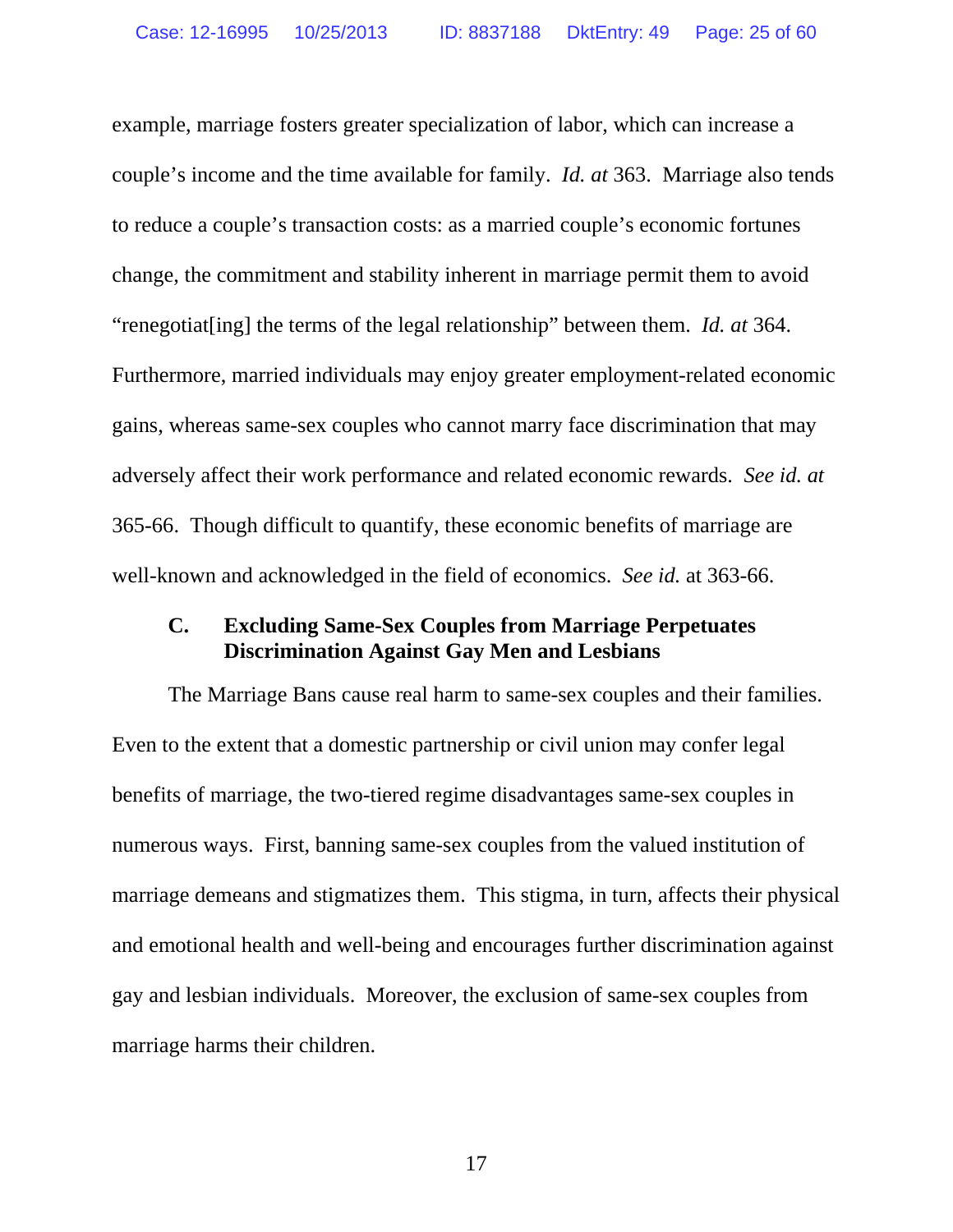example, marriage fosters greater specialization of labor, which can increase a couple's income and the time available for family. *Id. at* 363. Marriage also tends to reduce a couple's transaction costs: as a married couple's economic fortunes change, the commitment and stability inherent in marriage permit them to avoid "renegotiat[ing] the terms of the legal relationship" between them. *Id. at* 364. Furthermore, married individuals may enjoy greater employment-related economic gains, whereas same-sex couples who cannot marry face discrimination that may adversely affect their work performance and related economic rewards. *See id. at* 365-66. Though difficult to quantify, these economic benefits of marriage are well-known and acknowledged in the field of economics. *See id.* at 363-66.

### C. Excluding Same-Sex Couples from Marriage Perpetuates Discrimination Against Gay Men and Lesbians

The Marriage Bans cause real harm to same-sex couples and their families. Even to the extent that a domestic partnership or civil union may confer legal benefits of marriage, the two-tiered regime disadvantages same-sex couples in numerous ways. First, banning same-sex couples from the valued institution of marriage demeans and stigmatizes them. This stigma, in turn, affects their physical and emotional health and well-being and encourages further discrimination against gay and lesbian individuals. Moreover, the exclusion of same-sex couples from marriage harms their children.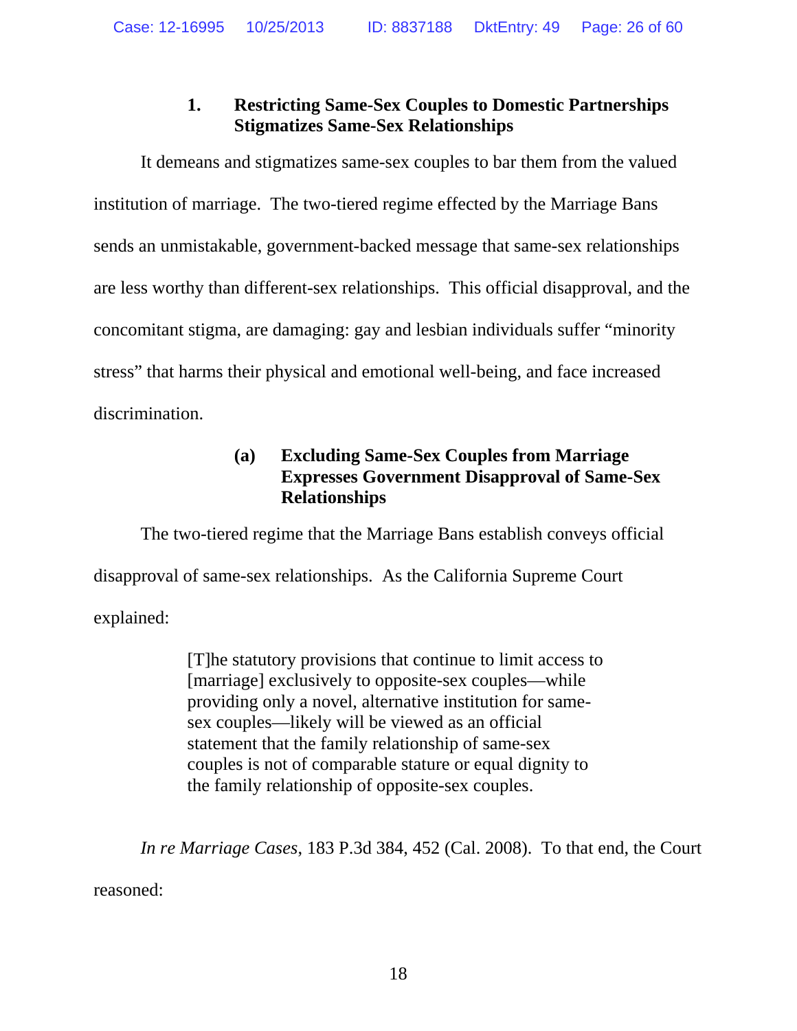### 1. Restricting Same-Sex Couples to Domestic Partnerships Stigmatizes Same-Sex Relationships

It demeans and stigmatizes same-sex couples to bar them from the valued institution of marriage. The two-tiered regime effected by the Marriage Bans sends an unmistakable, government-backed message that same-sex relationships are less worthy than different-sex relationships. This official disapproval, and the concomitant stigma, are damaging: gay and lesbian individuals suffer "minority stress" that harms their physical and emotional well-being, and face increased discrimination.

#### (a) Excluding Same-Sex Couples from Marriage Expresses Government Disapproval of Same-Sex Relationships

The two-tiered regime that the Marriage Bans establish conveys official disapproval of same-sex relationships. As the California Supreme Court explained:

> [T]he statutory provisions that continue to limit access to [marriage] exclusively to opposite-sex couples—while providing only a novel, alternative institution for same-sex couples—likely will be viewed as an official statement that the family relationship of same-sex couples is not of comparable stature or equal dignity to the family relationship of opposite-sex couples.

*In re Marriage Cases*, 183 P.3d 384, 452 (Cal. 2008). To that end, the Court reasoned: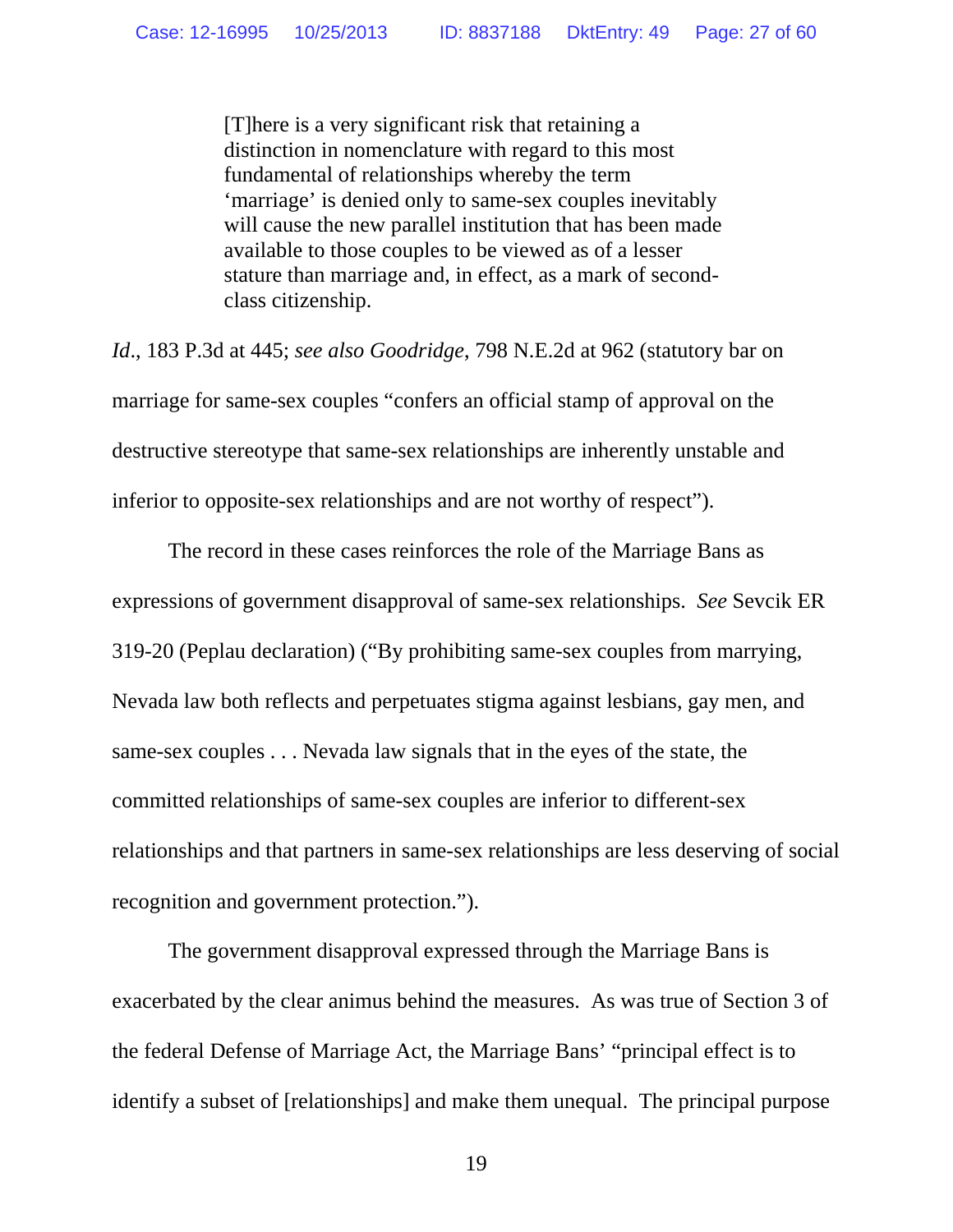> [T]here is a very significant risk that retaining a distinction in nomenclature with regard to this most fundamental of relationships whereby the term 'marriage' is denied only to same-sex couples inevitably will cause the new parallel institution that has been made available to those couples to be viewed as of a lesser stature than marriage and, in effect, as a mark of second-class citizenship.

*Id*., 183 P.3d at 445; *see also Goodridge*, 798 N.E.2d at 962 (statutory bar on marriage for same-sex couples "confers an official stamp of approval on the destructive stereotype that same-sex relationships are inherently unstable and inferior to opposite-sex relationships and are not worthy of respect").

The record in these cases reinforces the role of the Marriage Bans as expressions of government disapproval of same-sex relationships. *See* Sevcik ER 319-20 (Peplau declaration) ("By prohibiting same-sex couples from marrying, Nevada law both reflects and perpetuates stigma against lesbians, gay men, and same-sex couples . . . Nevada law signals that in the eyes of the state, the committed relationships of same-sex couples are inferior to different-sex relationships and that partners in same-sex relationships are less deserving of social recognition and government protection.").

The government disapproval expressed through the Marriage Bans is exacerbated by the clear animus behind the measures. As was true of Section 3 of the federal Defense of Marriage Act, the Marriage Bans' "principal effect is to identify a subset of [relationships] and make them unequal. The principal purpose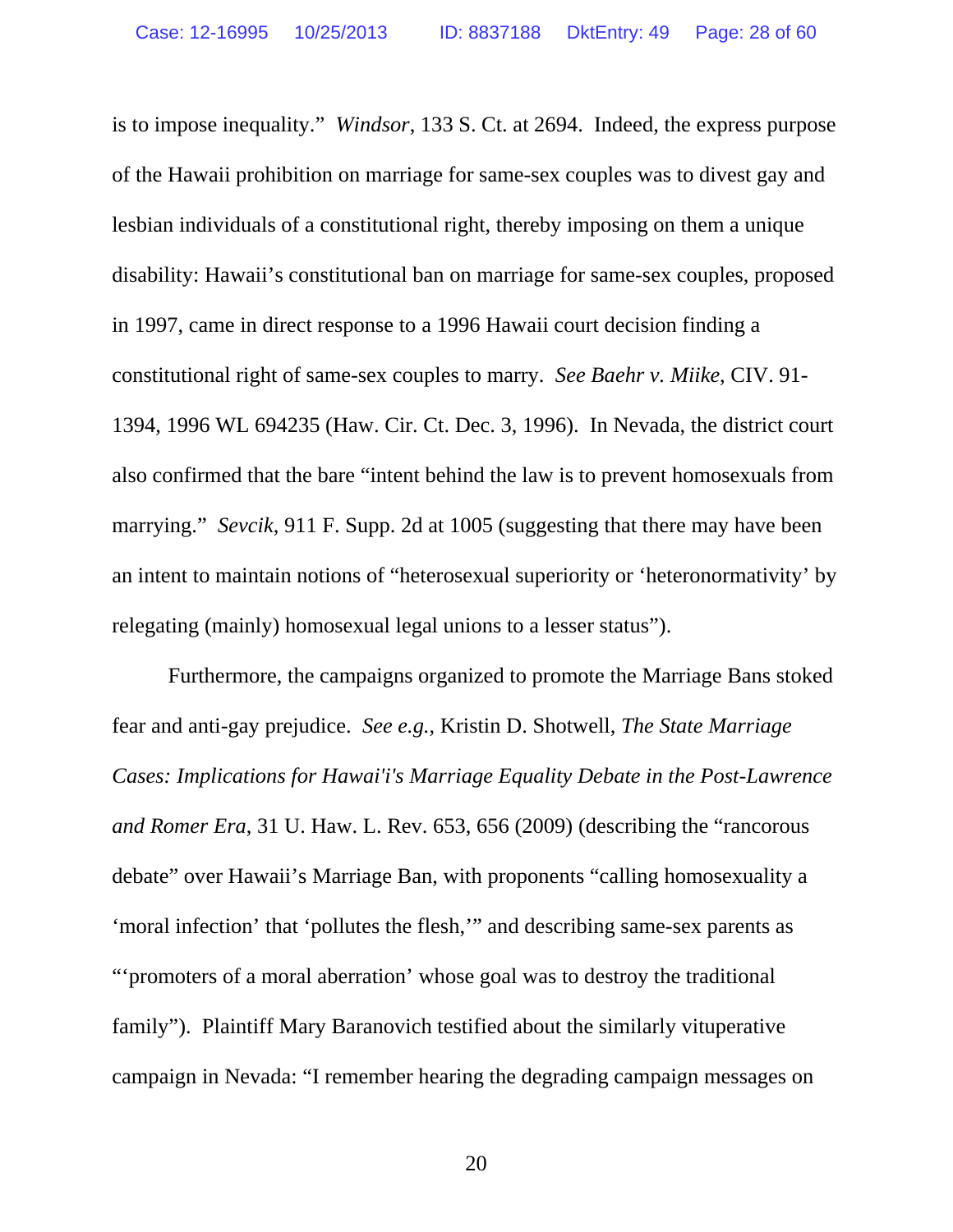is to impose inequality." *Windsor*, 133 S. Ct. at 2694. Indeed, the express purpose of the Hawaii prohibition on marriage for same-sex couples was to divest gay and lesbian individuals of a constitutional right, thereby imposing on them a unique disability: Hawaii's constitutional ban on marriage for same-sex couples, proposed in 1997, came in direct response to a 1996 Hawaii court decision finding a constitutional right of same-sex couples to marry. *See Baehr v. Miike*, CIV. 91-1394, 1996 WL 694235 (Haw. Cir. Ct. Dec. 3, 1996). In Nevada, the district court also confirmed that the bare "intent behind the law is to prevent homosexuals from marrying." *Sevcik*, 911 F. Supp. 2d at 1005 (suggesting that there may have been an intent to maintain notions of "heterosexual superiority or 'heteronormativity' by relegating (mainly) homosexual legal unions to a lesser status").

Furthermore, the campaigns organized to promote the Marriage Bans stoked fear and anti-gay prejudice. *See e.g.*, Kristin D. Shotwell, *The State Marriage Cases: Implications for Hawai'i's Marriage Equality Debate in the Post-Lawrence and Romer Era*, 31 U. Haw. L. Rev. 653, 656 (2009) (describing the "rancorous debate" over Hawaii's Marriage Ban, with proponents "calling homosexuality a 'moral infection' that 'pollutes the flesh,'" and describing same-sex parents as "'promoters of a moral aberration' whose goal was to destroy the traditional family"). Plaintiff Mary Baranovich testified about the similarly vituperative campaign in Nevada: "I remember hearing the degrading campaign messages on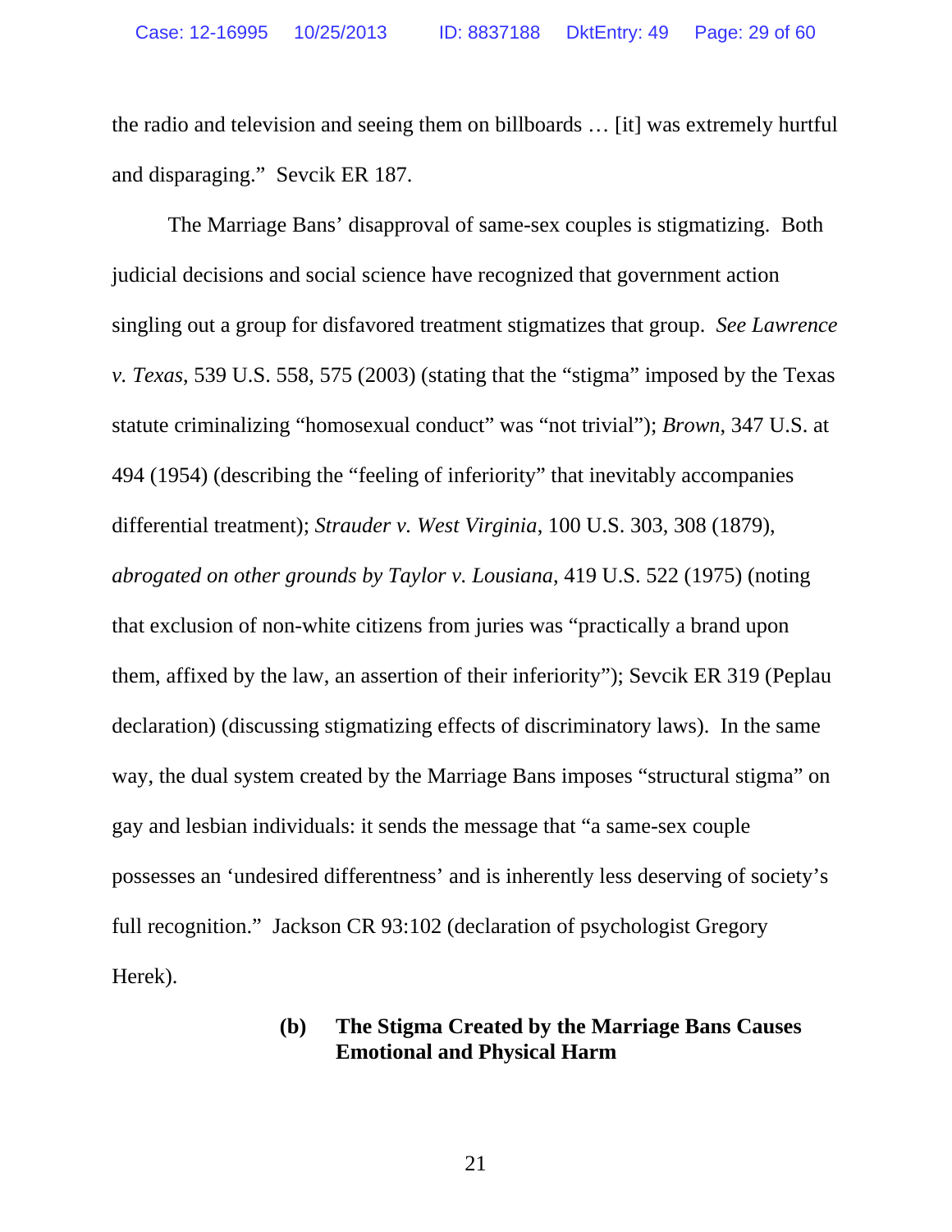the radio and television and seeing them on billboards … [it] was extremely hurtful and disparaging." Sevcik ER 187.

The Marriage Bans' disapproval of same-sex couples is stigmatizing. Both judicial decisions and social science have recognized that government action singling out a group for disfavored treatment stigmatizes that group. *See Lawrence v. Texas*, 539 U.S. 558, 575 (2003) (stating that the "stigma" imposed by the Texas statute criminalizing "homosexual conduct" was "not trivial"); *Brown*, 347 U.S. at 494 (1954) (describing the "feeling of inferiority" that inevitably accompanies differential treatment); *Strauder v. West Virginia*, 100 U.S. 303, 308 (1879), *abrogated on other grounds by Taylor v. Lousiana*, 419 U.S. 522 (1975) (noting that exclusion of non-white citizens from juries was "practically a brand upon them, affixed by the law, an assertion of their inferiority"); Sevcik ER 319 (Peplau declaration) (discussing stigmatizing effects of discriminatory laws). In the same way, the dual system created by the Marriage Bans imposes "structural stigma" on gay and lesbian individuals: it sends the message that "a same-sex couple possesses an 'undesired differentness' and is inherently less deserving of society's full recognition." Jackson CR 93:102 (declaration of psychologist Gregory Herek).

**(b) The Stigma Created by the Marriage Bans Causes Emotional and Physical Harm**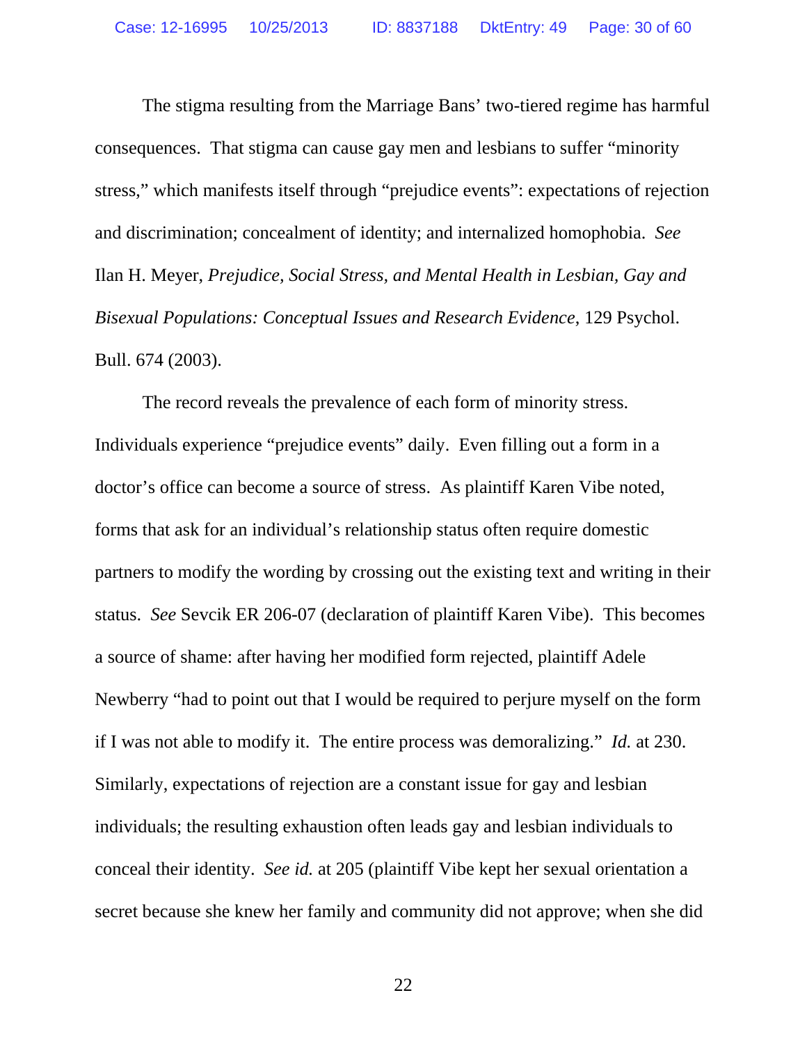The stigma resulting from the Marriage Bans' two-tiered regime has harmful consequences. That stigma can cause gay men and lesbians to suffer "minority stress," which manifests itself through "prejudice events": expectations of rejection and discrimination; concealment of identity; and internalized homophobia. *See* Ilan H. Meyer, *Prejudice, Social Stress, and Mental Health in Lesbian, Gay and Bisexual Populations: Conceptual Issues and Research Evidence*, 129 Psychol. Bull. 674 (2003).

The record reveals the prevalence of each form of minority stress. Individuals experience "prejudice events" daily. Even filling out a form in a doctor's office can become a source of stress. As plaintiff Karen Vibe noted, forms that ask for an individual's relationship status often require domestic partners to modify the wording by crossing out the existing text and writing in their status. *See* Sevcik ER 206-07 (declaration of plaintiff Karen Vibe). This becomes a source of shame: after having her modified form rejected, plaintiff Adele Newberry "had to point out that I would be required to perjure myself on the form if I was not able to modify it. The entire process was demoralizing." *Id.* at 230. Similarly, expectations of rejection are a constant issue for gay and lesbian individuals; the resulting exhaustion often leads gay and lesbian individuals to conceal their identity. *See id.* at 205 (plaintiff Vibe kept her sexual orientation a secret because she knew her family and community did not approve; when she did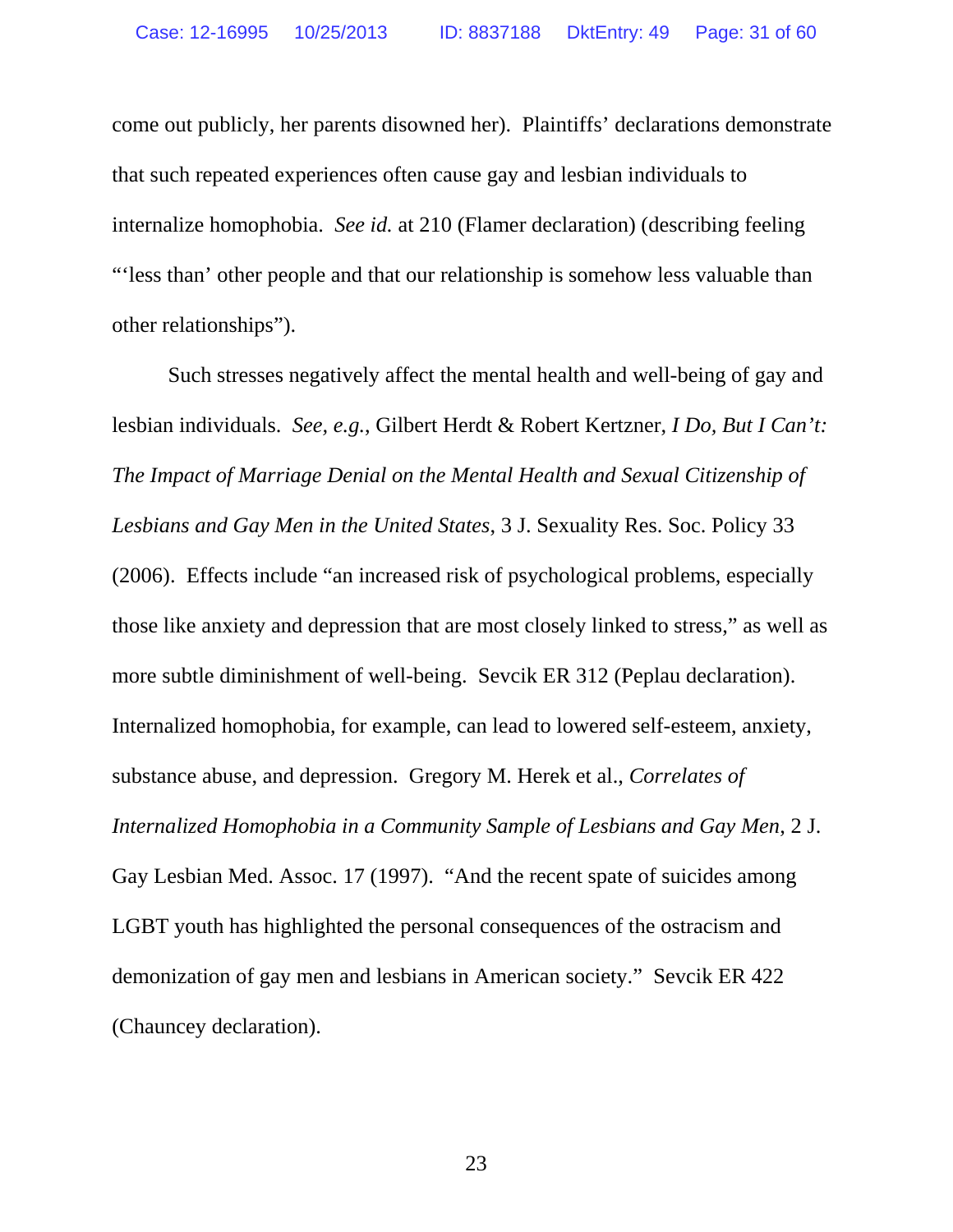come out publicly, her parents disowned her). Plaintiffs' declarations demonstrate that such repeated experiences often cause gay and lesbian individuals to internalize homophobia. *See id.* at 210 (Flamer declaration) (describing feeling "'less than' other people and that our relationship is somehow less valuable than other relationships").

Such stresses negatively affect the mental health and well-being of gay and lesbian individuals. *See, e.g.*, Gilbert Herdt & Robert Kertzner, *I Do, But I Can't: The Impact of Marriage Denial on the Mental Health and Sexual Citizenship of Lesbians and Gay Men in the United States*, 3 J. Sexuality Res. Soc. Policy 33 (2006). Effects include "an increased risk of psychological problems, especially those like anxiety and depression that are most closely linked to stress," as well as more subtle diminishment of well-being. Sevcik ER 312 (Peplau declaration). Internalized homophobia, for example, can lead to lowered self-esteem, anxiety, substance abuse, and depression. Gregory M. Herek et al., *Correlates of Internalized Homophobia in a Community Sample of Lesbians and Gay Men*, 2 J. Gay Lesbian Med. Assoc. 17 (1997). "And the recent spate of suicides among LGBT youth has highlighted the personal consequences of the ostracism and demonization of gay men and lesbians in American society." Sevcik ER 422 (Chauncey declaration).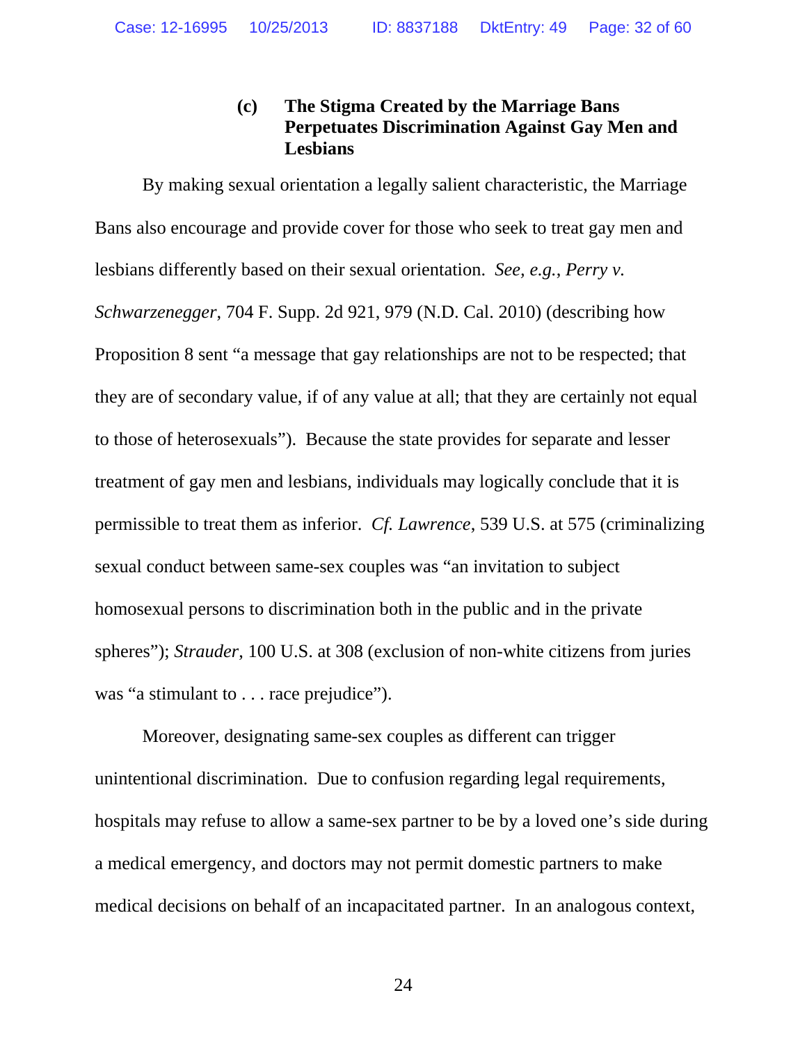### (c) The Stigma Created by the Marriage Bans Perpetuates Discrimination Against Gay Men and Lesbians

By making sexual orientation a legally salient characteristic, the Marriage Bans also encourage and provide cover for those who seek to treat gay men and lesbians differently based on their sexual orientation. *See, e.g.*, *Perry v. Schwarzenegger*, 704 F. Supp. 2d 921, 979 (N.D. Cal. 2010) (describing how Proposition 8 sent "a message that gay relationships are not to be respected; that they are of secondary value, if of any value at all; that they are certainly not equal to those of heterosexuals"). Because the state provides for separate and lesser treatment of gay men and lesbians, individuals may logically conclude that it is permissible to treat them as inferior. *Cf. Lawrence*, 539 U.S. at 575 (criminalizing sexual conduct between same-sex couples was "an invitation to subject homosexual persons to discrimination both in the public and in the private spheres"); *Strauder*, 100 U.S. at 308 (exclusion of non-white citizens from juries was "a stimulant to . . . race prejudice").

Moreover, designating same-sex couples as different can trigger unintentional discrimination. Due to confusion regarding legal requirements, hospitals may refuse to allow a same-sex partner to be by a loved one's side during a medical emergency, and doctors may not permit domestic partners to make medical decisions on behalf of an incapacitated partner. In an analogous context,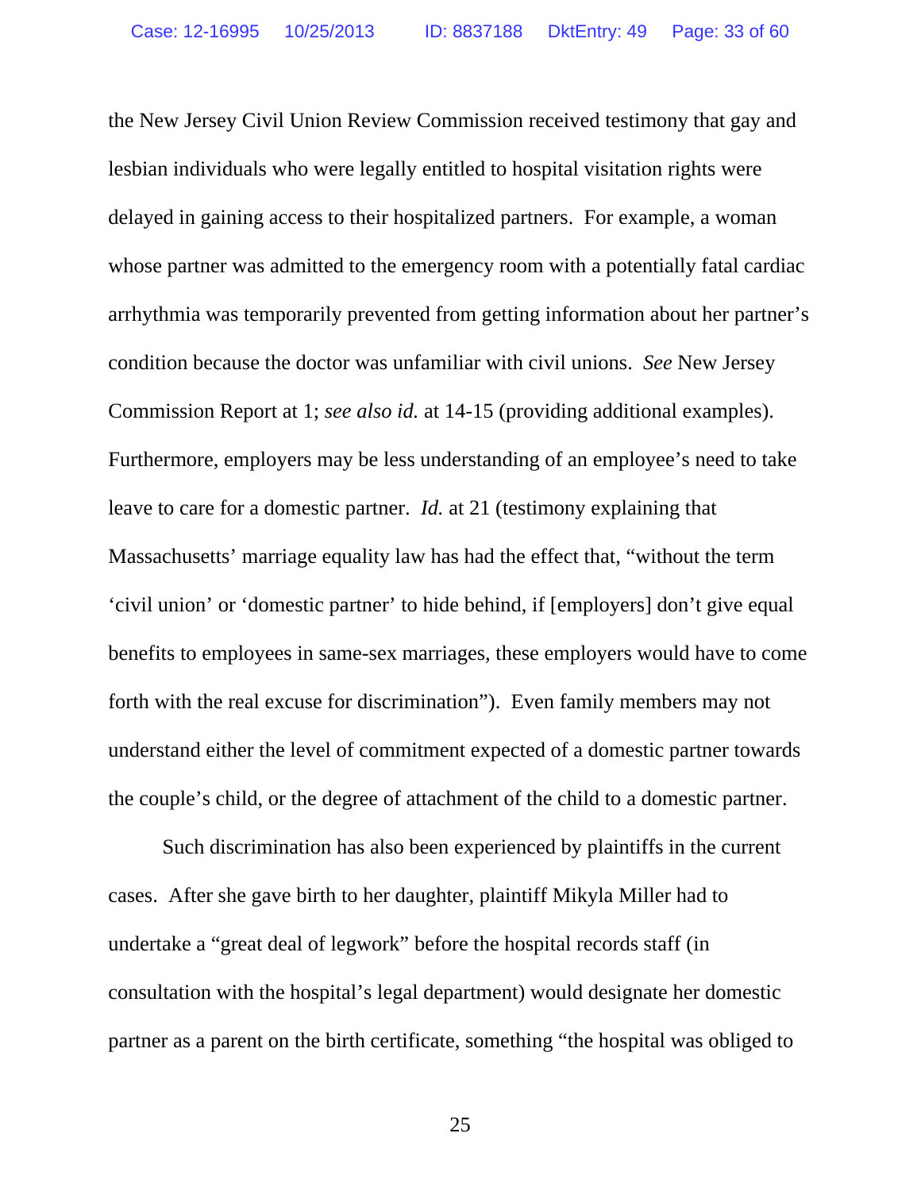the New Jersey Civil Union Review Commission received testimony that gay and lesbian individuals who were legally entitled to hospital visitation rights were delayed in gaining access to their hospitalized partners. For example, a woman whose partner was admitted to the emergency room with a potentially fatal cardiac arrhythmia was temporarily prevented from getting information about her partner's condition because the doctor was unfamiliar with civil unions. *See* New Jersey Commission Report at 1; *see also id.* at 14-15 (providing additional examples). Furthermore, employers may be less understanding of an employee's need to take leave to care for a domestic partner. *Id.* at 21 (testimony explaining that Massachusetts' marriage equality law has had the effect that, "without the term 'civil union' or 'domestic partner' to hide behind, if [employers] don't give equal benefits to employees in same-sex marriages, these employers would have to come forth with the real excuse for discrimination"). Even family members may not understand either the level of commitment expected of a domestic partner towards the couple's child, or the degree of attachment of the child to a domestic partner.

Such discrimination has also been experienced by plaintiffs in the current cases. After she gave birth to her daughter, plaintiff Mikyla Miller had to undertake a "great deal of legwork" before the hospital records staff (in consultation with the hospital's legal department) would designate her domestic partner as a parent on the birth certificate, something "the hospital was obliged to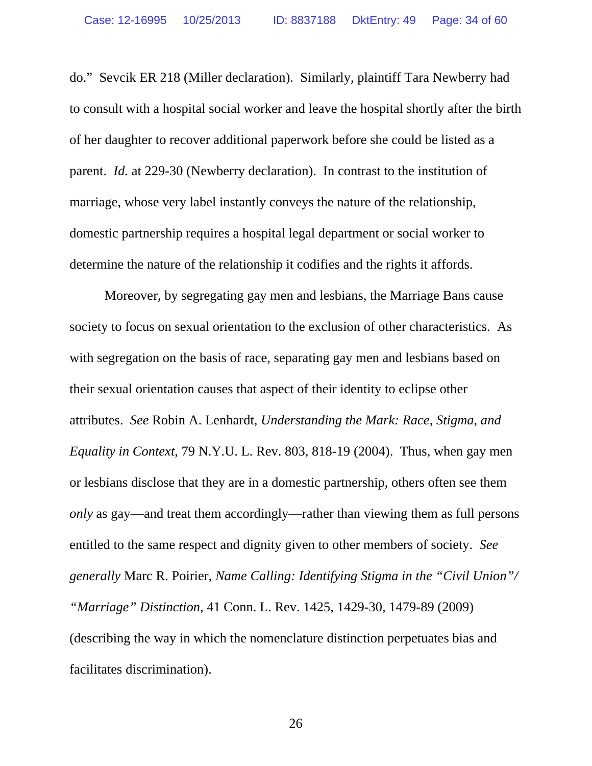do." Sevcik ER 218 (Miller declaration). Similarly, plaintiff Tara Newberry had to consult with a hospital social worker and leave the hospital shortly after the birth of her daughter to recover additional paperwork before she could be listed as a parent. *Id.* at 229-30 (Newberry declaration). In contrast to the institution of marriage, whose very label instantly conveys the nature of the relationship, domestic partnership requires a hospital legal department or social worker to determine the nature of the relationship it codifies and the rights it affords.

Moreover, by segregating gay men and lesbians, the Marriage Bans cause society to focus on sexual orientation to the exclusion of other characteristics. As with segregation on the basis of race, separating gay men and lesbians based on their sexual orientation causes that aspect of their identity to eclipse other attributes. *See* Robin A. Lenhardt, *Understanding the Mark: Race, Stigma, and Equality in Context*, 79 N.Y.U. L. Rev. 803, 818-19 (2004). Thus, when gay men or lesbians disclose that they are in a domestic partnership, others often see them *only* as gay—and treat them accordingly—rather than viewing them as full persons entitled to the same respect and dignity given to other members of society. *See generally* Marc R. Poirier, *Name Calling: Identifying Stigma in the "Civil Union"/ "Marriage" Distinction*, 41 Conn. L. Rev. 1425, 1429-30, 1479-89 (2009) (describing the way in which the nomenclature distinction perpetuates bias and facilitates discrimination).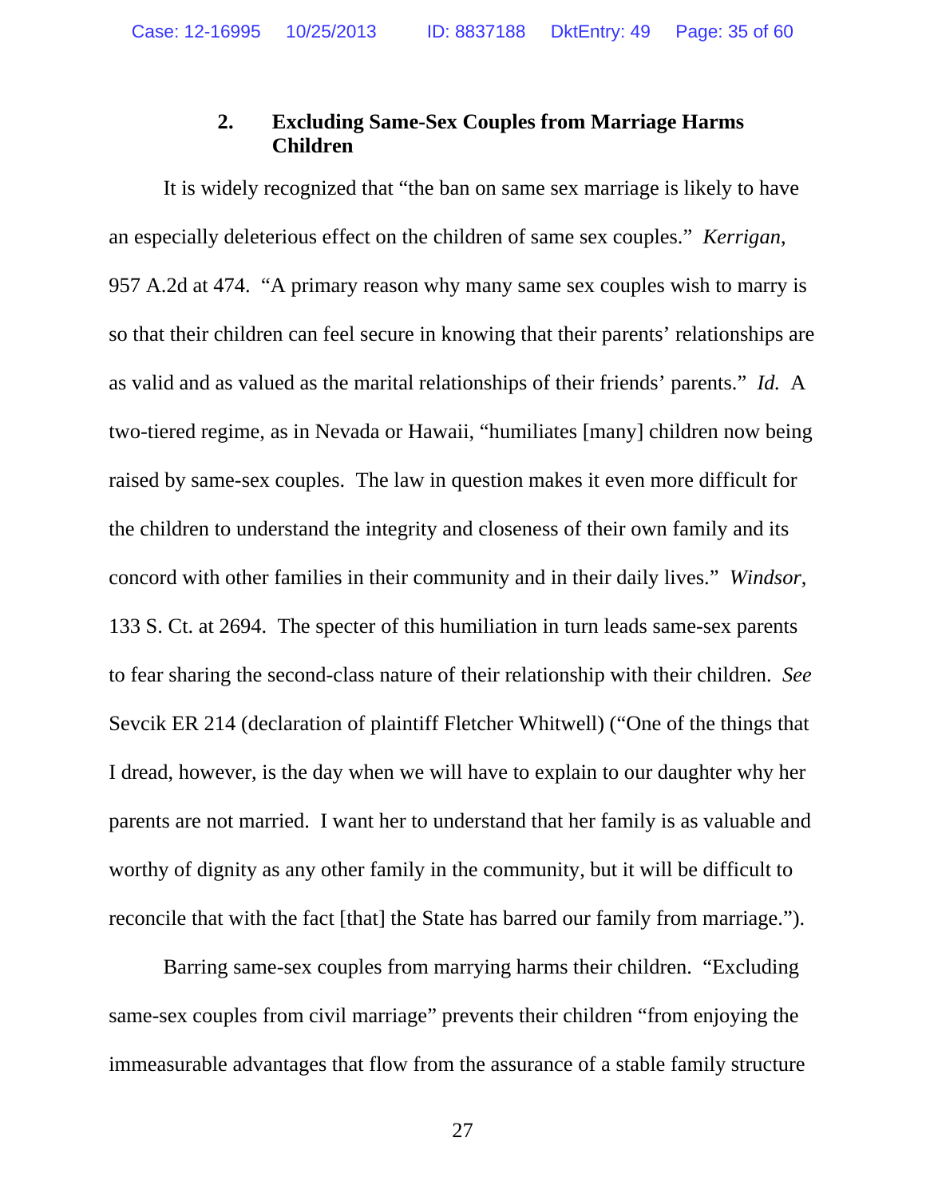### 2. Excluding Same-Sex Couples from Marriage Harms Children

It is widely recognized that "the ban on same sex marriage is likely to have an especially deleterious effect on the children of same sex couples." *Kerrigan*, 957 A.2d at 474. "A primary reason why many same sex couples wish to marry is so that their children can feel secure in knowing that their parents' relationships are as valid and as valued as the marital relationships of their friends' parents." *Id.* A two-tiered regime, as in Nevada or Hawaii, "humiliates [many] children now being raised by same-sex couples. The law in question makes it even more difficult for the children to understand the integrity and closeness of their own family and its concord with other families in their community and in their daily lives." *Windsor*, 133 S. Ct. at 2694. The specter of this humiliation in turn leads same-sex parents to fear sharing the second-class nature of their relationship with their children. *See* Sevcik ER 214 (declaration of plaintiff Fletcher Whitwell) ("One of the things that I dread, however, is the day when we will have to explain to our daughter why her parents are not married. I want her to understand that her family is as valuable and worthy of dignity as any other family in the community, but it will be difficult to reconcile that with the fact [that] the State has barred our family from marriage.").

Barring same-sex couples from marrying harms their children. "Excluding same-sex couples from civil marriage" prevents their children "from enjoying the immeasurable advantages that flow from the assurance of a stable family structure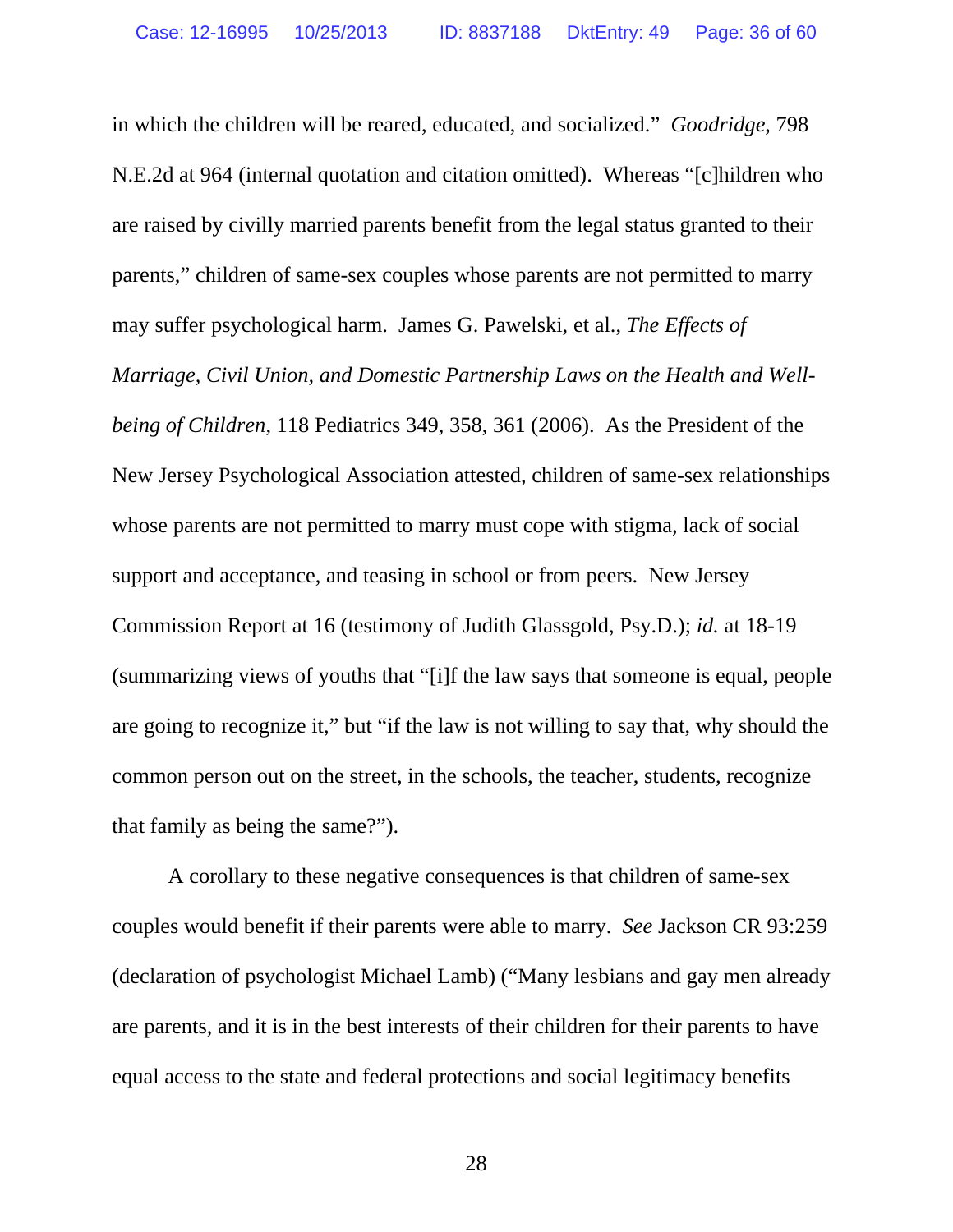in which the children will be reared, educated, and socialized." *Goodridge*, 798 N.E.2d at 964 (internal quotation and citation omitted). Whereas "[c]hildren who are raised by civilly married parents benefit from the legal status granted to their parents," children of same-sex couples whose parents are not permitted to marry may suffer psychological harm. James G. Pawelski, et al., *The Effects of Marriage, Civil Union, and Domestic Partnership Laws on the Health and Well-being of Children*, 118 Pediatrics 349, 358, 361 (2006). As the President of the New Jersey Psychological Association attested, children of same-sex relationships whose parents are not permitted to marry must cope with stigma, lack of social support and acceptance, and teasing in school or from peers. New Jersey Commission Report at 16 (testimony of Judith Glassgold, Psy.D.); *id.* at 18-19 (summarizing views of youths that "[i]f the law says that someone is equal, people are going to recognize it," but "if the law is not willing to say that, why should the common person out on the street, in the schools, the teacher, students, recognize that family as being the same?").

A corollary to these negative consequences is that children of same-sex couples would benefit if their parents were able to marry. *See* Jackson CR 93:259 (declaration of psychologist Michael Lamb) ("Many lesbians and gay men already are parents, and it is in the best interests of their children for their parents to have equal access to the state and federal protections and social legitimacy benefits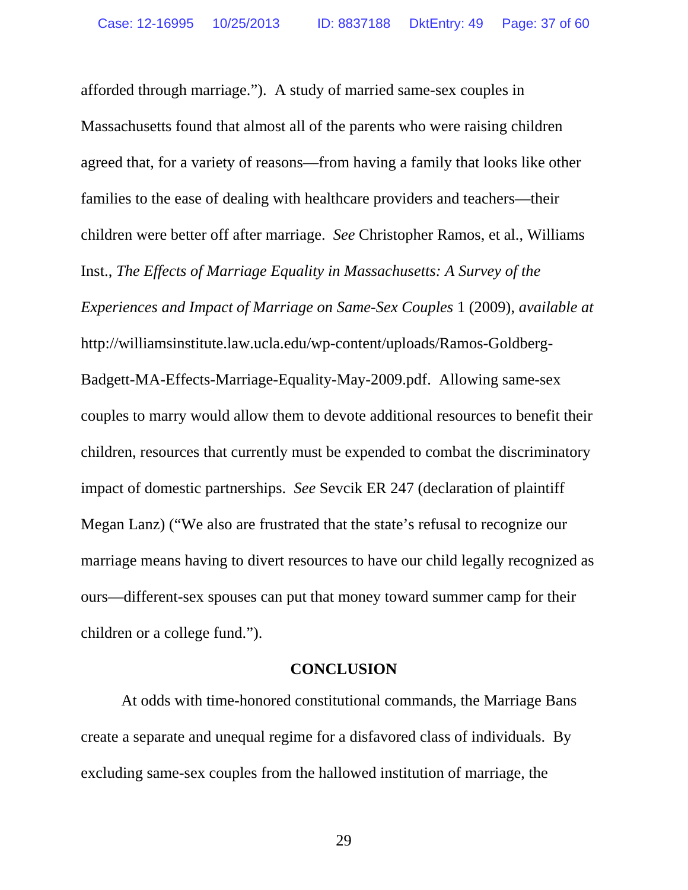afforded through marriage."). A study of married same-sex couples in Massachusetts found that almost all of the parents who were raising children agreed that, for a variety of reasons—from having a family that looks like other families to the ease of dealing with healthcare providers and teachers—their children were better off after marriage. *See* Christopher Ramos, et al., Williams Inst., *The Effects of Marriage Equality in Massachusetts: A Survey of the Experiences and Impact of Marriage on Same-Sex Couples* 1 (2009), *available at* http://williamsinstitute.law.ucla.edu/wp-content/uploads/Ramos-Goldberg-Badgett-MA-Effects-Marriage-Equality-May-2009.pdf. Allowing same-sex couples to marry would allow them to devote additional resources to benefit their children, resources that currently must be expended to combat the discriminatory impact of domestic partnerships. *See* Sevcik ER 247 (declaration of plaintiff Megan Lanz) ("We also are frustrated that the state's refusal to recognize our marriage means having to divert resources to have our child legally recognized as ours—different-sex spouses can put that money toward summer camp for their children or a college fund.").

## CONCLUSION

At odds with time-honored constitutional commands, the Marriage Bans create a separate and unequal regime for a disfavored class of individuals. By excluding same-sex couples from the hallowed institution of marriage, the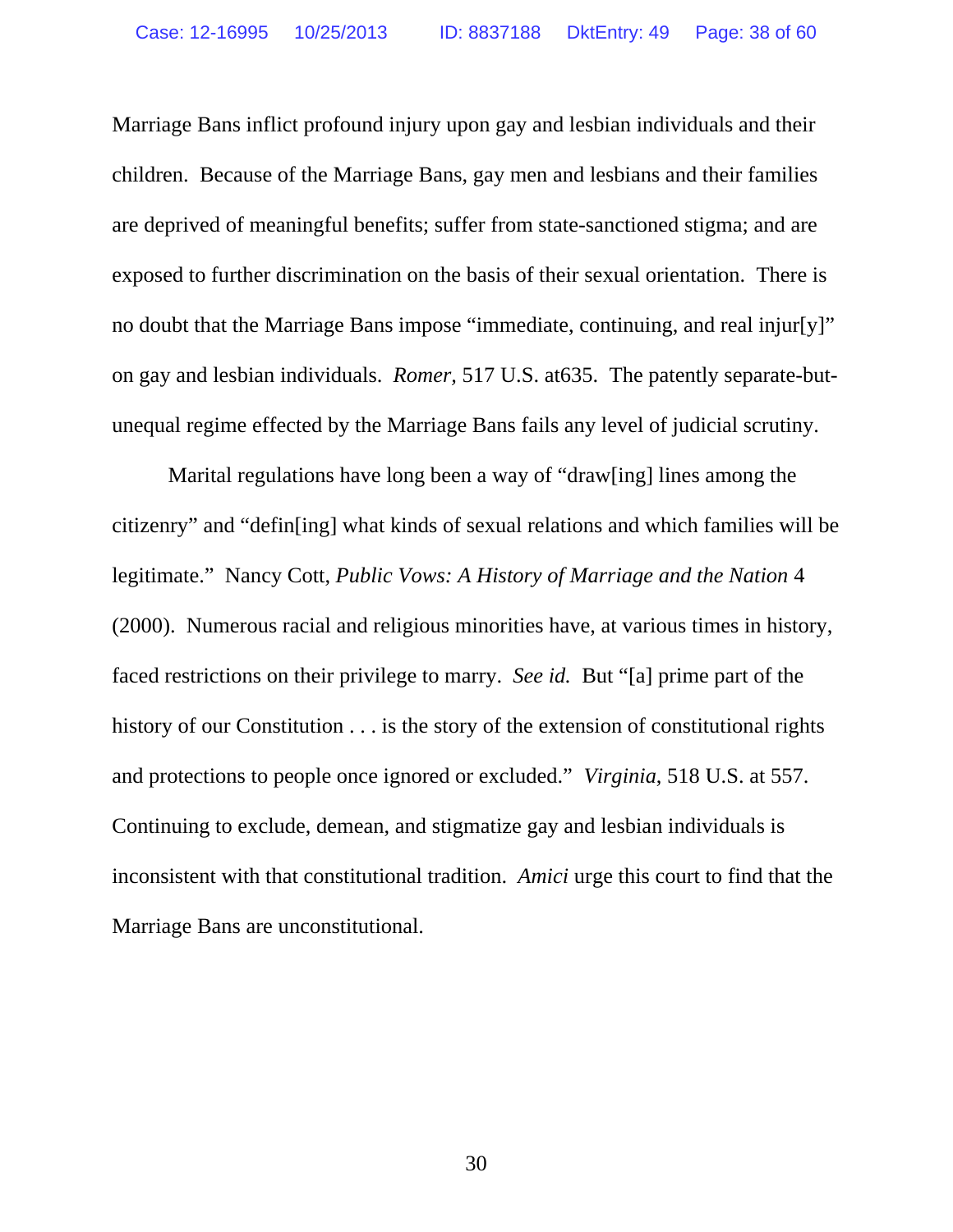Marriage Bans inflict profound injury upon gay and lesbian individuals and their children. Because of the Marriage Bans, gay men and lesbians and their families are deprived of meaningful benefits; suffer from state-sanctioned stigma; and are exposed to further discrimination on the basis of their sexual orientation. There is no doubt that the Marriage Bans impose "immediate, continuing, and real injur[y]" on gay and lesbian individuals. *Romer*, 517 U.S. at635. The patently separate-but-unequal regime effected by the Marriage Bans fails any level of judicial scrutiny.

Marital regulations have long been a way of "draw[ing] lines among the citizenry" and "defin[ing] what kinds of sexual relations and which families will be legitimate." Nancy Cott, *Public Vows: A History of Marriage and the Nation* 4 (2000). Numerous racial and religious minorities have, at various times in history, faced restrictions on their privilege to marry. *See id.* But "[a] prime part of the history of our Constitution . . . is the story of the extension of constitutional rights and protections to people once ignored or excluded." *Virginia*, 518 U.S. at 557. Continuing to exclude, demean, and stigmatize gay and lesbian individuals is inconsistent with that constitutional tradition. *Amici* urge this court to find that the Marriage Bans are unconstitutional.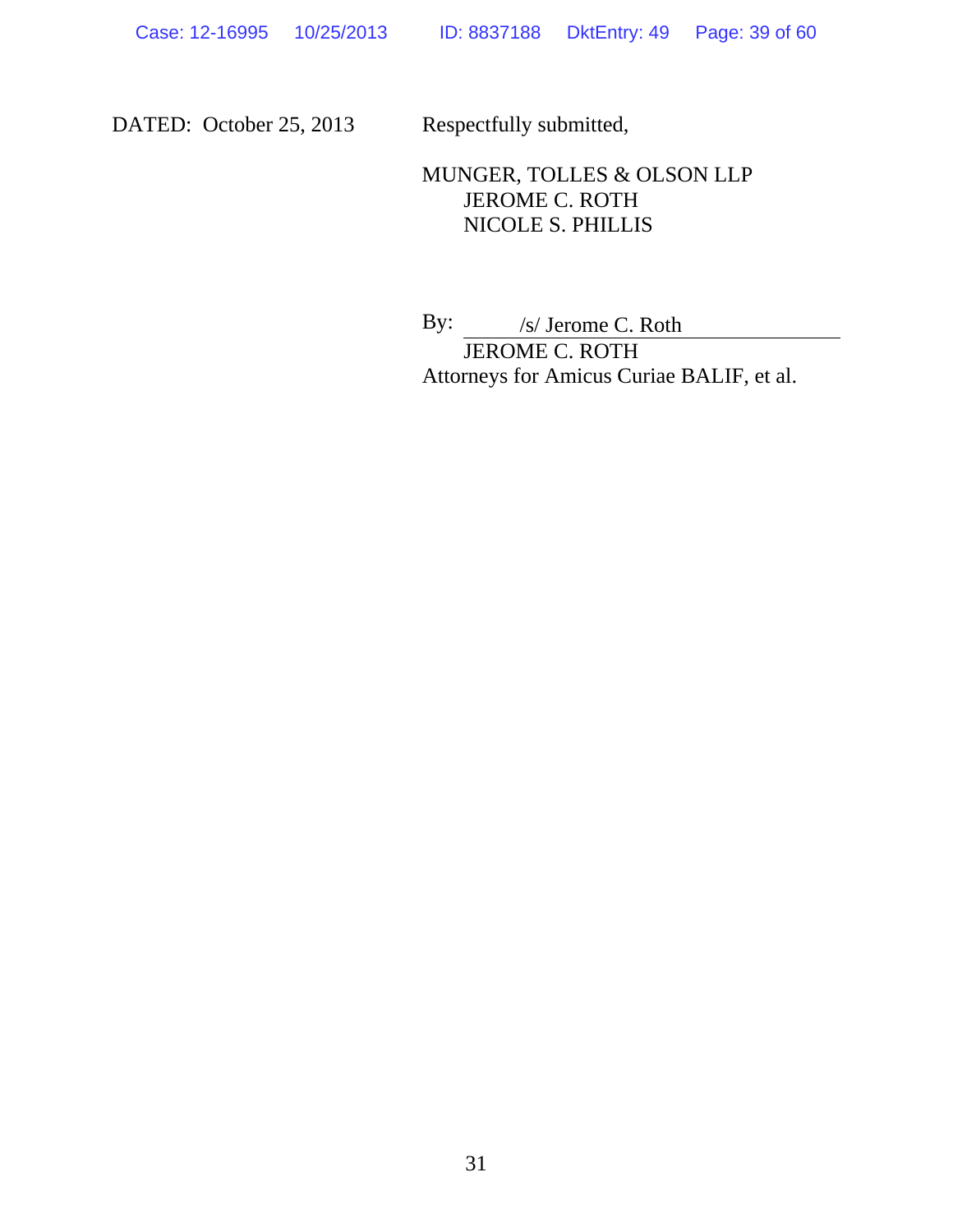DATED: October 25, 2013

Respectfully submitted,

MUNGER, TOLLES & OLSON LLP
JEROME C. ROTH
NICOLE S. PHILLIS

By: /s/ Jerome C. Roth
JEROME C. ROTH
Attorneys for Amicus Curiae BALIF, et al.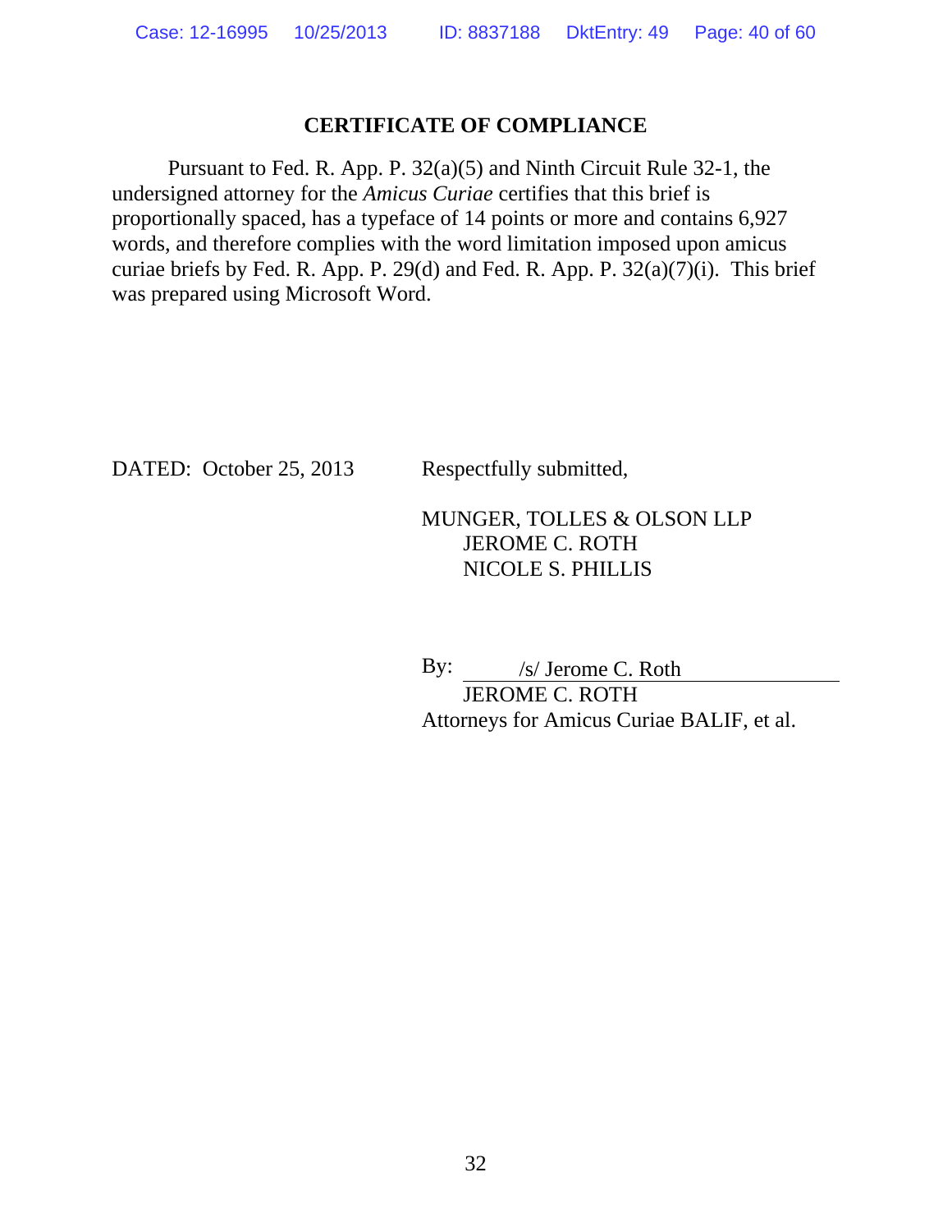## CERTIFICATE OF COMPLIANCE

Pursuant to Fed. R. App. P. 32(a)(5) and Ninth Circuit Rule 32-1, the undersigned attorney for the *Amicus Curiae* certifies that this brief is proportionally spaced, has a typeface of 14 points or more and contains 6,927 words, and therefore complies with the word limitation imposed upon amicus curiae briefs by Fed. R. App. P. 29(d) and Fed. R. App. P. 32(a)(7)(i). This brief was prepared using Microsoft Word.

DATED: October 25, 2013

Respectfully submitted,

MUNGER, TOLLES & OLSON LLP
JEROME C. ROTH
NICOLE S. PHILLIS

By: /s/ Jerome C. Roth
JEROME C. ROTH
Attorneys for Amicus Curiae BALIF, et al.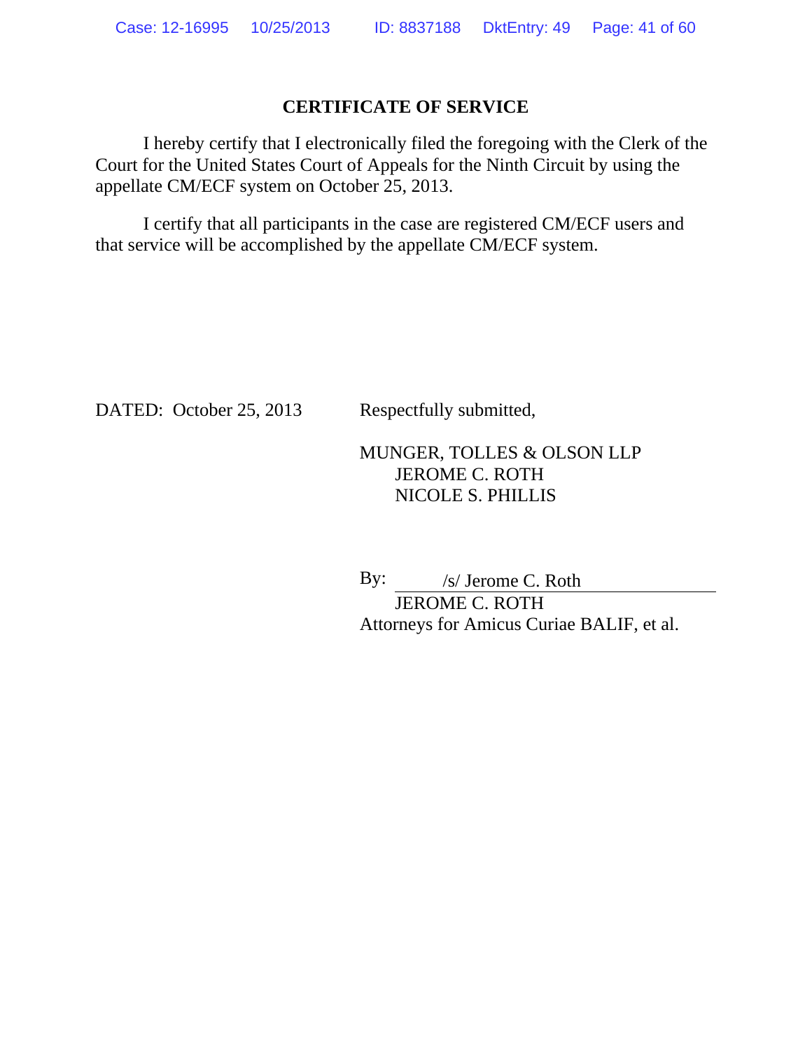## CERTIFICATE OF SERVICE

I hereby certify that I electronically filed the foregoing with the Clerk of the Court for the United States Court of Appeals for the Ninth Circuit by using the appellate CM/ECF system on October 25, 2013.

I certify that all participants in the case are registered CM/ECF users and that service will be accomplished by the appellate CM/ECF system.

DATED: October 25, 2013

Respectfully submitted,

MUNGER, TOLLES & OLSON LLP
JEROME C. ROTH
NICOLE S. PHILLIS

By: /s/ Jerome C. Roth
JEROME C. ROTH
Attorneys for Amicus Curiae BALIF, et al.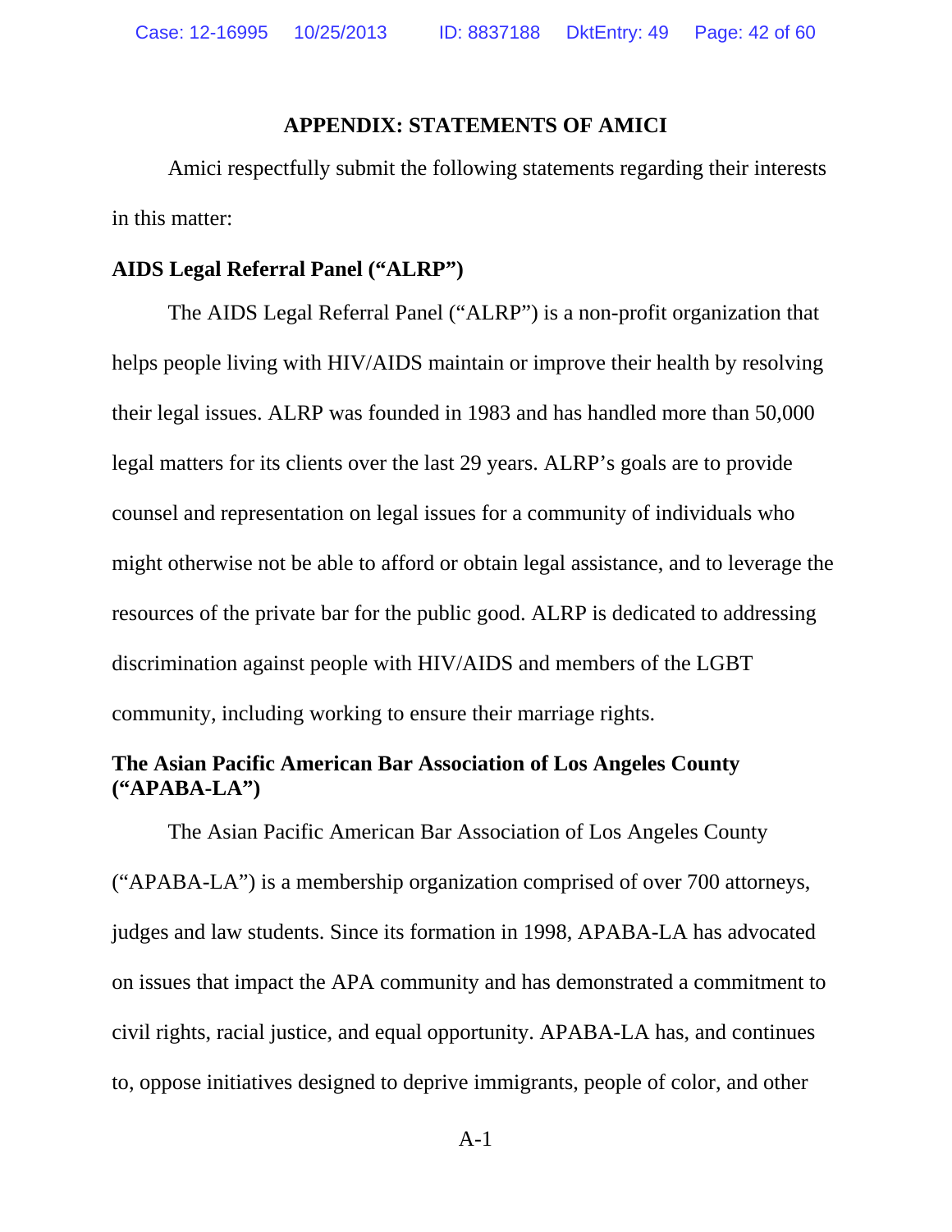## APPENDIX: STATEMENTS OF AMICI

Amici respectfully submit the following statements regarding their interests in this matter:

**AIDS Legal Referral Panel ("ALRP")**

The AIDS Legal Referral Panel ("ALRP") is a non-profit organization that helps people living with HIV/AIDS maintain or improve their health by resolving their legal issues. ALRP was founded in 1983 and has handled more than 50,000 legal matters for its clients over the last 29 years. ALRP's goals are to provide counsel and representation on legal issues for a community of individuals who might otherwise not be able to afford or obtain legal assistance, and to leverage the resources of the private bar for the public good. ALRP is dedicated to addressing discrimination against people with HIV/AIDS and members of the LGBT community, including working to ensure their marriage rights.

**The Asian Pacific American Bar Association of Los Angeles County ("APABA-LA")**

The Asian Pacific American Bar Association of Los Angeles County ("APABA-LA") is a membership organization comprised of over 700 attorneys, judges and law students. Since its formation in 1998, APABA-LA has advocated on issues that impact the APA community and has demonstrated a commitment to civil rights, racial justice, and equal opportunity. APABA-LA has, and continues to, oppose initiatives designed to deprive immigrants, people of color, and other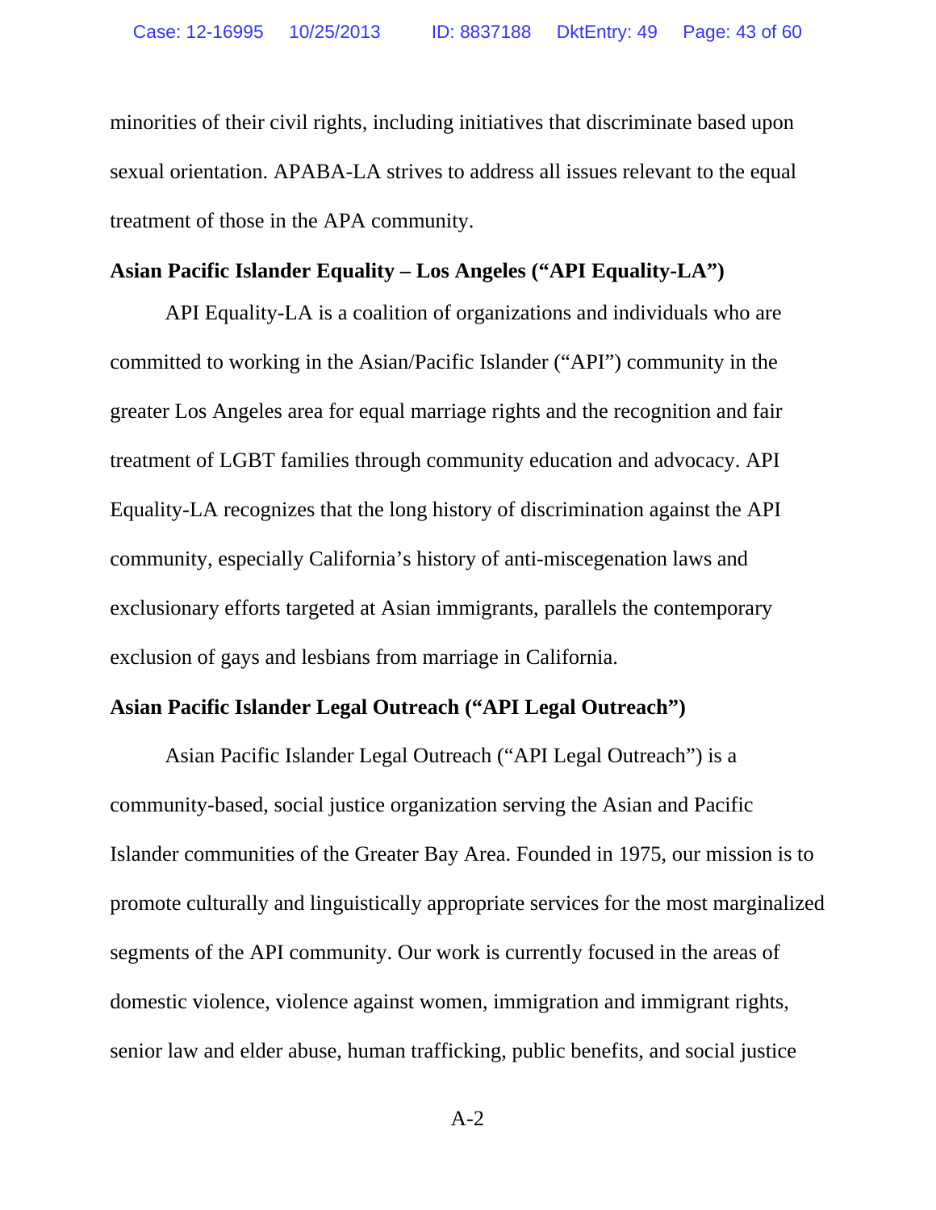minorities of their civil rights, including initiatives that discriminate based upon sexual orientation. APABA-LA strives to address all issues relevant to the equal treatment of those in the APA community.

**Asian Pacific Islander Equality – Los Angeles ("API Equality-LA")**

API Equality-LA is a coalition of organizations and individuals who are committed to working in the Asian/Pacific Islander ("API") community in the greater Los Angeles area for equal marriage rights and the recognition and fair treatment of LGBT families through community education and advocacy. API Equality-LA recognizes that the long history of discrimination against the API community, especially California's history of anti-miscegenation laws and exclusionary efforts targeted at Asian immigrants, parallels the contemporary exclusion of gays and lesbians from marriage in California.

**Asian Pacific Islander Legal Outreach ("API Legal Outreach")**

Asian Pacific Islander Legal Outreach ("API Legal Outreach") is a community-based, social justice organization serving the Asian and Pacific Islander communities of the Greater Bay Area. Founded in 1975, our mission is to promote culturally and linguistically appropriate services for the most marginalized segments of the API community. Our work is currently focused in the areas of domestic violence, violence against women, immigration and immigrant rights, senior law and elder abuse, human trafficking, public benefits, and social justice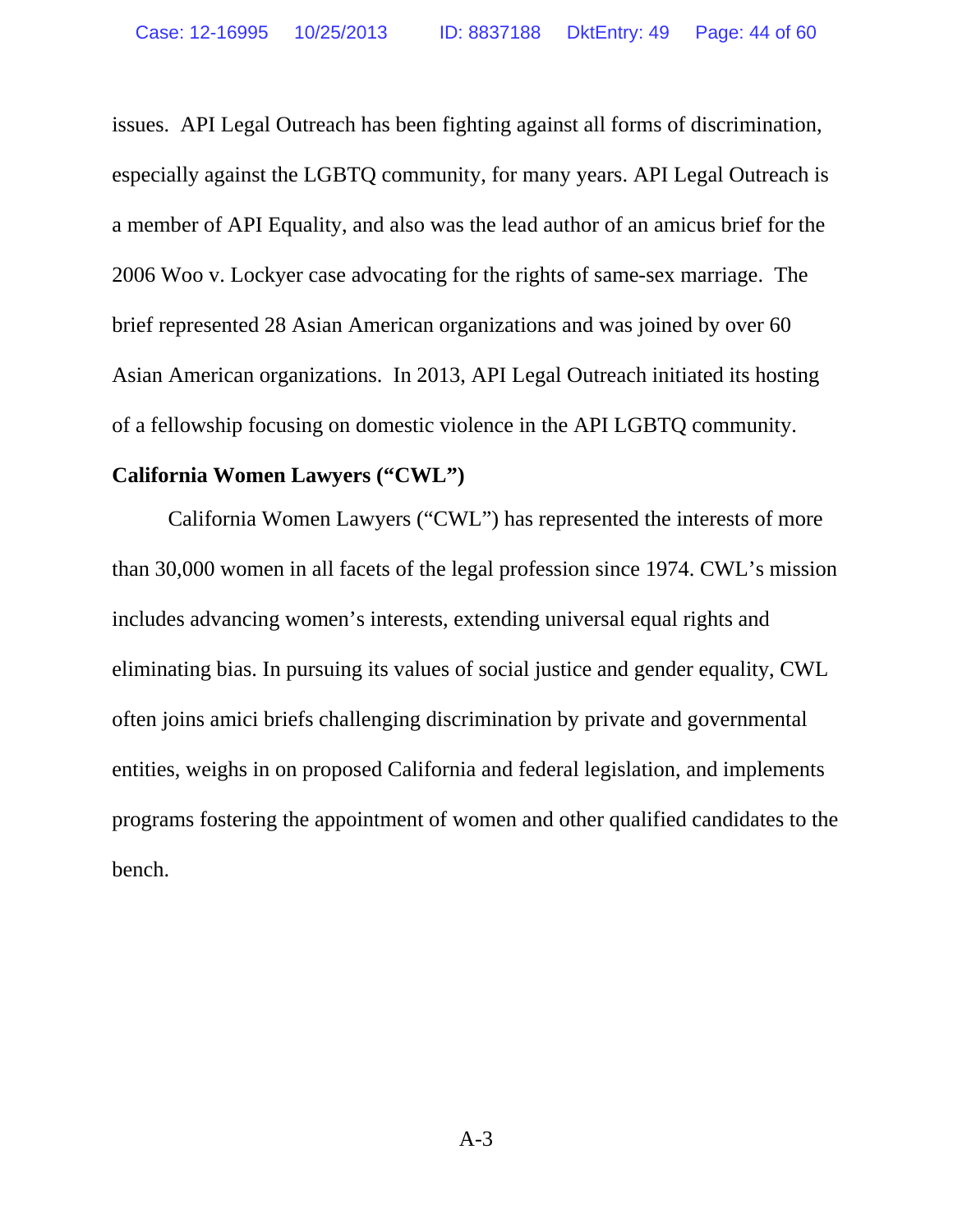issues. API Legal Outreach has been fighting against all forms of discrimination, especially against the LGBTQ community, for many years. API Legal Outreach is a member of API Equality, and also was the lead author of an amicus brief for the 2006 Woo v. Lockyer case advocating for the rights of same-sex marriage. The brief represented 28 Asian American organizations and was joined by over 60 Asian American organizations. In 2013, API Legal Outreach initiated its hosting of a fellowship focusing on domestic violence in the API LGBTQ community.

**California Women Lawyers ("CWL")**

California Women Lawyers ("CWL") has represented the interests of more than 30,000 women in all facets of the legal profession since 1974. CWL's mission includes advancing women's interests, extending universal equal rights and eliminating bias. In pursuing its values of social justice and gender equality, CWL often joins amici briefs challenging discrimination by private and governmental entities, weighs in on proposed California and federal legislation, and implements programs fostering the appointment of women and other qualified candidates to the bench.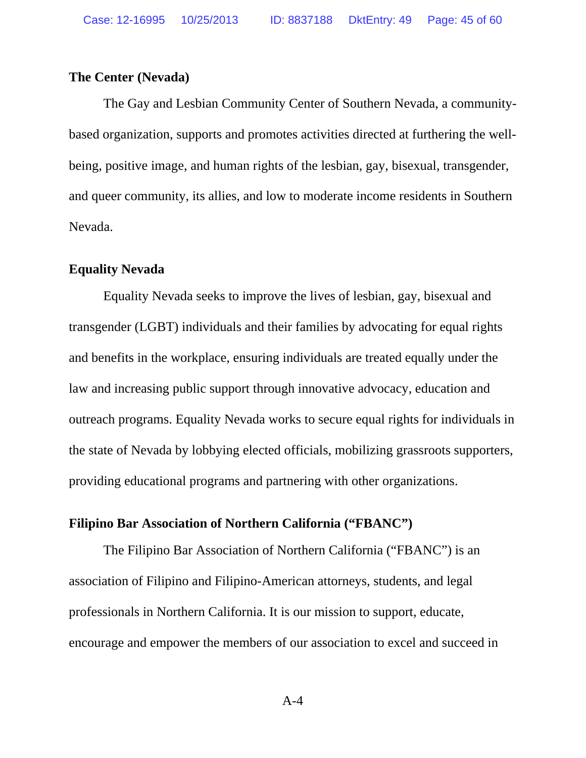**The Center (Nevada)**

The Gay and Lesbian Community Center of Southern Nevada, a community-based organization, supports and promotes activities directed at furthering the well-being, positive image, and human rights of the lesbian, gay, bisexual, transgender, and queer community, its allies, and low to moderate income residents in Southern Nevada.

**Equality Nevada**

Equality Nevada seeks to improve the lives of lesbian, gay, bisexual and transgender (LGBT) individuals and their families by advocating for equal rights and benefits in the workplace, ensuring individuals are treated equally under the law and increasing public support through innovative advocacy, education and outreach programs. Equality Nevada works to secure equal rights for individuals in the state of Nevada by lobbying elected officials, mobilizing grassroots supporters, providing educational programs and partnering with other organizations.

**Filipino Bar Association of Northern California ("FBANC")**

The Filipino Bar Association of Northern California ("FBANC") is an association of Filipino and Filipino-American attorneys, students, and legal professionals in Northern California. It is our mission to support, educate, encourage and empower the members of our association to excel and succeed in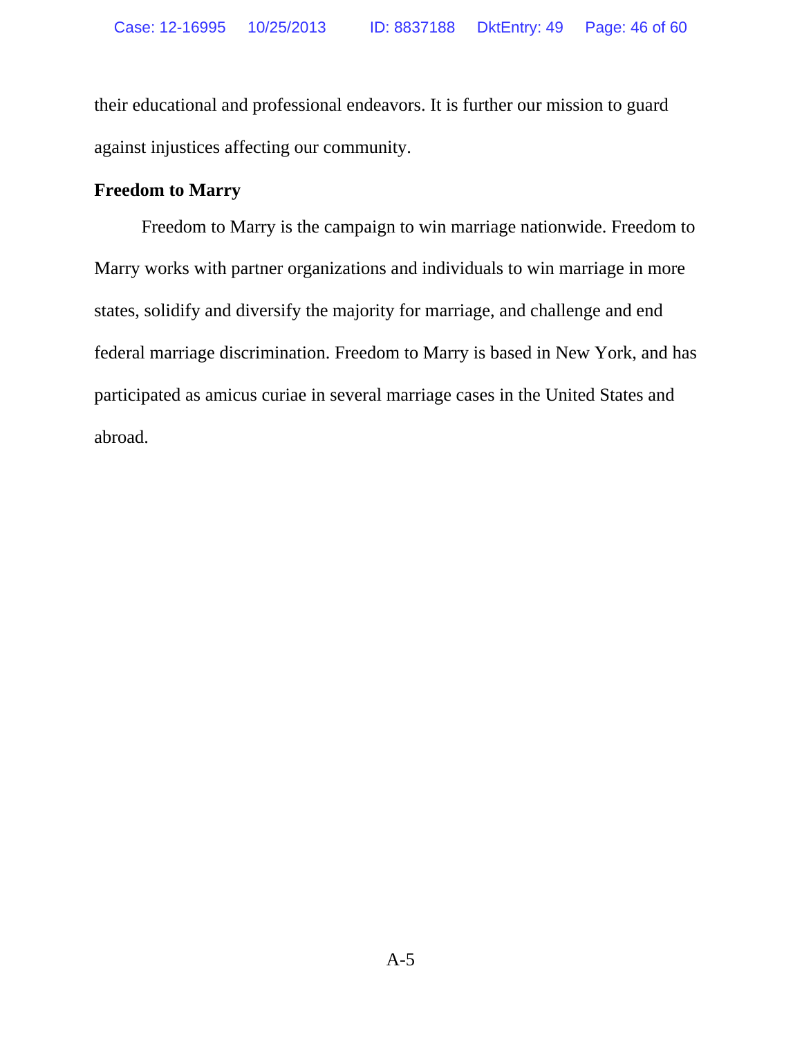their educational and professional endeavors. It is further our mission to guard against injustices affecting our community.

**Freedom to Marry**

Freedom to Marry is the campaign to win marriage nationwide. Freedom to Marry works with partner organizations and individuals to win marriage in more states, solidify and diversify the majority for marriage, and challenge and end federal marriage discrimination. Freedom to Marry is based in New York, and has participated as amicus curiae in several marriage cases in the United States and abroad.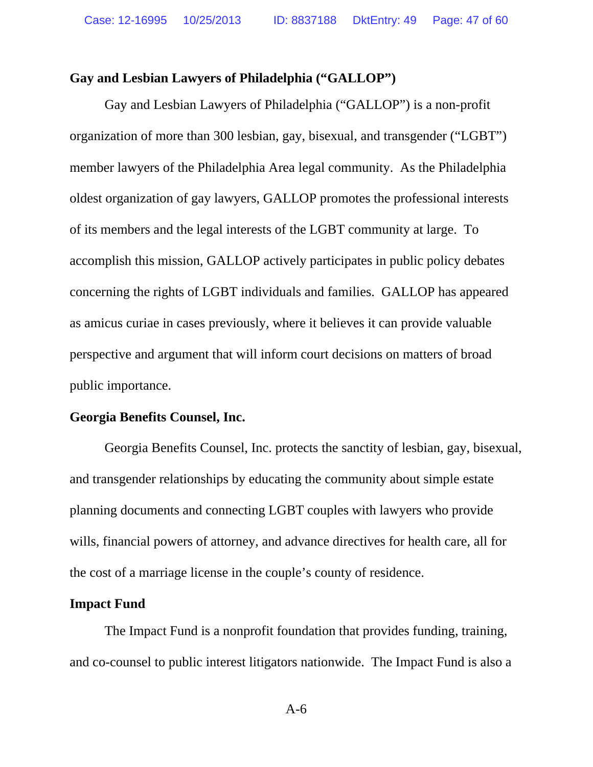**Gay and Lesbian Lawyers of Philadelphia ("GALLOP")**

Gay and Lesbian Lawyers of Philadelphia ("GALLOP") is a non-profit organization of more than 300 lesbian, gay, bisexual, and transgender ("LGBT") member lawyers of the Philadelphia Area legal community. As the Philadelphia oldest organization of gay lawyers, GALLOP promotes the professional interests of its members and the legal interests of the LGBT community at large. To accomplish this mission, GALLOP actively participates in public policy debates concerning the rights of LGBT individuals and families. GALLOP has appeared as amicus curiae in cases previously, where it believes it can provide valuable perspective and argument that will inform court decisions on matters of broad public importance.

**Georgia Benefits Counsel, Inc.**

Georgia Benefits Counsel, Inc. protects the sanctity of lesbian, gay, bisexual, and transgender relationships by educating the community about simple estate planning documents and connecting LGBT couples with lawyers who provide wills, financial powers of attorney, and advance directives for health care, all for the cost of a marriage license in the couple's county of residence.

**Impact Fund**

The Impact Fund is a nonprofit foundation that provides funding, training, and co-counsel to public interest litigators nationwide. The Impact Fund is also a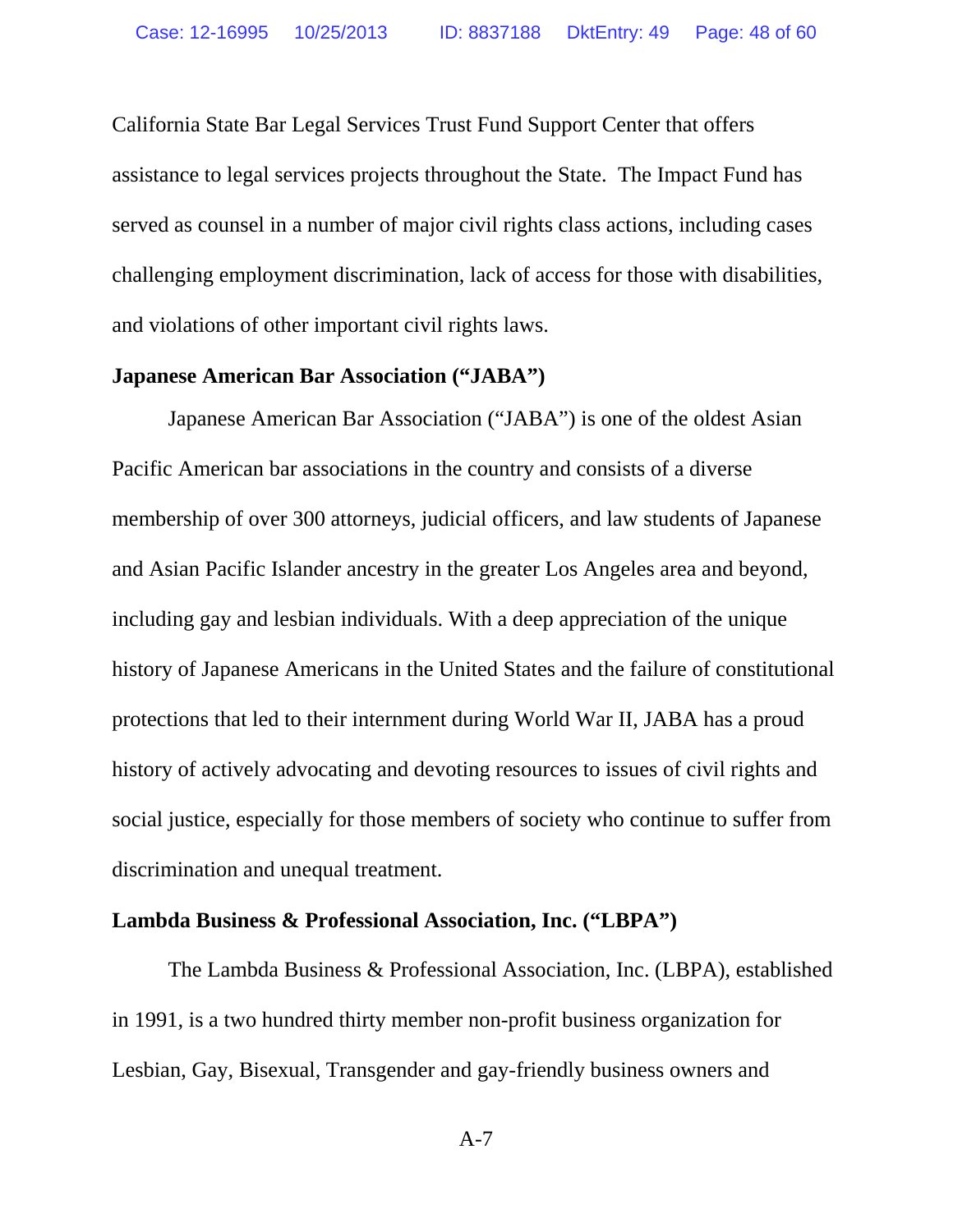California State Bar Legal Services Trust Fund Support Center that offers assistance to legal services projects throughout the State. The Impact Fund has served as counsel in a number of major civil rights class actions, including cases challenging employment discrimination, lack of access for those with disabilities, and violations of other important civil rights laws.

**Japanese American Bar Association ("JABA")**

Japanese American Bar Association ("JABA") is one of the oldest Asian Pacific American bar associations in the country and consists of a diverse membership of over 300 attorneys, judicial officers, and law students of Japanese and Asian Pacific Islander ancestry in the greater Los Angeles area and beyond, including gay and lesbian individuals. With a deep appreciation of the unique history of Japanese Americans in the United States and the failure of constitutional protections that led to their internment during World War II, JABA has a proud history of actively advocating and devoting resources to issues of civil rights and social justice, especially for those members of society who continue to suffer from discrimination and unequal treatment.

**Lambda Business & Professional Association, Inc. ("LBPA")**

The Lambda Business & Professional Association, Inc. (LBPA), established in 1991, is a two hundred thirty member non-profit business organization for Lesbian, Gay, Bisexual, Transgender and gay-friendly business owners and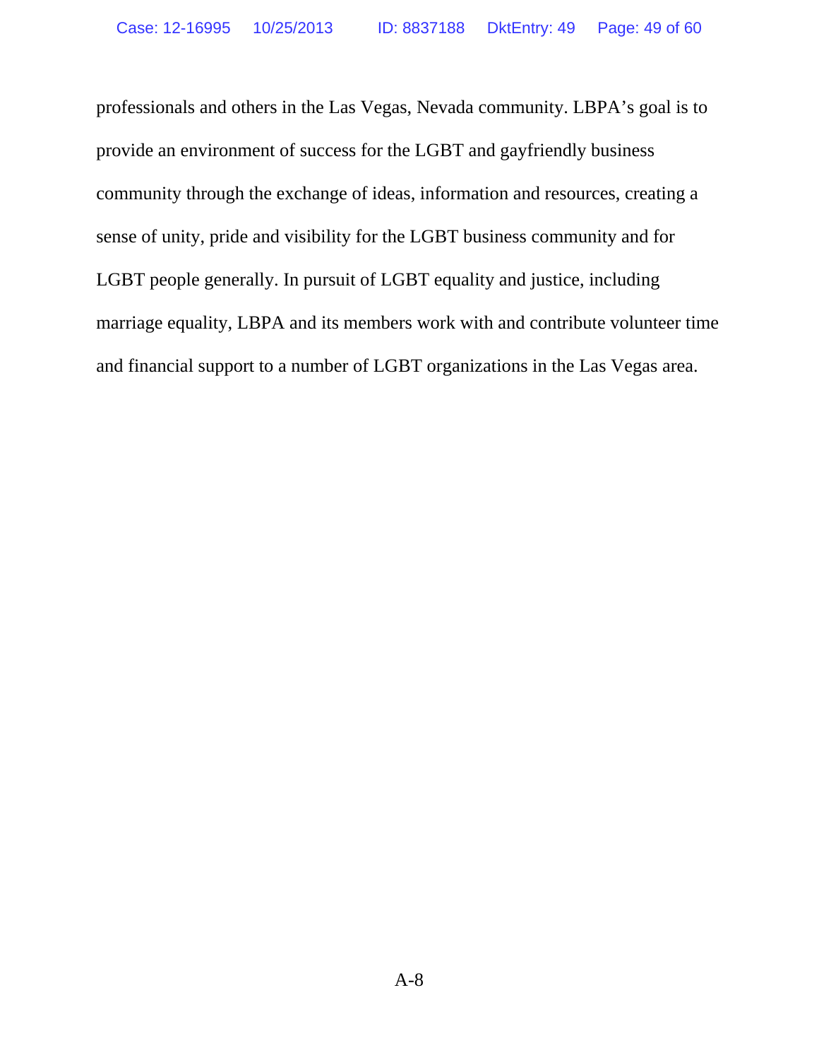professionals and others in the Las Vegas, Nevada community. LBPA's goal is to provide an environment of success for the LGBT and gayfriendly business community through the exchange of ideas, information and resources, creating a sense of unity, pride and visibility for the LGBT business community and for LGBT people generally. In pursuit of LGBT equality and justice, including marriage equality, LBPA and its members work with and contribute volunteer time and financial support to a number of LGBT organizations in the Las Vegas area.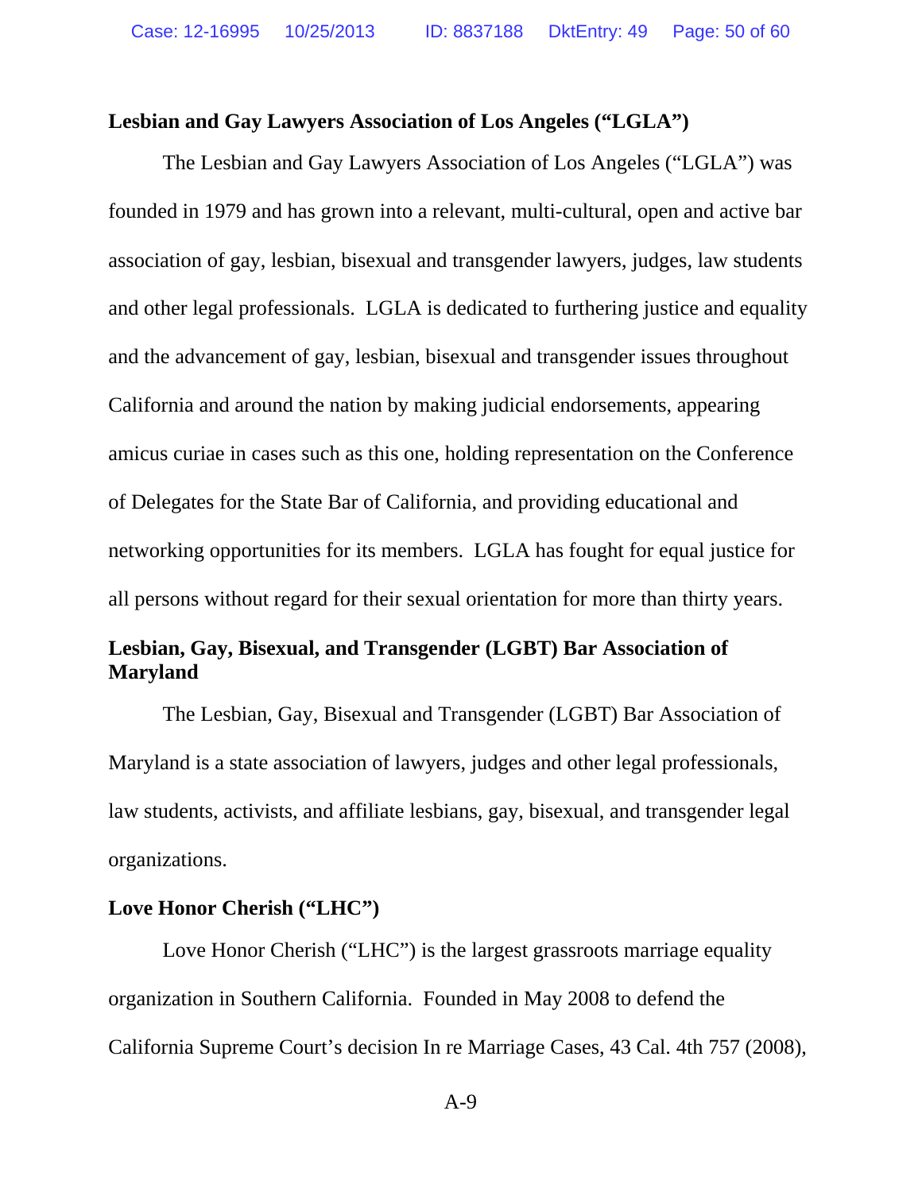**Lesbian and Gay Lawyers Association of Los Angeles ("LGLA")**

The Lesbian and Gay Lawyers Association of Los Angeles ("LGLA") was founded in 1979 and has grown into a relevant, multi-cultural, open and active bar association of gay, lesbian, bisexual and transgender lawyers, judges, law students and other legal professionals. LGLA is dedicated to furthering justice and equality and the advancement of gay, lesbian, bisexual and transgender issues throughout California and around the nation by making judicial endorsements, appearing amicus curiae in cases such as this one, holding representation on the Conference of Delegates for the State Bar of California, and providing educational and networking opportunities for its members. LGLA has fought for equal justice for all persons without regard for their sexual orientation for more than thirty years.

**Lesbian, Gay, Bisexual, and Transgender (LGBT) Bar Association of Maryland**

The Lesbian, Gay, Bisexual and Transgender (LGBT) Bar Association of Maryland is a state association of lawyers, judges and other legal professionals, law students, activists, and affiliate lesbians, gay, bisexual, and transgender legal organizations.

**Love Honor Cherish ("LHC")**

Love Honor Cherish ("LHC") is the largest grassroots marriage equality organization in Southern California. Founded in May 2008 to defend the California Supreme Court's decision In re Marriage Cases, 43 Cal. 4th 757 (2008),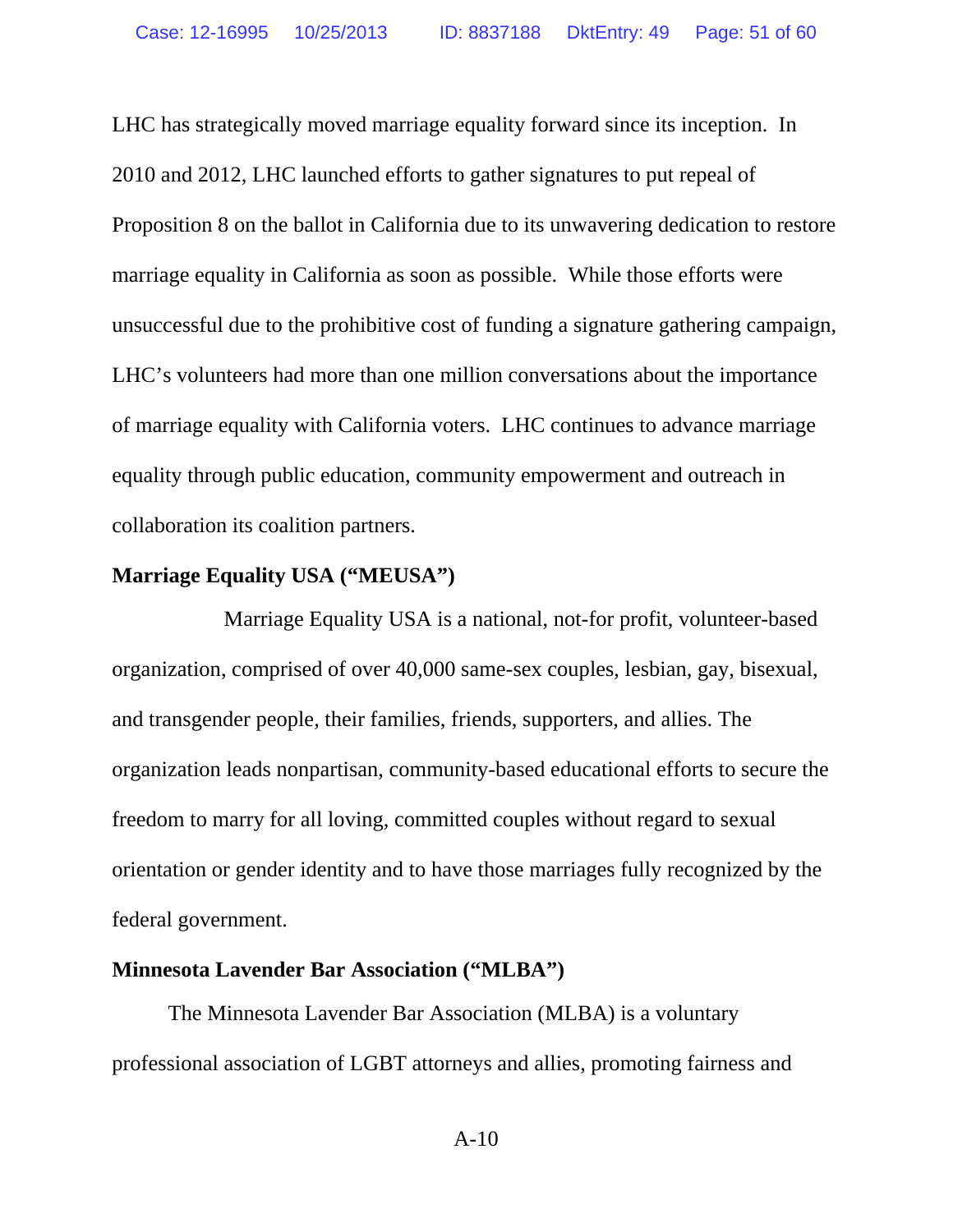LHC has strategically moved marriage equality forward since its inception. In 2010 and 2012, LHC launched efforts to gather signatures to put repeal of Proposition 8 on the ballot in California due to its unwavering dedication to restore marriage equality in California as soon as possible. While those efforts were unsuccessful due to the prohibitive cost of funding a signature gathering campaign, LHC's volunteers had more than one million conversations about the importance of marriage equality with California voters. LHC continues to advance marriage equality through public education, community empowerment and outreach in collaboration its coalition partners.

**Marriage Equality USA ("MEUSA")**

Marriage Equality USA is a national, not-for profit, volunteer-based organization, comprised of over 40,000 same-sex couples, lesbian, gay, bisexual, and transgender people, their families, friends, supporters, and allies. The organization leads nonpartisan, community-based educational efforts to secure the freedom to marry for all loving, committed couples without regard to sexual orientation or gender identity and to have those marriages fully recognized by the federal government.

**Minnesota Lavender Bar Association ("MLBA")**

The Minnesota Lavender Bar Association (MLBA) is a voluntary professional association of LGBT attorneys and allies, promoting fairness and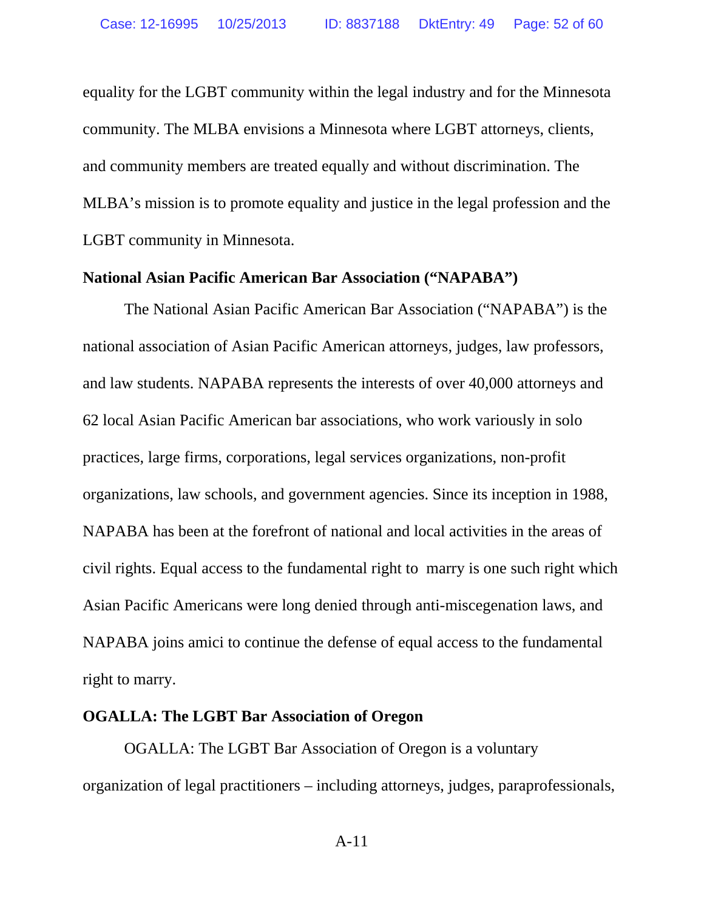equality for the LGBT community within the legal industry and for the Minnesota community. The MLBA envisions a Minnesota where LGBT attorneys, clients, and community members are treated equally and without discrimination. The MLBA's mission is to promote equality and justice in the legal profession and the LGBT community in Minnesota.

**National Asian Pacific American Bar Association ("NAPABA")**

The National Asian Pacific American Bar Association ("NAPABA") is the national association of Asian Pacific American attorneys, judges, law professors, and law students. NAPABA represents the interests of over 40,000 attorneys and 62 local Asian Pacific American bar associations, who work variously in solo practices, large firms, corporations, legal services organizations, non-profit organizations, law schools, and government agencies. Since its inception in 1988, NAPABA has been at the forefront of national and local activities in the areas of civil rights. Equal access to the fundamental right to marry is one such right which Asian Pacific Americans were long denied through anti-miscegenation laws, and NAPABA joins amici to continue the defense of equal access to the fundamental right to marry.

**OGALLA: The LGBT Bar Association of Oregon**

OGALLA: The LGBT Bar Association of Oregon is a voluntary organization of legal practitioners – including attorneys, judges, paraprofessionals,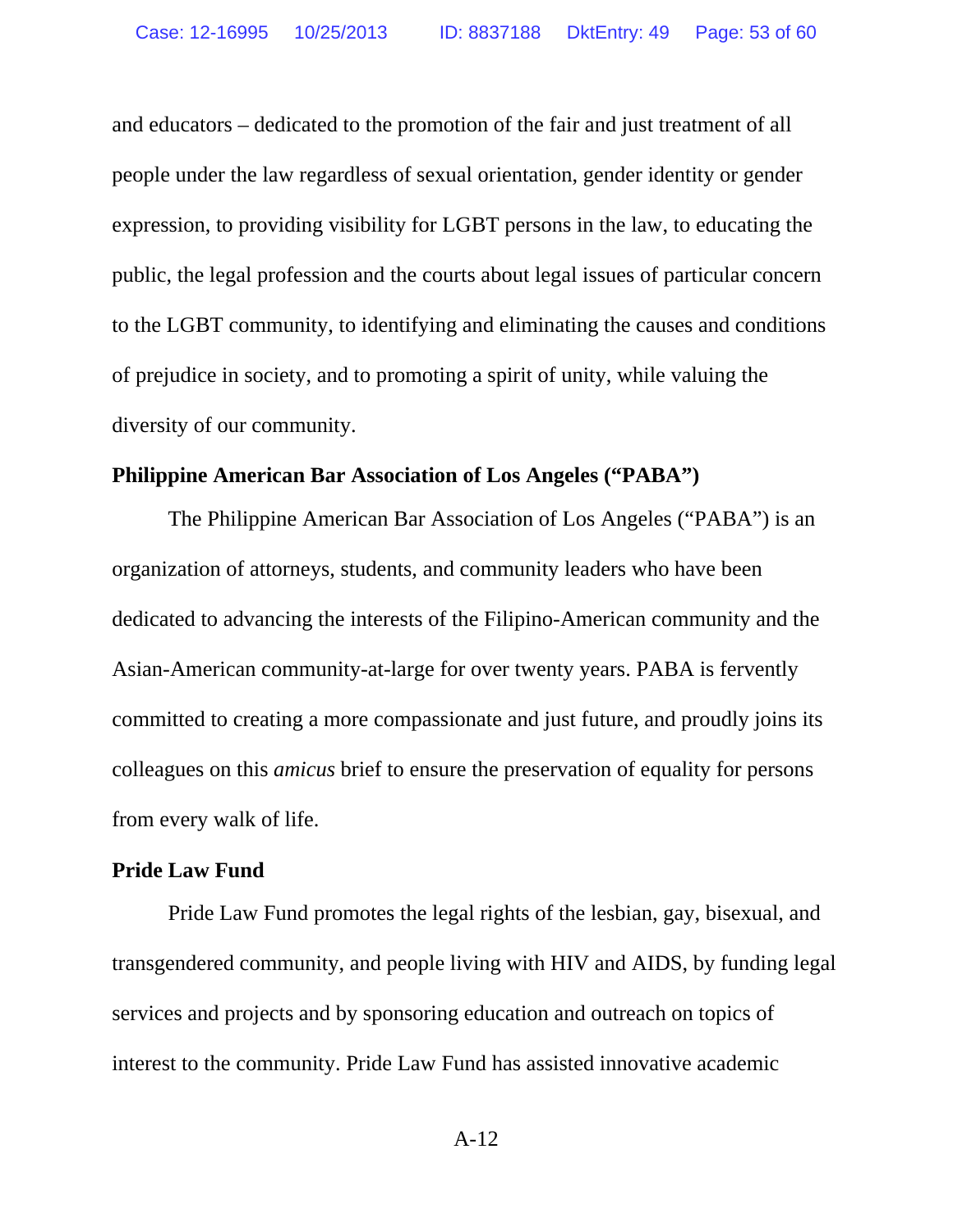and educators – dedicated to the promotion of the fair and just treatment of all people under the law regardless of sexual orientation, gender identity or gender expression, to providing visibility for LGBT persons in the law, to educating the public, the legal profession and the courts about legal issues of particular concern to the LGBT community, to identifying and eliminating the causes and conditions of prejudice in society, and to promoting a spirit of unity, while valuing the diversity of our community.

**Philippine American Bar Association of Los Angeles ("PABA")**

The Philippine American Bar Association of Los Angeles ("PABA") is an organization of attorneys, students, and community leaders who have been dedicated to advancing the interests of the Filipino-American community and the Asian-American community-at-large for over twenty years. PABA is fervently committed to creating a more compassionate and just future, and proudly joins its colleagues on this *amicus* brief to ensure the preservation of equality for persons from every walk of life.

**Pride Law Fund**

Pride Law Fund promotes the legal rights of the lesbian, gay, bisexual, and transgendered community, and people living with HIV and AIDS, by funding legal services and projects and by sponsoring education and outreach on topics of interest to the community. Pride Law Fund has assisted innovative academic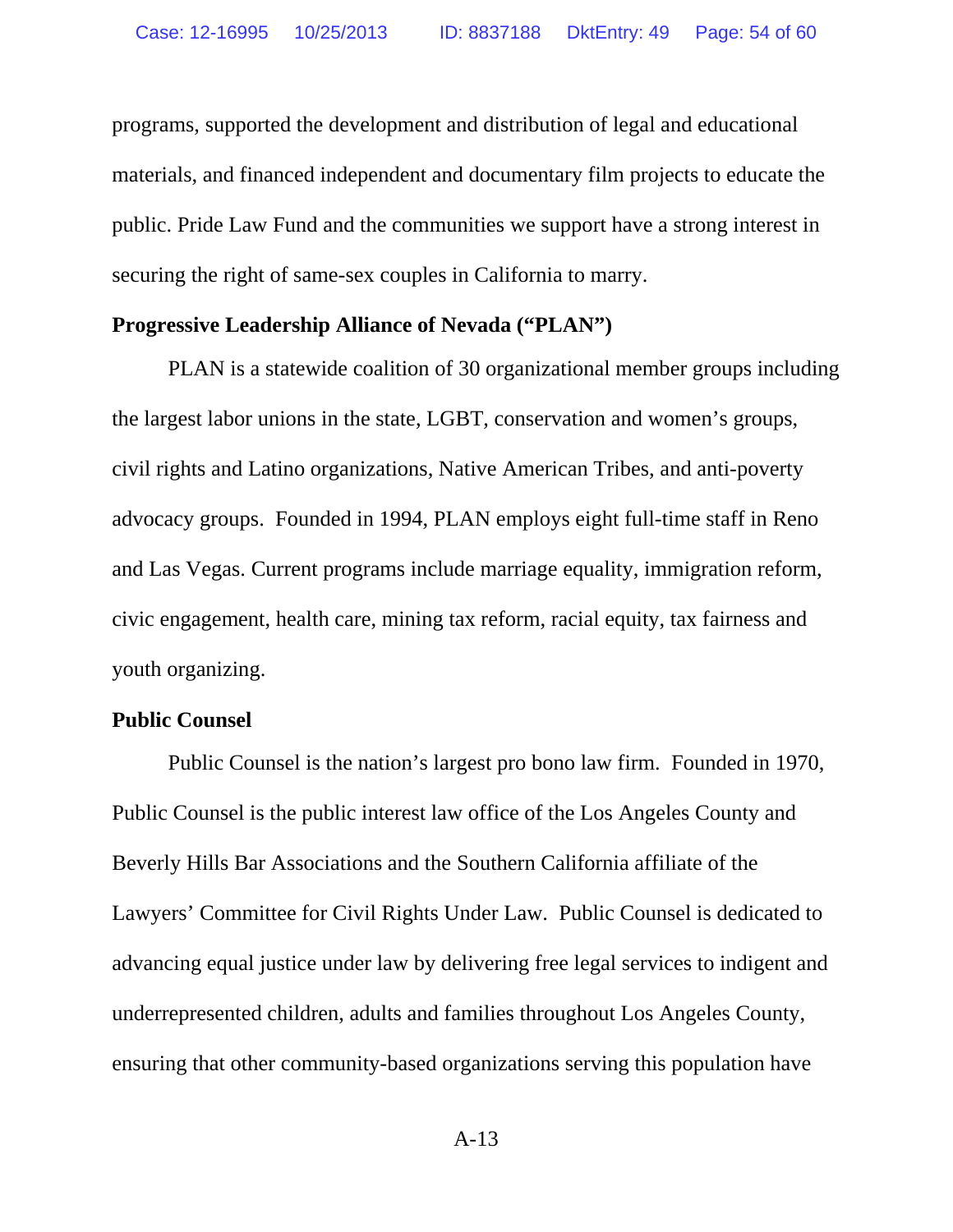programs, supported the development and distribution of legal and educational materials, and financed independent and documentary film projects to educate the public. Pride Law Fund and the communities we support have a strong interest in securing the right of same-sex couples in California to marry.

**Progressive Leadership Alliance of Nevada ("PLAN")**

PLAN is a statewide coalition of 30 organizational member groups including the largest labor unions in the state, LGBT, conservation and women's groups, civil rights and Latino organizations, Native American Tribes, and anti-poverty advocacy groups. Founded in 1994, PLAN employs eight full-time staff in Reno and Las Vegas. Current programs include marriage equality, immigration reform, civic engagement, health care, mining tax reform, racial equity, tax fairness and youth organizing.

**Public Counsel**

Public Counsel is the nation's largest pro bono law firm. Founded in 1970, Public Counsel is the public interest law office of the Los Angeles County and Beverly Hills Bar Associations and the Southern California affiliate of the Lawyers' Committee for Civil Rights Under Law. Public Counsel is dedicated to advancing equal justice under law by delivering free legal services to indigent and underrepresented children, adults and families throughout Los Angeles County, ensuring that other community-based organizations serving this population have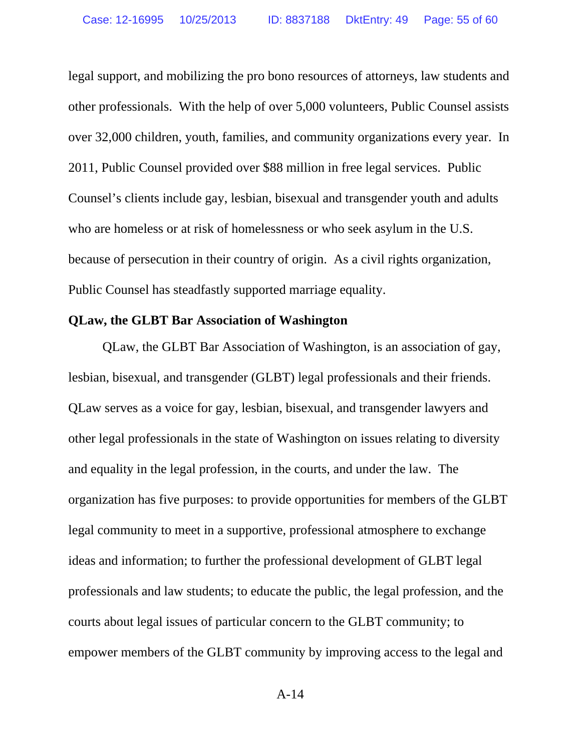legal support, and mobilizing the pro bono resources of attorneys, law students and other professionals. With the help of over 5,000 volunteers, Public Counsel assists over 32,000 children, youth, families, and community organizations every year. In 2011, Public Counsel provided over $88 million in free legal services. Public Counsel's clients include gay, lesbian, bisexual and transgender youth and adults who are homeless or at risk of homelessness or who seek asylum in the U.S. because of persecution in their country of origin. As a civil rights organization, Public Counsel has steadfastly supported marriage equality.

**QLaw, the GLBT Bar Association of Washington**

QLaw, the GLBT Bar Association of Washington, is an association of gay, lesbian, bisexual, and transgender (GLBT) legal professionals and their friends. QLaw serves as a voice for gay, lesbian, bisexual, and transgender lawyers and other legal professionals in the state of Washington on issues relating to diversity and equality in the legal profession, in the courts, and under the law. The organization has five purposes: to provide opportunities for members of the GLBT legal community to meet in a supportive, professional atmosphere to exchange ideas and information; to further the professional development of GLBT legal professionals and law students; to educate the public, the legal profession, and the courts about legal issues of particular concern to the GLBT community; to empower members of the GLBT community by improving access to the legal and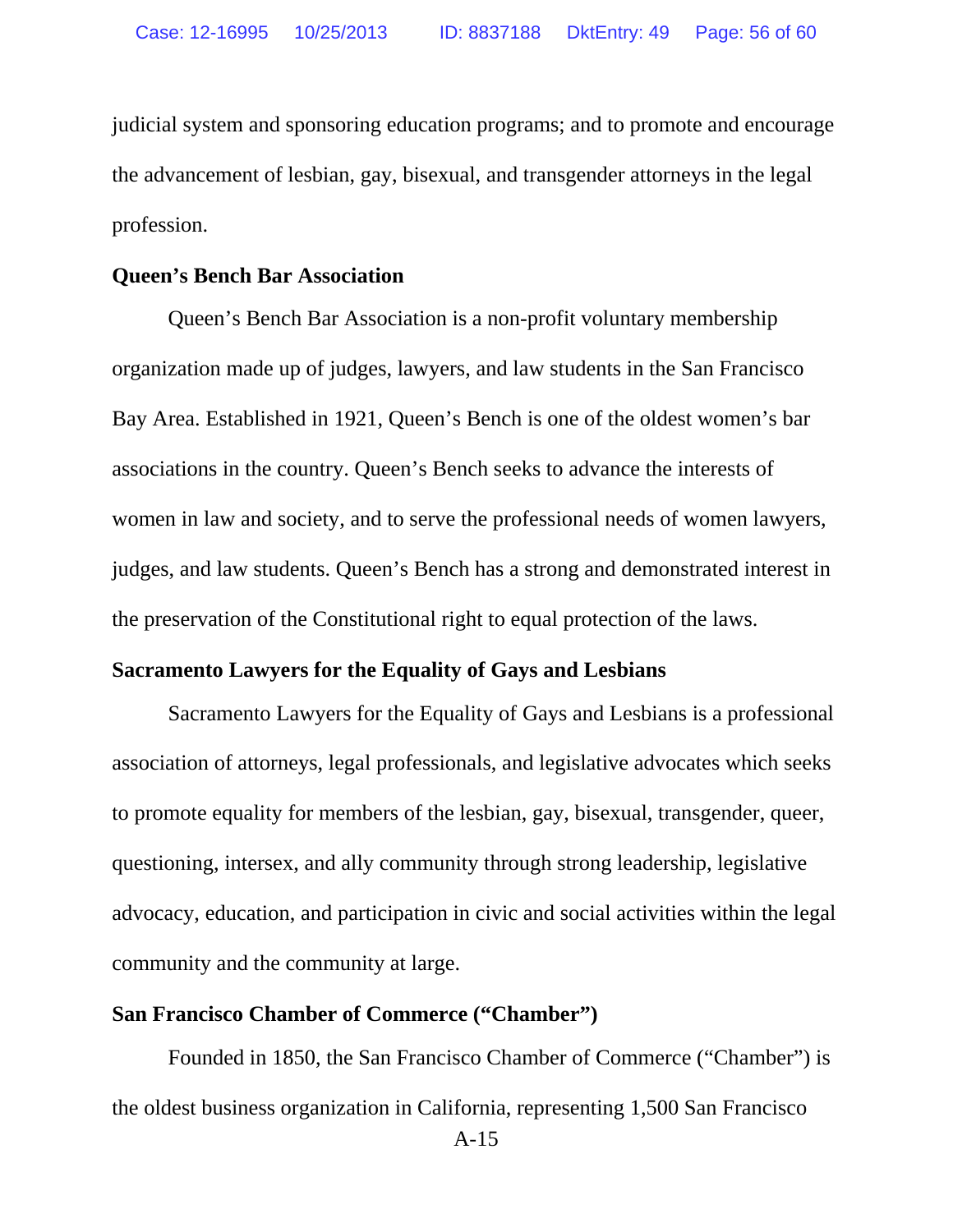judicial system and sponsoring education programs; and to promote and encourage the advancement of lesbian, gay, bisexual, and transgender attorneys in the legal profession.

**Queen's Bench Bar Association**

Queen's Bench Bar Association is a non-profit voluntary membership organization made up of judges, lawyers, and law students in the San Francisco Bay Area. Established in 1921, Queen's Bench is one of the oldest women's bar associations in the country. Queen's Bench seeks to advance the interests of women in law and society, and to serve the professional needs of women lawyers, judges, and law students. Queen's Bench has a strong and demonstrated interest in the preservation of the Constitutional right to equal protection of the laws.

**Sacramento Lawyers for the Equality of Gays and Lesbians**

Sacramento Lawyers for the Equality of Gays and Lesbians is a professional association of attorneys, legal professionals, and legislative advocates which seeks to promote equality for members of the lesbian, gay, bisexual, transgender, queer, questioning, intersex, and ally community through strong leadership, legislative advocacy, education, and participation in civic and social activities within the legal community and the community at large.

**San Francisco Chamber of Commerce ("Chamber")**

Founded in 1850, the San Francisco Chamber of Commerce ("Chamber") is the oldest business organization in California, representing 1,500 San Francisco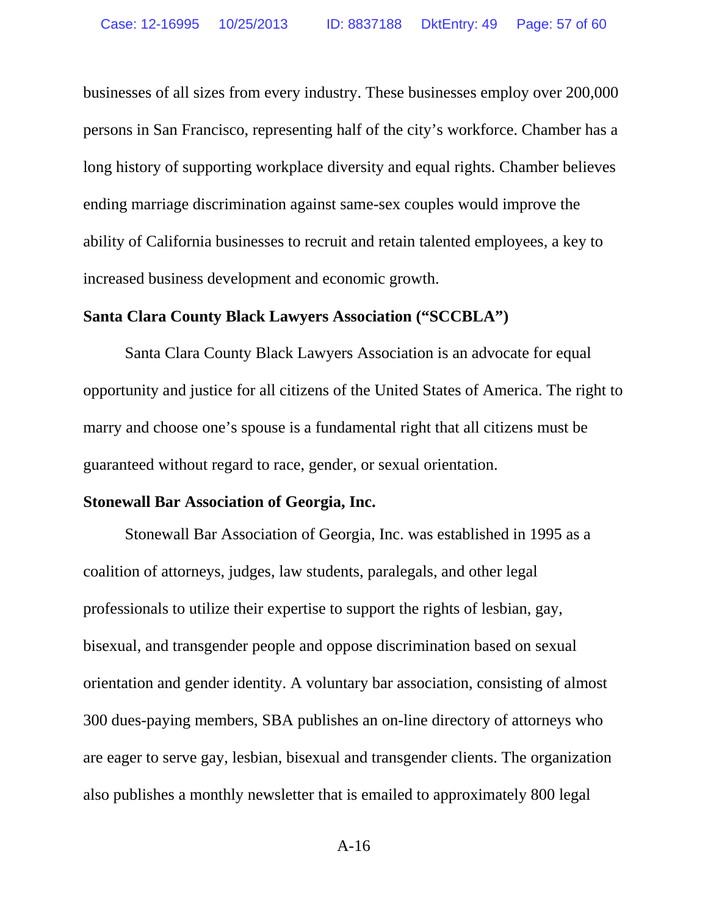businesses of all sizes from every industry. These businesses employ over 200,000 persons in San Francisco, representing half of the city's workforce. Chamber has a long history of supporting workplace diversity and equal rights. Chamber believes ending marriage discrimination against same-sex couples would improve the ability of California businesses to recruit and retain talented employees, a key to increased business development and economic growth.

**Santa Clara County Black Lawyers Association ("SCCBLA")**

Santa Clara County Black Lawyers Association is an advocate for equal opportunity and justice for all citizens of the United States of America. The right to marry and choose one's spouse is a fundamental right that all citizens must be guaranteed without regard to race, gender, or sexual orientation.

**Stonewall Bar Association of Georgia, Inc.**

Stonewall Bar Association of Georgia, Inc. was established in 1995 as a coalition of attorneys, judges, law students, paralegals, and other legal professionals to utilize their expertise to support the rights of lesbian, gay, bisexual, and transgender people and oppose discrimination based on sexual orientation and gender identity. A voluntary bar association, consisting of almost 300 dues-paying members, SBA publishes an on-line directory of attorneys who are eager to serve gay, lesbian, bisexual and transgender clients. The organization also publishes a monthly newsletter that is emailed to approximately 800 legal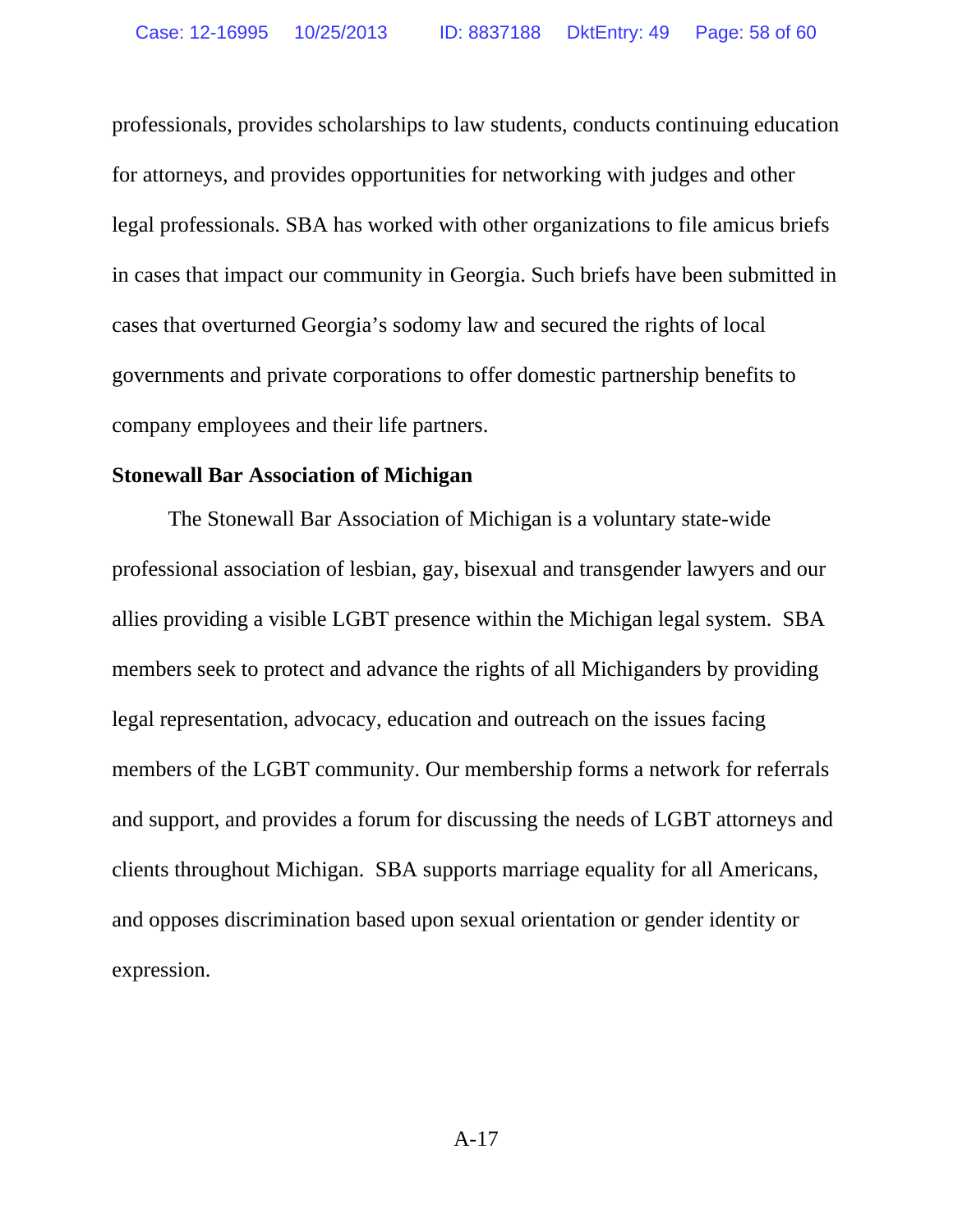professionals, provides scholarships to law students, conducts continuing education for attorneys, and provides opportunities for networking with judges and other legal professionals. SBA has worked with other organizations to file amicus briefs in cases that impact our community in Georgia. Such briefs have been submitted in cases that overturned Georgia's sodomy law and secured the rights of local governments and private corporations to offer domestic partnership benefits to company employees and their life partners.

**Stonewall Bar Association of Michigan**

The Stonewall Bar Association of Michigan is a voluntary state-wide professional association of lesbian, gay, bisexual and transgender lawyers and our allies providing a visible LGBT presence within the Michigan legal system. SBA members seek to protect and advance the rights of all Michiganders by providing legal representation, advocacy, education and outreach on the issues facing members of the LGBT community. Our membership forms a network for referrals and support, and provides a forum for discussing the needs of LGBT attorneys and clients throughout Michigan. SBA supports marriage equality for all Americans, and opposes discrimination based upon sexual orientation or gender identity or expression.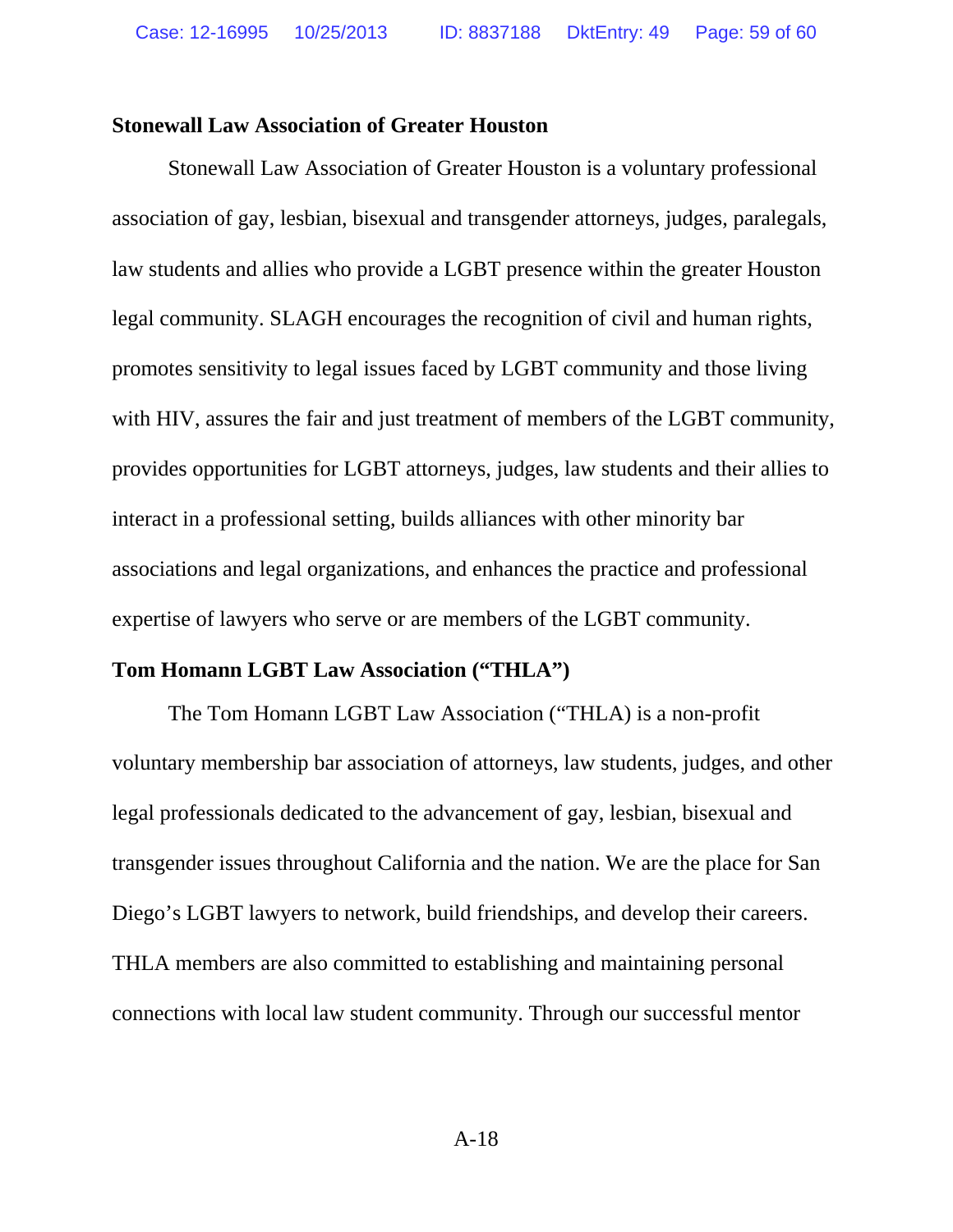**Stonewall Law Association of Greater Houston**

Stonewall Law Association of Greater Houston is a voluntary professional association of gay, lesbian, bisexual and transgender attorneys, judges, paralegals, law students and allies who provide a LGBT presence within the greater Houston legal community. SLAGH encourages the recognition of civil and human rights, promotes sensitivity to legal issues faced by LGBT community and those living with HIV, assures the fair and just treatment of members of the LGBT community, provides opportunities for LGBT attorneys, judges, law students and their allies to interact in a professional setting, builds alliances with other minority bar associations and legal organizations, and enhances the practice and professional expertise of lawyers who serve or are members of the LGBT community.

**Tom Homann LGBT Law Association ("THLA")**

The Tom Homann LGBT Law Association ("THLA) is a non-profit voluntary membership bar association of attorneys, law students, judges, and other legal professionals dedicated to the advancement of gay, lesbian, bisexual and transgender issues throughout California and the nation. We are the place for San Diego's LGBT lawyers to network, build friendships, and develop their careers. THLA members are also committed to establishing and maintaining personal connections with local law student community. Through our successful mentor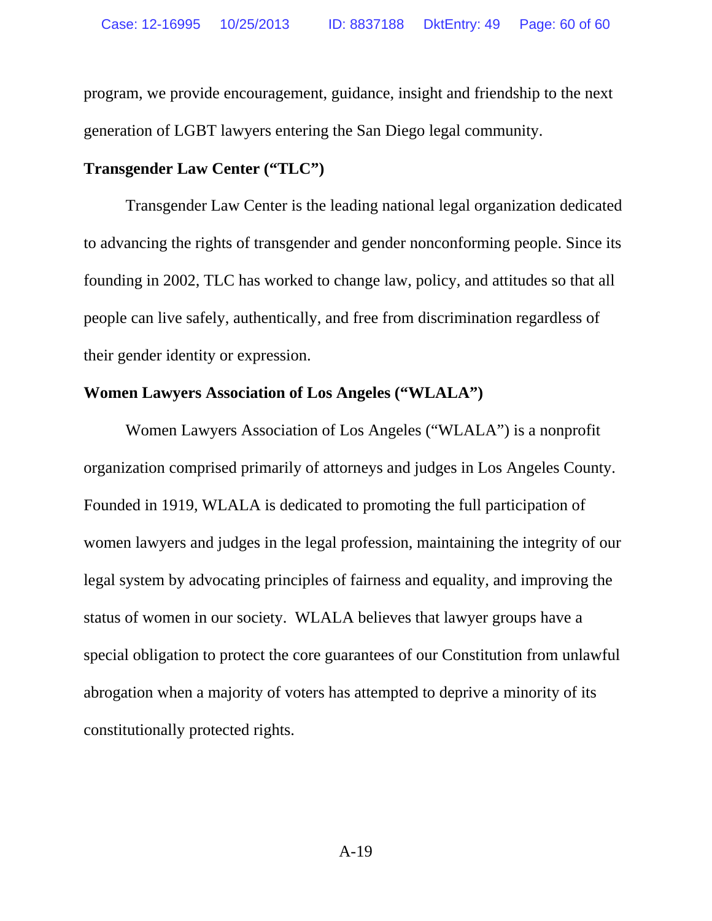program, we provide encouragement, guidance, insight and friendship to the next generation of LGBT lawyers entering the San Diego legal community.

**Transgender Law Center ("TLC")**

Transgender Law Center is the leading national legal organization dedicated to advancing the rights of transgender and gender nonconforming people. Since its founding in 2002, TLC has worked to change law, policy, and attitudes so that all people can live safely, authentically, and free from discrimination regardless of their gender identity or expression.

**Women Lawyers Association of Los Angeles ("WLALA")**

Women Lawyers Association of Los Angeles ("WLALA") is a nonprofit organization comprised primarily of attorneys and judges in Los Angeles County. Founded in 1919, WLALA is dedicated to promoting the full participation of women lawyers and judges in the legal profession, maintaining the integrity of our legal system by advocating principles of fairness and equality, and improving the status of women in our society. WLALA believes that lawyer groups have a special obligation to protect the core guarantees of our Constitution from unlawful abrogation when a majority of voters has attempted to deprive a minority of its constitutionally protected rights.